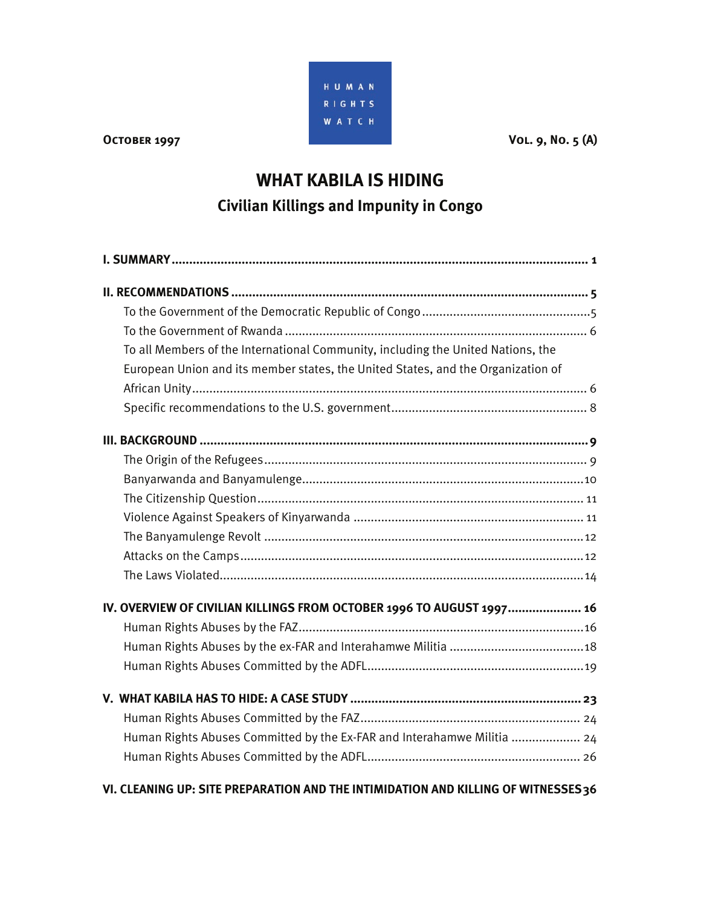HUMAN RIGHTS WATCH

October 1997 | Vol. 9, No. 5 (A)

# WHAT KABILA IS HIDING

## Civilian Killings and Impunity in Congo

**I. SUMMARY** ........ **1**

**II. RECOMMENDATIONS** ........ **5**

- To the Government of the Democratic Republic of Congo ........ 5
- To the Government of Rwanda ........ 6
- To all Members of the International Community, including the United Nations, the European Union and its member states, the United States, and the Organization of African Unity ........ 6
- Specific recommendations to the U.S. government ........ 8

**III. BACKGROUND** ........ **9**

- The Origin of the Refugees ........ 9
- Banyarwanda and Banyamulenge ........ 10
- The Citizenship Question ........ 11
- Violence Against Speakers of Kinyarwanda ........ 11
- The Banyamulenge Revolt ........ 12
- Attacks on the Camps ........ 12
- The Laws Violated ........ 14

**IV. OVERVIEW OF CIVILIAN KILLINGS FROM OCTOBER 1996 TO AUGUST 1997** ........ **16**

- Human Rights Abuses by the FAZ ........ 16
- Human Rights Abuses by the ex-FAR and Interahamwe Militia ........ 18
- Human Rights Abuses Committed by the ADFL ........ 19

**V. WHAT KABILA HAS TO HIDE: A CASE STUDY** ........ **23**

- Human Rights Abuses Committed by the FAZ ........ 24
- Human Rights Abuses Committed by the Ex-FAR and Interahamwe Militia ........ 24
- Human Rights Abuses Committed by the ADFL ........ 26

**VI. CLEANING UP: SITE PREPARATION AND THE INTIMIDATION AND KILLING OF WITNESSES** ........ **36**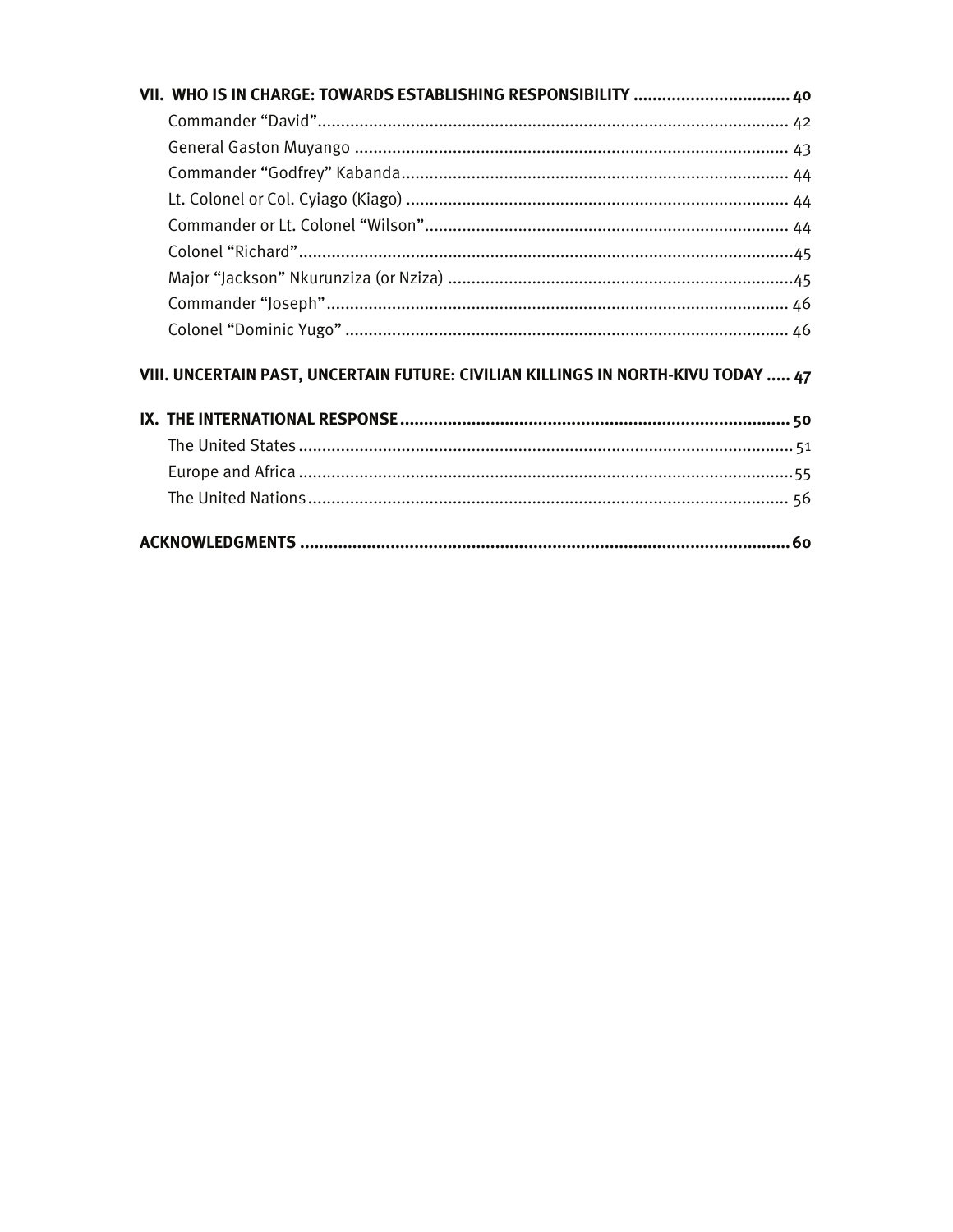**VII. WHO IS IN CHARGE: TOWARDS ESTABLISHING RESPONSIBILITY .................................. 40**

Commander "David" .................................................................................................... 42

General Gaston Muyango ........................................................................................... 43

Commander "Godfrey" Kabanda ................................................................................. 44

Lt. Colonel or Col. Cyiago (Kiago) ................................................................................ 44

Commander or Lt. Colonel "Wilson" ............................................................................ 44

Colonel "Richard" ........................................................................................................ 45

Major "Jackson" Nkurunziza (or Nziza) ........................................................................ 45

Commander "Joseph" ................................................................................................. 46

Colonel "Dominic Yugo" ............................................................................................. 46

**VIII. UNCERTAIN PAST, UNCERTAIN FUTURE: CIVILIAN KILLINGS IN NORTH-KIVU TODAY ..... 47**

**IX. THE INTERNATIONAL RESPONSE .................................................................................. 50**

The United States ........................................................................................................ 51

Europe and Africa ........................................................................................................ 55

The United Nations ..................................................................................................... 56

**ACKNOWLEDGMENTS ...................................................................................................... 60**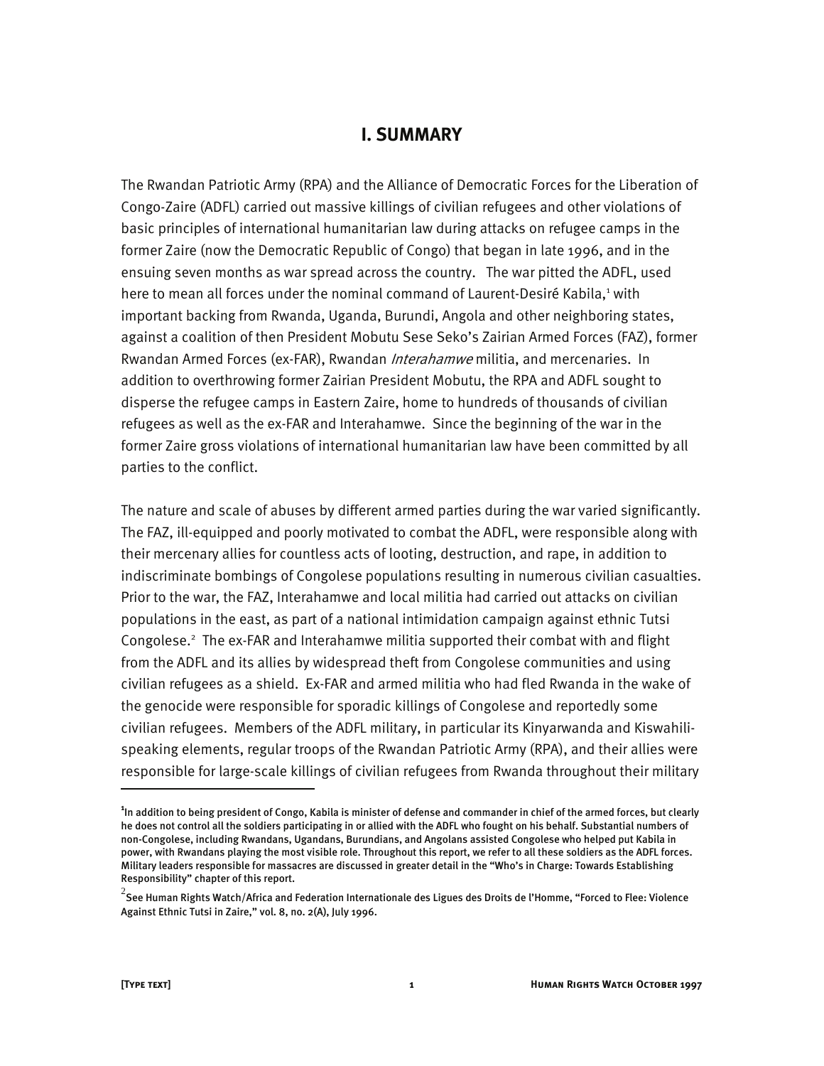## I. SUMMARY

The Rwandan Patriotic Army (RPA) and the Alliance of Democratic Forces for the Liberation of Congo-Zaire (ADFL) carried out massive killings of civilian refugees and other violations of basic principles of international humanitarian law during attacks on refugee camps in the former Zaire (now the Democratic Republic of Congo) that began in late 1996, and in the ensuing seven months as war spread across the country. The war pitted the ADFL, used here to mean all forces under the nominal command of Laurent-Desiré Kabila,[1] with important backing from Rwanda, Uganda, Burundi, Angola and other neighboring states, against a coalition of then President Mobutu Sese Seko's Zairian Armed Forces (FAZ), former Rwandan Armed Forces (ex-FAR), Rwandan *Interahamwe* militia, and mercenaries. In addition to overthrowing former Zairian President Mobutu, the RPA and ADFL sought to disperse the refugee camps in Eastern Zaire, home to hundreds of thousands of civilian refugees as well as the ex-FAR and Interahamwe. Since the beginning of the war in the former Zaire gross violations of international humanitarian law have been committed by all parties to the conflict.

The nature and scale of abuses by different armed parties during the war varied significantly. The FAZ, ill-equipped and poorly motivated to combat the ADFL, were responsible along with their mercenary allies for countless acts of looting, destruction, and rape, in addition to indiscriminate bombings of Congolese populations resulting in numerous civilian casualties. Prior to the war, the FAZ, Interahamwe and local militia had carried out attacks on civilian populations in the east, as part of a national intimidation campaign against ethnic Tutsi Congolese.[2] The ex-FAR and Interahamwe militia supported their combat with and flight from the ADFL and its allies by widespread theft from Congolese communities and using civilian refugees as a shield. Ex-FAR and armed militia who had fled Rwanda in the wake of the genocide were responsible for sporadic killings of Congolese and reportedly some civilian refugees. Members of the ADFL military, in particular its Kinyarwanda and Kiswahili-speaking elements, regular troops of the Rwandan Patriotic Army (RPA), and their allies were responsible for large-scale killings of civilian refugees from Rwanda throughout their military

---

**[1]In addition to being president of Congo, Kabila is minister of defense and commander in chief of the armed forces, but clearly he does not control all the soldiers participating in or allied with the ADFL who fought on his behalf. Substantial numbers of non-Congolese, including Rwandans, Ugandans, Burundians, and Angolans assisted Congolese who helped put Kabila in power, with Rwandans playing the most visible role. Throughout this report, we refer to all these soldiers as the ADFL forces. Military leaders responsible for massacres are discussed in greater detail in the "Who's in Charge: Towards Establishing Responsibility" chapter of this report.**

**[2]See Human Rights Watch/Africa and Federation Internationale des Ligues des Droits de l'Homme, "Forced to Flee: Violence Against Ethnic Tutsi in Zaire," vol. 8, no. 2(A), July 1996.**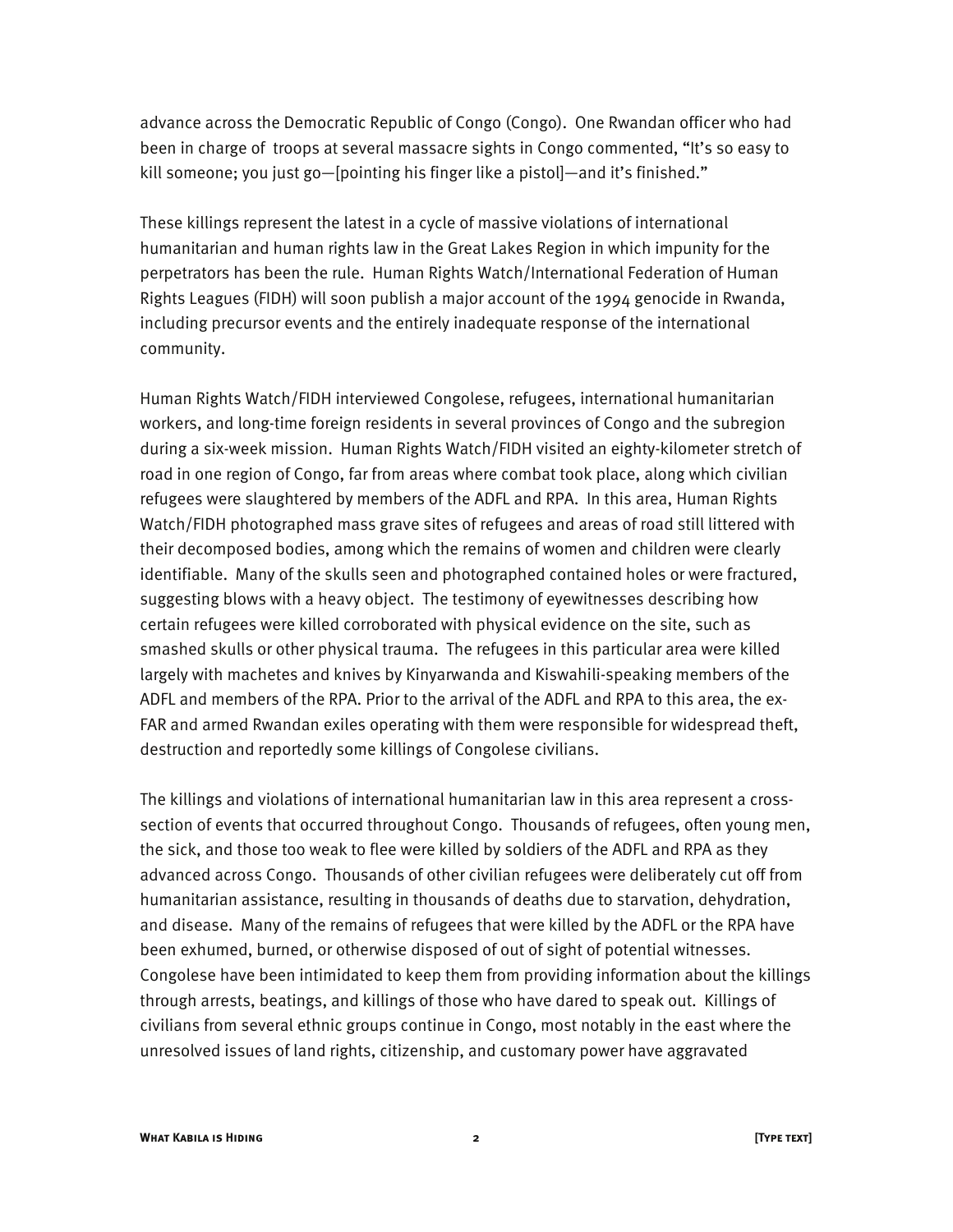advance across the Democratic Republic of Congo (Congo). One Rwandan officer who had been in charge of troops at several massacre sights in Congo commented, "It's so easy to kill someone; you just go—[pointing his finger like a pistol]—and it's finished."

These killings represent the latest in a cycle of massive violations of international humanitarian and human rights law in the Great Lakes Region in which impunity for the perpetrators has been the rule. Human Rights Watch/International Federation of Human Rights Leagues (FIDH) will soon publish a major account of the 1994 genocide in Rwanda, including precursor events and the entirely inadequate response of the international community.

Human Rights Watch/FIDH interviewed Congolese, refugees, international humanitarian workers, and long-time foreign residents in several provinces of Congo and the subregion during a six-week mission. Human Rights Watch/FIDH visited an eighty-kilometer stretch of road in one region of Congo, far from areas where combat took place, along which civilian refugees were slaughtered by members of the ADFL and RPA. In this area, Human Rights Watch/FIDH photographed mass grave sites of refugees and areas of road still littered with their decomposed bodies, among which the remains of women and children were clearly identifiable. Many of the skulls seen and photographed contained holes or were fractured, suggesting blows with a heavy object. The testimony of eyewitnesses describing how certain refugees were killed corroborated with physical evidence on the site, such as smashed skulls or other physical trauma. The refugees in this particular area were killed largely with machetes and knives by Kinyarwanda and Kiswahili-speaking members of the ADFL and members of the RPA. Prior to the arrival of the ADFL and RPA to this area, the ex-FAR and armed Rwandan exiles operating with them were responsible for widespread theft, destruction and reportedly some killings of Congolese civilians.

The killings and violations of international humanitarian law in this area represent a cross-section of events that occurred throughout Congo. Thousands of refugees, often young men, the sick, and those too weak to flee were killed by soldiers of the ADFL and RPA as they advanced across Congo. Thousands of other civilian refugees were deliberately cut off from humanitarian assistance, resulting in thousands of deaths due to starvation, dehydration, and disease. Many of the remains of refugees that were killed by the ADFL or the RPA have been exhumed, burned, or otherwise disposed of out of sight of potential witnesses. Congolese have been intimidated to keep them from providing information about the killings through arrests, beatings, and killings of those who have dared to speak out. Killings of civilians from several ethnic groups continue in Congo, most notably in the east where the unresolved issues of land rights, citizenship, and customary power have aggravated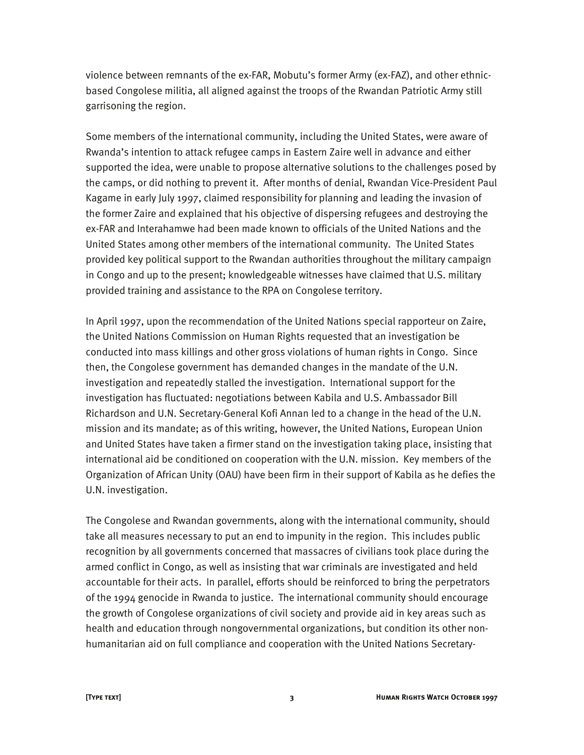violence between remnants of the ex-FAR, Mobutu's former Army (ex-FAZ), and other ethnic-based Congolese militia, all aligned against the troops of the Rwandan Patriotic Army still garrisoning the region.

Some members of the international community, including the United States, were aware of Rwanda's intention to attack refugee camps in Eastern Zaire well in advance and either supported the idea, were unable to propose alternative solutions to the challenges posed by the camps, or did nothing to prevent it. After months of denial, Rwandan Vice-President Paul Kagame in early July 1997, claimed responsibility for planning and leading the invasion of the former Zaire and explained that his objective of dispersing refugees and destroying the ex-FAR and Interahamwe had been made known to officials of the United Nations and the United States among other members of the international community. The United States provided key political support to the Rwandan authorities throughout the military campaign in Congo and up to the present; knowledgeable witnesses have claimed that U.S. military provided training and assistance to the RPA on Congolese territory.

In April 1997, upon the recommendation of the United Nations special rapporteur on Zaire, the United Nations Commission on Human Rights requested that an investigation be conducted into mass killings and other gross violations of human rights in Congo. Since then, the Congolese government has demanded changes in the mandate of the U.N. investigation and repeatedly stalled the investigation. International support for the investigation has fluctuated: negotiations between Kabila and U.S. Ambassador Bill Richardson and U.N. Secretary-General Kofi Annan led to a change in the head of the U.N. mission and its mandate; as of this writing, however, the United Nations, European Union and United States have taken a firmer stand on the investigation taking place, insisting that international aid be conditioned on cooperation with the U.N. mission. Key members of the Organization of African Unity (OAU) have been firm in their support of Kabila as he defies the U.N. investigation.

The Congolese and Rwandan governments, along with the international community, should take all measures necessary to put an end to impunity in the region. This includes public recognition by all governments concerned that massacres of civilians took place during the armed conflict in Congo, as well as insisting that war criminals are investigated and held accountable for their acts. In parallel, efforts should be reinforced to bring the perpetrators of the 1994 genocide in Rwanda to justice. The international community should encourage the growth of Congolese organizations of civil society and provide aid in key areas such as health and education through nongovernmental organizations, but condition its other non-humanitarian aid on full compliance and cooperation with the United Nations Secretary-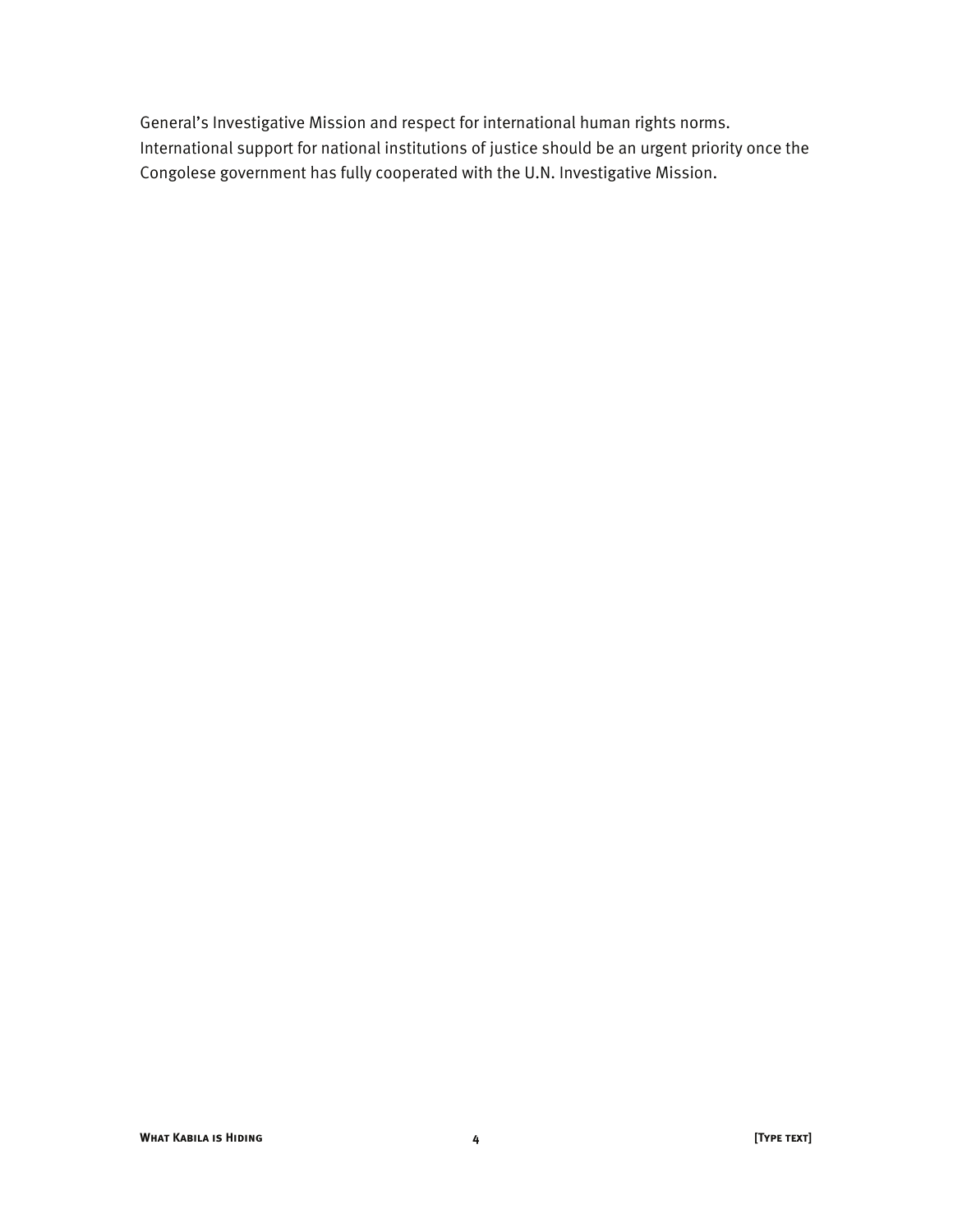General's Investigative Mission and respect for international human rights norms. International support for national institutions of justice should be an urgent priority once the Congolese government has fully cooperated with the U.N. Investigative Mission.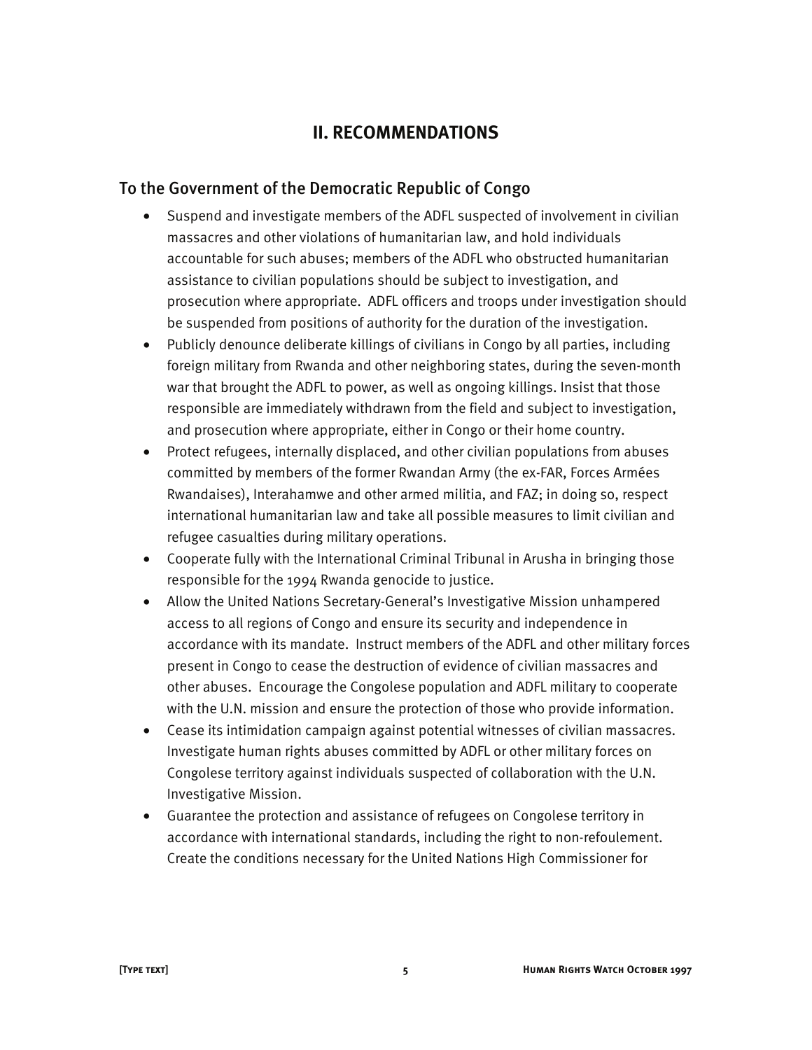## II. RECOMMENDATIONS

### To the Government of the Democratic Republic of Congo

- Suspend and investigate members of the ADFL suspected of involvement in civilian massacres and other violations of humanitarian law, and hold individuals accountable for such abuses; members of the ADFL who obstructed humanitarian assistance to civilian populations should be subject to investigation, and prosecution where appropriate. ADFL officers and troops under investigation should be suspended from positions of authority for the duration of the investigation.
- Publicly denounce deliberate killings of civilians in Congo by all parties, including foreign military from Rwanda and other neighboring states, during the seven-month war that brought the ADFL to power, as well as ongoing killings. Insist that those responsible are immediately withdrawn from the field and subject to investigation, and prosecution where appropriate, either in Congo or their home country.
- Protect refugees, internally displaced, and other civilian populations from abuses committed by members of the former Rwandan Army (the ex-FAR, Forces Armées Rwandaises), Interahamwe and other armed militia, and FAZ; in doing so, respect international humanitarian law and take all possible measures to limit civilian and refugee casualties during military operations.
- Cooperate fully with the International Criminal Tribunal in Arusha in bringing those responsible for the 1994 Rwanda genocide to justice.
- Allow the United Nations Secretary-General's Investigative Mission unhampered access to all regions of Congo and ensure its security and independence in accordance with its mandate. Instruct members of the ADFL and other military forces present in Congo to cease the destruction of evidence of civilian massacres and other abuses. Encourage the Congolese population and ADFL military to cooperate with the U.N. mission and ensure the protection of those who provide information.
- Cease its intimidation campaign against potential witnesses of civilian massacres. Investigate human rights abuses committed by ADFL or other military forces on Congolese territory against individuals suspected of collaboration with the U.N. Investigative Mission.
- Guarantee the protection and assistance of refugees on Congolese territory in accordance with international standards, including the right to non-refoulement. Create the conditions necessary for the United Nations High Commissioner for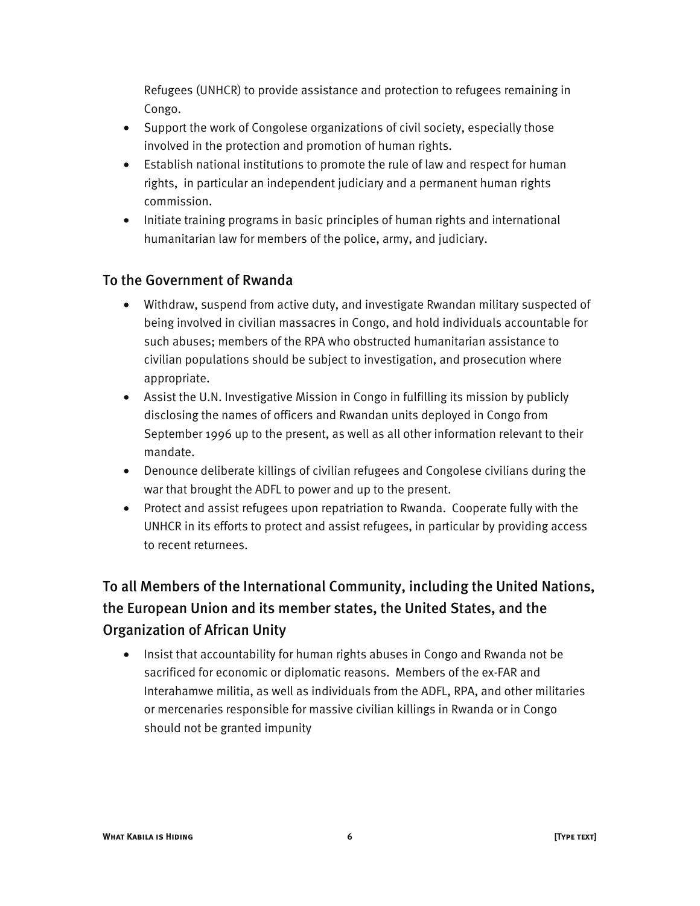Refugees (UNHCR) to provide assistance and protection to refugees remaining in Congo.

- Support the work of Congolese organizations of civil society, especially those involved in the protection and promotion of human rights.
- Establish national institutions to promote the rule of law and respect for human rights, in particular an independent judiciary and a permanent human rights commission.
- Initiate training programs in basic principles of human rights and international humanitarian law for members of the police, army, and judiciary.

### To the Government of Rwanda

- Withdraw, suspend from active duty, and investigate Rwandan military suspected of being involved in civilian massacres in Congo, and hold individuals accountable for such abuses; members of the RPA who obstructed humanitarian assistance to civilian populations should be subject to investigation, and prosecution where appropriate.
- Assist the U.N. Investigative Mission in Congo in fulfilling its mission by publicly disclosing the names of officers and Rwandan units deployed in Congo from September 1996 up to the present, as well as all other information relevant to their mandate.
- Denounce deliberate killings of civilian refugees and Congolese civilians during the war that brought the ADFL to power and up to the present.
- Protect and assist refugees upon repatriation to Rwanda. Cooperate fully with the UNHCR in its efforts to protect and assist refugees, in particular by providing access to recent returnees.

### To all Members of the International Community, including the United Nations, the European Union and its member states, the United States, and the Organization of African Unity

- Insist that accountability for human rights abuses in Congo and Rwanda not be sacrificed for economic or diplomatic reasons. Members of the ex-FAR and Interahamwe militia, as well as individuals from the ADFL, RPA, and other militaries or mercenaries responsible for massive civilian killings in Rwanda or in Congo should not be granted impunity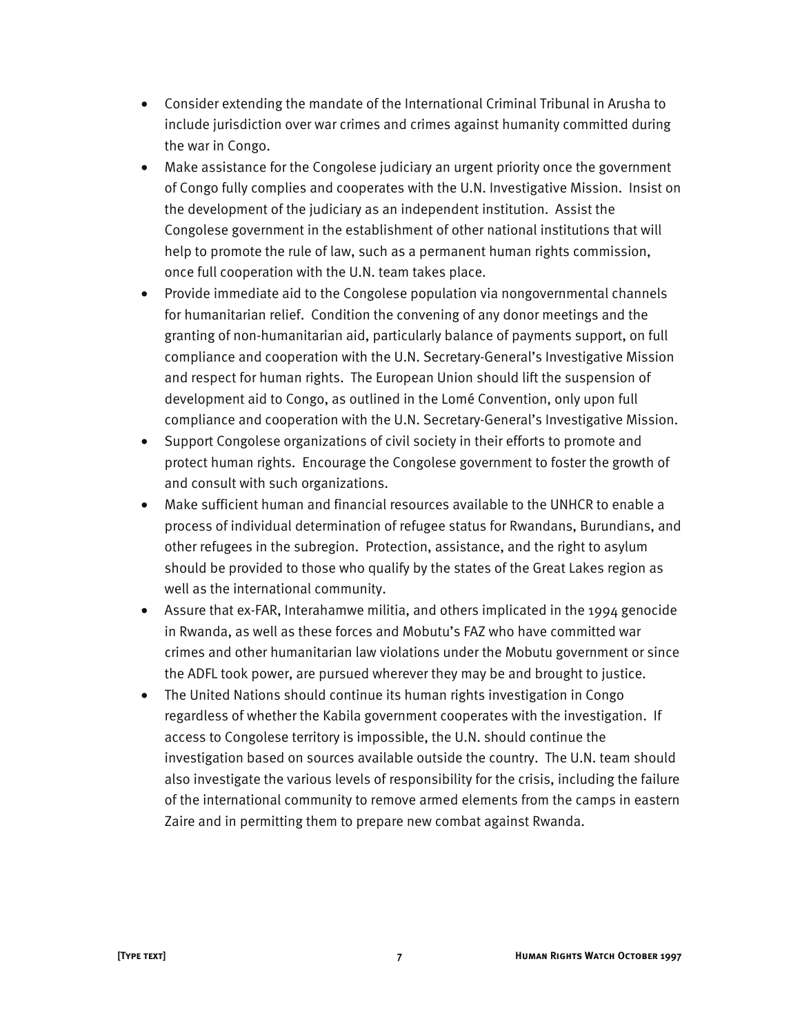- Consider extending the mandate of the International Criminal Tribunal in Arusha to include jurisdiction over war crimes and crimes against humanity committed during the war in Congo.
- Make assistance for the Congolese judiciary an urgent priority once the government of Congo fully complies and cooperates with the U.N. Investigative Mission. Insist on the development of the judiciary as an independent institution. Assist the Congolese government in the establishment of other national institutions that will help to promote the rule of law, such as a permanent human rights commission, once full cooperation with the U.N. team takes place.
- Provide immediate aid to the Congolese population via nongovernmental channels for humanitarian relief. Condition the convening of any donor meetings and the granting of non-humanitarian aid, particularly balance of payments support, on full compliance and cooperation with the U.N. Secretary-General's Investigative Mission and respect for human rights. The European Union should lift the suspension of development aid to Congo, as outlined in the Lomé Convention, only upon full compliance and cooperation with the U.N. Secretary-General's Investigative Mission.
- Support Congolese organizations of civil society in their efforts to promote and protect human rights. Encourage the Congolese government to foster the growth of and consult with such organizations.
- Make sufficient human and financial resources available to the UNHCR to enable a process of individual determination of refugee status for Rwandans, Burundians, and other refugees in the subregion. Protection, assistance, and the right to asylum should be provided to those who qualify by the states of the Great Lakes region as well as the international community.
- Assure that ex-FAR, Interahamwe militia, and others implicated in the 1994 genocide in Rwanda, as well as these forces and Mobutu's FAZ who have committed war crimes and other humanitarian law violations under the Mobutu government or since the ADFL took power, are pursued wherever they may be and brought to justice.
- The United Nations should continue its human rights investigation in Congo regardless of whether the Kabila government cooperates with the investigation. If access to Congolese territory is impossible, the U.N. should continue the investigation based on sources available outside the country. The U.N. team should also investigate the various levels of responsibility for the crisis, including the failure of the international community to remove armed elements from the camps in eastern Zaire and in permitting them to prepare new combat against Rwanda.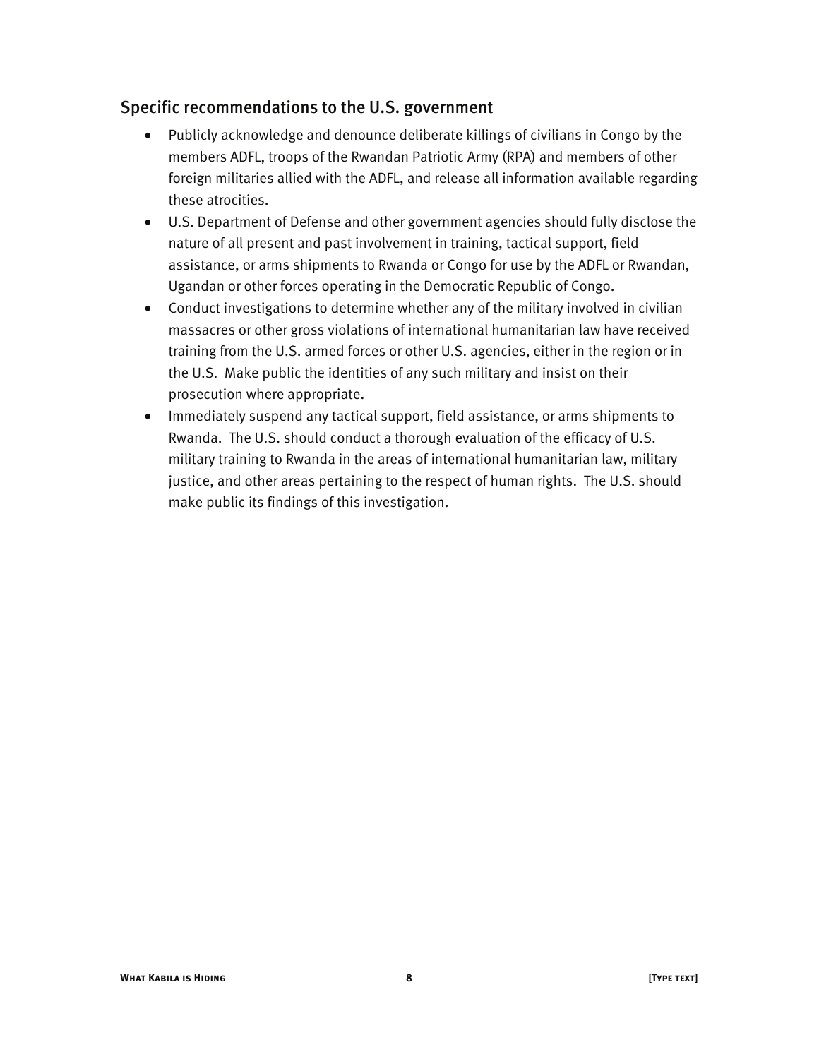## Specific recommendations to the U.S. government

- Publicly acknowledge and denounce deliberate killings of civilians in Congo by the members ADFL, troops of the Rwandan Patriotic Army (RPA) and members of other foreign militaries allied with the ADFL, and release all information available regarding these atrocities.
- U.S. Department of Defense and other government agencies should fully disclose the nature of all present and past involvement in training, tactical support, field assistance, or arms shipments to Rwanda or Congo for use by the ADFL or Rwandan, Ugandan or other forces operating in the Democratic Republic of Congo.
- Conduct investigations to determine whether any of the military involved in civilian massacres or other gross violations of international humanitarian law have received training from the U.S. armed forces or other U.S. agencies, either in the region or in the U.S. Make public the identities of any such military and insist on their prosecution where appropriate.
- Immediately suspend any tactical support, field assistance, or arms shipments to Rwanda. The U.S. should conduct a thorough evaluation of the efficacy of U.S. military training to Rwanda in the areas of international humanitarian law, military justice, and other areas pertaining to the respect of human rights. The U.S. should make public its findings of this investigation.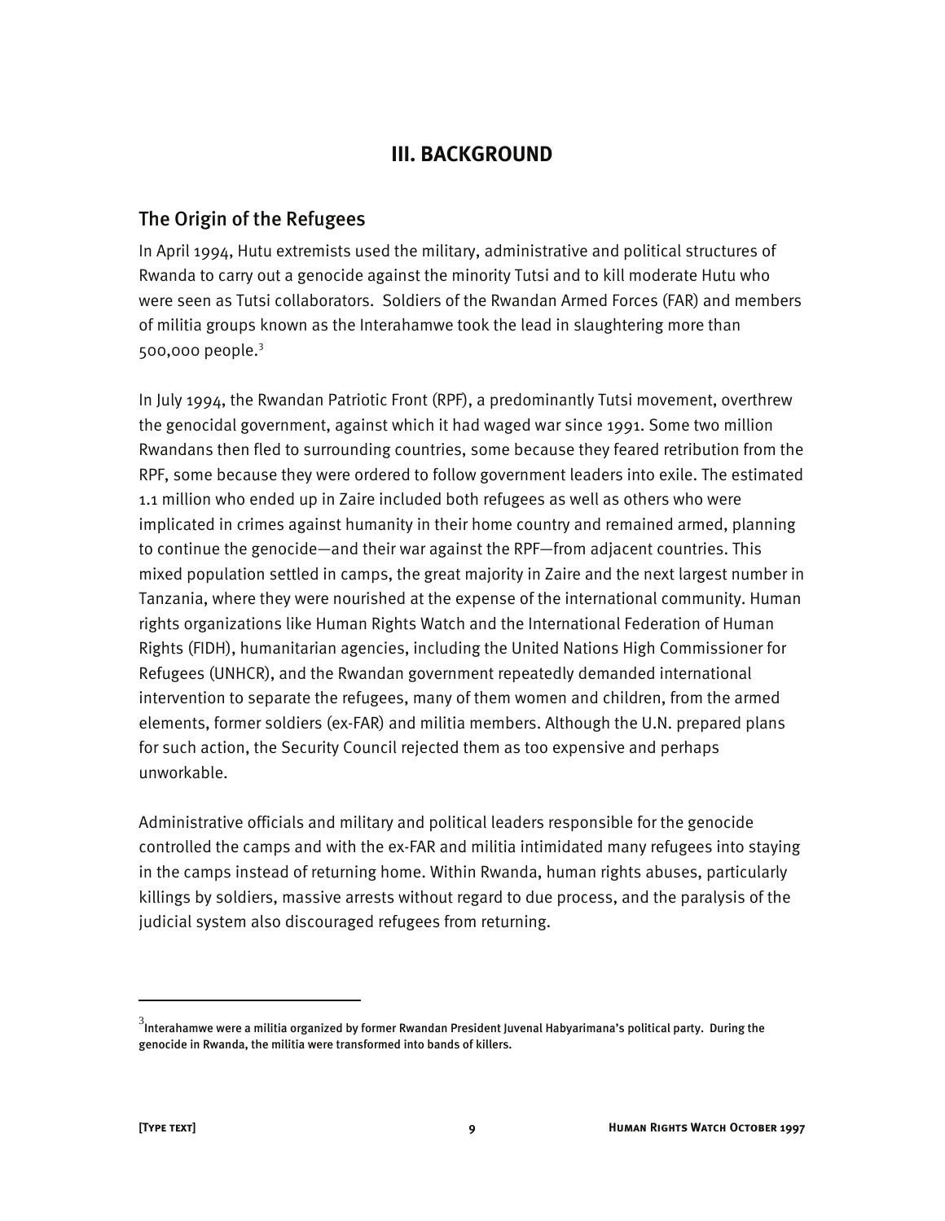# III. BACKGROUND

## The Origin of the Refugees

In April 1994, Hutu extremists used the military, administrative and political structures of Rwanda to carry out a genocide against the minority Tutsi and to kill moderate Hutu who were seen as Tutsi collaborators. Soldiers of the Rwandan Armed Forces (FAR) and members of militia groups known as the Interahamwe took the lead in slaughtering more than 500,000 people.[3]

In July 1994, the Rwandan Patriotic Front (RPF), a predominantly Tutsi movement, overthrew the genocidal government, against which it had waged war since 1991. Some two million Rwandans then fled to surrounding countries, some because they feared retribution from the RPF, some because they were ordered to follow government leaders into exile. The estimated 1.1 million who ended up in Zaire included both refugees as well as others who were implicated in crimes against humanity in their home country and remained armed, planning to continue the genocide—and their war against the RPF—from adjacent countries. This mixed population settled in camps, the great majority in Zaire and the next largest number in Tanzania, where they were nourished at the expense of the international community. Human rights organizations like Human Rights Watch and the International Federation of Human Rights (FIDH), humanitarian agencies, including the United Nations High Commissioner for Refugees (UNHCR), and the Rwandan government repeatedly demanded international intervention to separate the refugees, many of them women and children, from the armed elements, former soldiers (ex-FAR) and militia members. Although the U.N. prepared plans for such action, the Security Council rejected them as too expensive and perhaps unworkable.

Administrative officials and military and political leaders responsible for the genocide controlled the camps and with the ex-FAR and militia intimidated many refugees into staying in the camps instead of returning home. Within Rwanda, human rights abuses, particularly killings by soldiers, massive arrests without regard to due process, and the paralysis of the judicial system also discouraged refugees from returning.

---

[3] Interahamwe were a militia organized by former Rwandan President Juvenal Habyarimana's political party. During the genocide in Rwanda, the militia were transformed into bands of killers.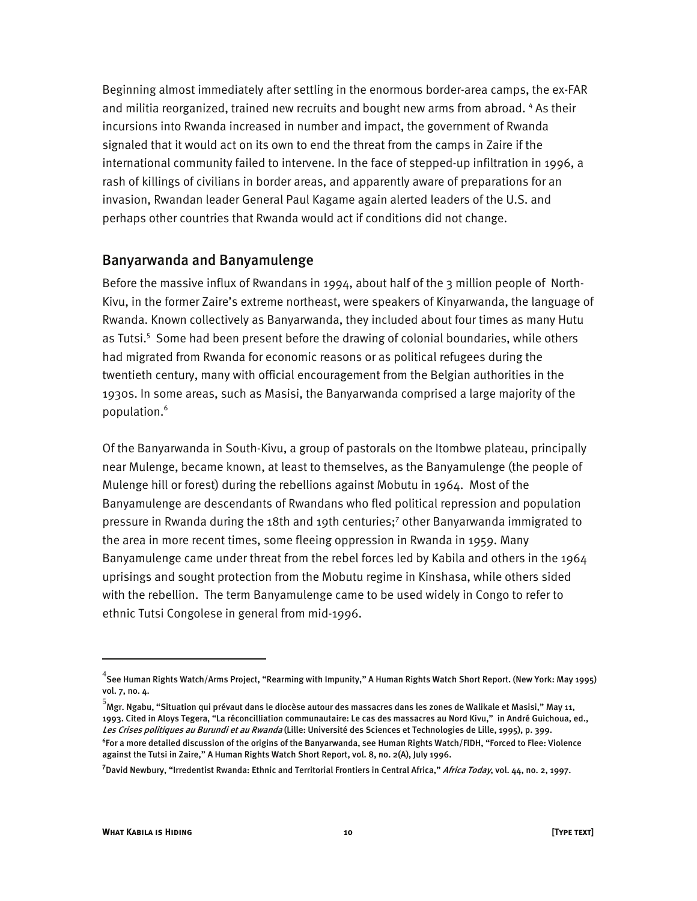Beginning almost immediately after settling in the enormous border-area camps, the ex-FAR and militia reorganized, trained new recruits and bought new arms from abroad. [4] As their incursions into Rwanda increased in number and impact, the government of Rwanda signaled that it would act on its own to end the threat from the camps in Zaire if the international community failed to intervene. In the face of stepped-up infiltration in 1996, a rash of killings of civilians in border areas, and apparently aware of preparations for an invasion, Rwandan leader General Paul Kagame again alerted leaders of the U.S. and perhaps other countries that Rwanda would act if conditions did not change.

## Banyarwanda and Banyamulenge

Before the massive influx of Rwandans in 1994, about half of the 3 million people of North-Kivu, in the former Zaire's extreme northeast, were speakers of Kinyarwanda, the language of Rwanda. Known collectively as Banyarwanda, they included about four times as many Hutu as Tutsi.[5] Some had been present before the drawing of colonial boundaries, while others had migrated from Rwanda for economic reasons or as political refugees during the twentieth century, many with official encouragement from the Belgian authorities in the 1930s. In some areas, such as Masisi, the Banyarwanda comprised a large majority of the population.[6]

Of the Banyarwanda in South-Kivu, a group of pastorals on the Itombwe plateau, principally near Mulenge, became known, at least to themselves, as the Banyamulenge (the people of Mulenge hill or forest) during the rebellions against Mobutu in 1964. Most of the Banyamulenge are descendants of Rwandans who fled political repression and population pressure in Rwanda during the 18th and 19th centuries;[7] other Banyarwanda immigrated to the area in more recent times, some fleeing oppression in Rwanda in 1959. Many Banyamulenge came under threat from the rebel forces led by Kabila and others in the 1964 uprisings and sought protection from the Mobutu regime in Kinshasa, while others sided with the rebellion. The term Banyamulenge came to be used widely in Congo to refer to ethnic Tutsi Congolese in general from mid-1996.

---

[4] See Human Rights Watch/Arms Project, "Rearming with Impunity," A Human Rights Watch Short Report. (New York: May 1995) vol. 7, no. 4.

[5] Mgr. Ngabu, "Situation qui prévaut dans le diocèse autour des massacres dans les zones de Walikale et Masisi," May 11, 1993. Cited in Aloys Tegera, "La réconcilliation communautaire: Le cas des massacres au Nord Kivu," in André Guichoua, ed., *Les Crises politiques au Burundi et au Rwanda* (Lille: Université des Sciences et Technologies de Lille, 1995), p. 399.

[6] For a more detailed discussion of the origins of the Banyarwanda, see Human Rights Watch/FIDH, "Forced to Flee: Violence against the Tutsi in Zaire," A Human Rights Watch Short Report, vol. 8, no. 2(A), July 1996.

[7] David Newbury, "Irredentist Rwanda: Ethnic and Territorial Frontiers in Central Africa," *Africa Today*, vol. 44, no. 2, 1997.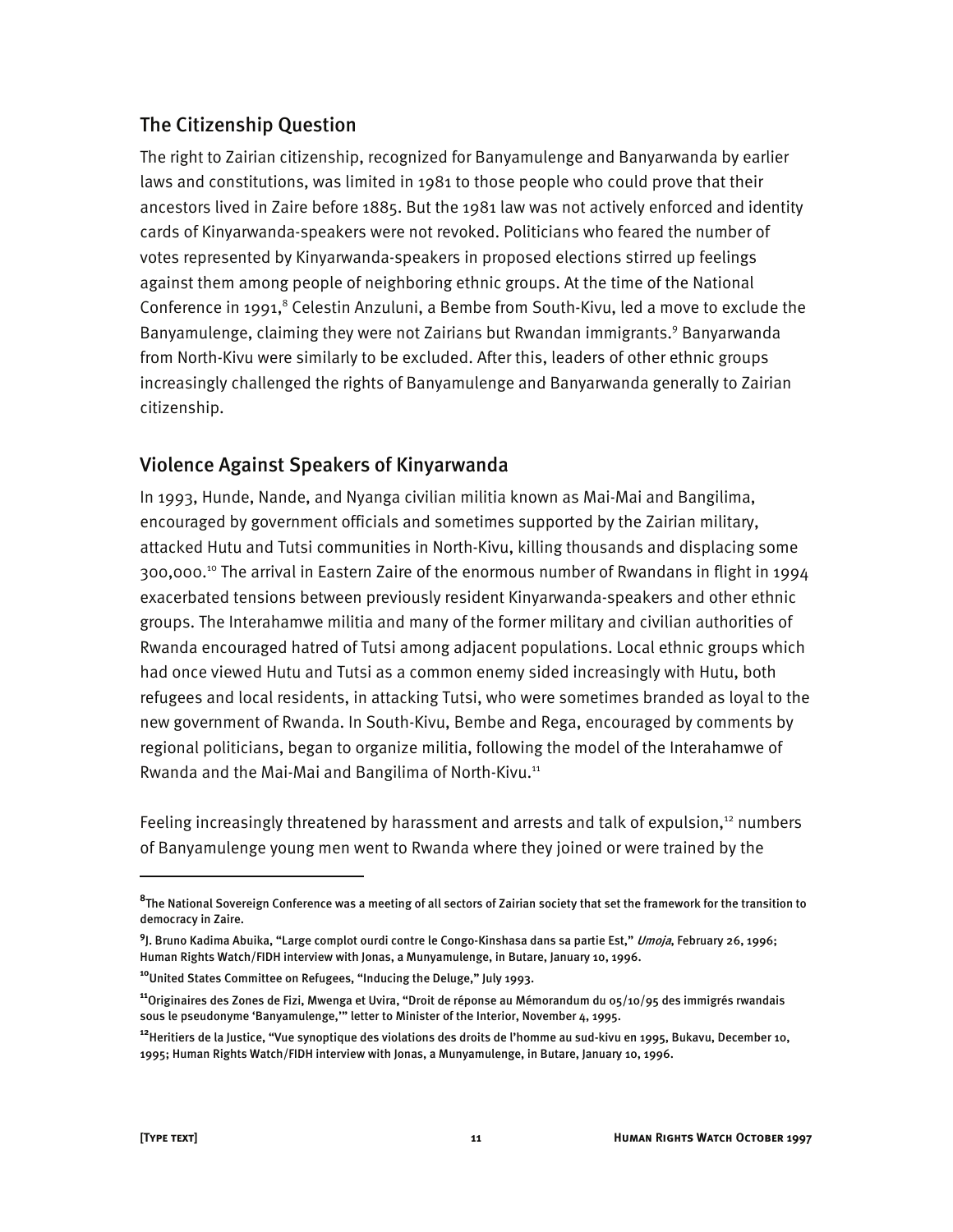## The Citizenship Question

The right to Zairian citizenship, recognized for Banyamulenge and Banyarwanda by earlier laws and constitutions, was limited in 1981 to those people who could prove that their ancestors lived in Zaire before 1885. But the 1981 law was not actively enforced and identity cards of Kinyarwanda-speakers were not revoked. Politicians who feared the number of votes represented by Kinyarwanda-speakers in proposed elections stirred up feelings against them among people of neighboring ethnic groups. At the time of the National Conference in 1991,[8] Celestin Anzuluni, a Bembe from South-Kivu, led a move to exclude the Banyamulenge, claiming they were not Zairians but Rwandan immigrants.[9] Banyarwanda from North-Kivu were similarly to be excluded. After this, leaders of other ethnic groups increasingly challenged the rights of Banyamulenge and Banyarwanda generally to Zairian citizenship.

## Violence Against Speakers of Kinyarwanda

In 1993, Hunde, Nande, and Nyanga civilian militia known as Mai-Mai and Bangilima, encouraged by government officials and sometimes supported by the Zairian military, attacked Hutu and Tutsi communities in North-Kivu, killing thousands and displacing some 300,000.[10] The arrival in Eastern Zaire of the enormous number of Rwandans in flight in 1994 exacerbated tensions between previously resident Kinyarwanda-speakers and other ethnic groups. The Interahamwe militia and many of the former military and civilian authorities of Rwanda encouraged hatred of Tutsi among adjacent populations. Local ethnic groups which had once viewed Hutu and Tutsi as a common enemy sided increasingly with Hutu, both refugees and local residents, in attacking Tutsi, who were sometimes branded as loyal to the new government of Rwanda. In South-Kivu, Bembe and Rega, encouraged by comments by regional politicians, began to organize militia, following the model of the Interahamwe of Rwanda and the Mai-Mai and Bangilima of North-Kivu.[11]

Feeling increasingly threatened by harassment and arrests and talk of expulsion,[12] numbers of Banyamulenge young men went to Rwanda where they joined or were trained by the

---

[8] The National Sovereign Conference was a meeting of all sectors of Zairian society that set the framework for the transition to democracy in Zaire.

[9] J. Bruno Kadima Abuika, "Large complot ourdi contre le Congo-Kinshasa dans sa partie Est," *Umoja*, February 26, 1996; Human Rights Watch/FIDH interview with Jonas, a Munyamulenge, in Butare, January 10, 1996.

[10] United States Committee on Refugees, "Inducing the Deluge," July 1993.

[11] Originaires des Zones de Fizi, Mwenga et Uvira, "Droit de réponse au Mémorandum du 05/10/95 des immigrés rwandais sous le pseudonyme 'Banyamulenge,'" letter to Minister of the Interior, November 4, 1995.

[12] Heritiers de la Justice, "Vue synoptique des violations des droits de l'homme au sud-kivu en 1995, Bukavu, December 10, 1995; Human Rights Watch/FIDH interview with Jonas, a Munyamulenge, in Butare, January 10, 1996.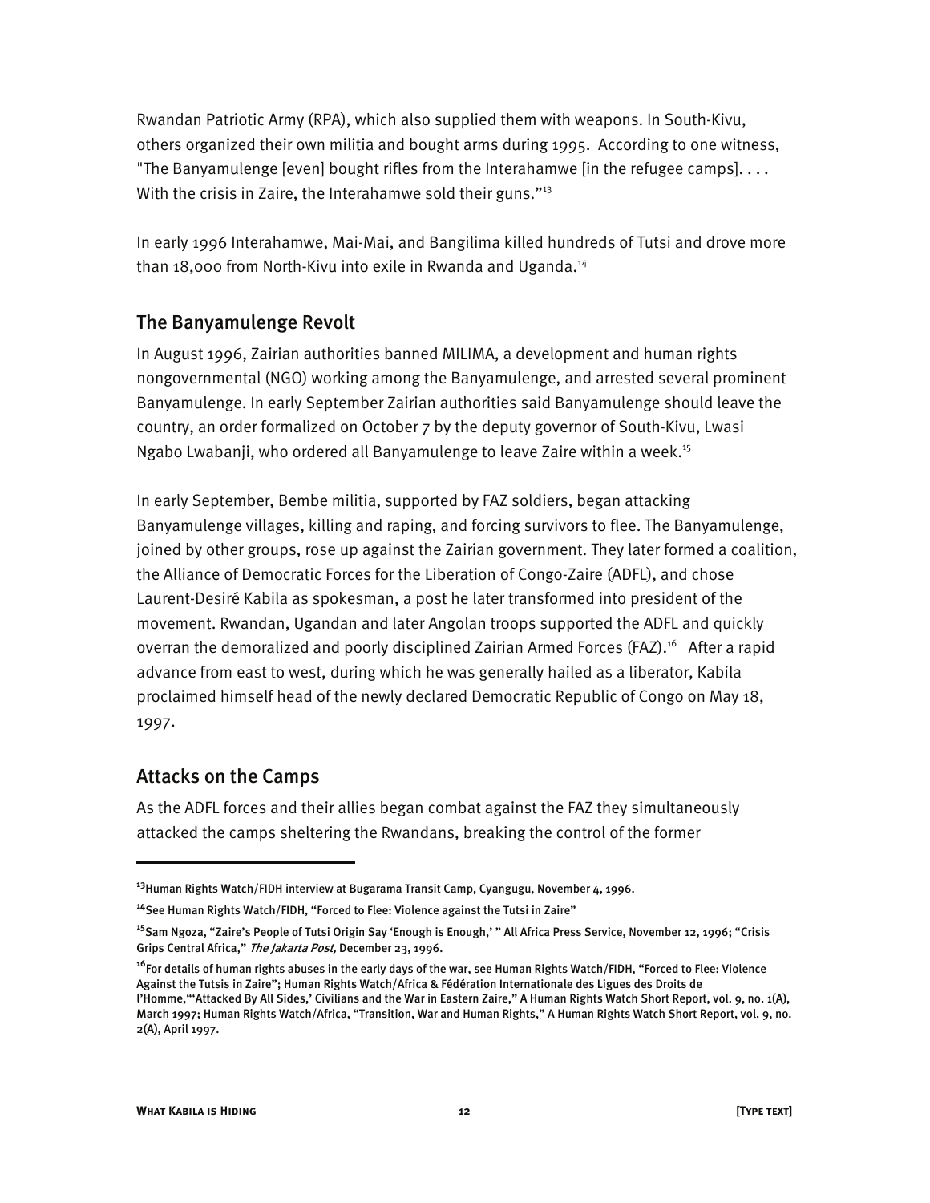Rwandan Patriotic Army (RPA), which also supplied them with weapons. In South-Kivu, others organized their own militia and bought arms during 1995. According to one witness, "The Banyamulenge [even] bought rifles from the Interahamwe [in the refugee camps]. . . . With the crisis in Zaire, the Interahamwe sold their guns."[13]

In early 1996 Interahamwe, Mai-Mai, and Bangilima killed hundreds of Tutsi and drove more than 18,000 from North-Kivu into exile in Rwanda and Uganda.[14]

## The Banyamulenge Revolt

In August 1996, Zairian authorities banned MILIMA, a development and human rights nongovernmental (NGO) working among the Banyamulenge, and arrested several prominent Banyamulenge. In early September Zairian authorities said Banyamulenge should leave the country, an order formalized on October 7 by the deputy governor of South-Kivu, Lwasi Ngabo Lwabanji, who ordered all Banyamulenge to leave Zaire within a week.[15]

In early September, Bembe militia, supported by FAZ soldiers, began attacking Banyamulenge villages, killing and raping, and forcing survivors to flee. The Banyamulenge, joined by other groups, rose up against the Zairian government. They later formed a coalition, the Alliance of Democratic Forces for the Liberation of Congo-Zaire (ADFL), and chose Laurent-Desiré Kabila as spokesman, a post he later transformed into president of the movement. Rwandan, Ugandan and later Angolan troops supported the ADFL and quickly overran the demoralized and poorly disciplined Zairian Armed Forces (FAZ).[16] After a rapid advance from east to west, during which he was generally hailed as a liberator, Kabila proclaimed himself head of the newly declared Democratic Republic of Congo on May 18, 1997.

## Attacks on the Camps

As the ADFL forces and their allies began combat against the FAZ they simultaneously attacked the camps sheltering the Rwandans, breaking the control of the former

---

[13] Human Rights Watch/FIDH interview at Bugarama Transit Camp, Cyangugu, November 4, 1996.

[14] See Human Rights Watch/FIDH, "Forced to Flee: Violence against the Tutsi in Zaire"

[15] Sam Ngoza, "Zaire's People of Tutsi Origin Say 'Enough is Enough,' " All Africa Press Service, November 12, 1996; "Crisis Grips Central Africa," *The Jakarta Post,* December 23, 1996.

[16] For details of human rights abuses in the early days of the war, see Human Rights Watch/FIDH, "Forced to Flee: Violence Against the Tutsis in Zaire"; Human Rights Watch/Africa & Fédération Internationale des Ligues des Droits de l'Homme,"'Attacked By All Sides,' Civilians and the War in Eastern Zaire," A Human Rights Watch Short Report, vol. 9, no. 1(A), March 1997; Human Rights Watch/Africa, "Transition, War and Human Rights," A Human Rights Watch Short Report, vol. 9, no. 2(A), April 1997.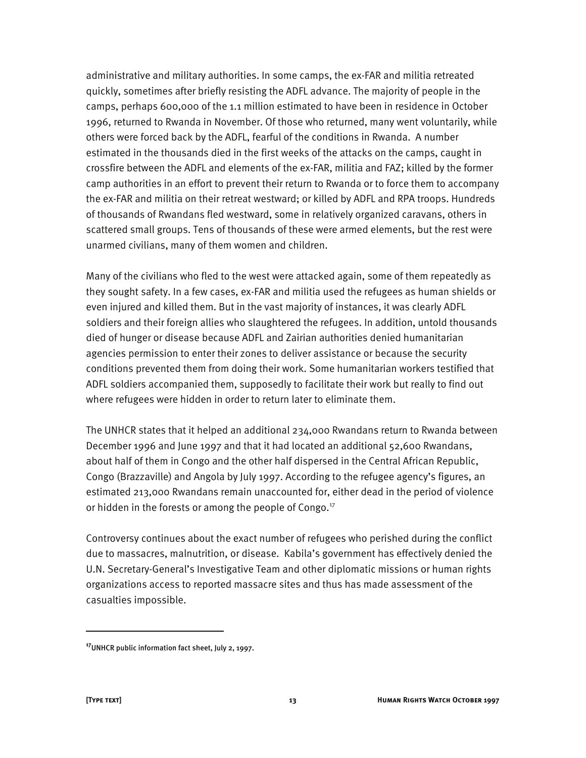administrative and military authorities. In some camps, the ex-FAR and militia retreated quickly, sometimes after briefly resisting the ADFL advance. The majority of people in the camps, perhaps 600,000 of the 1.1 million estimated to have been in residence in October 1996, returned to Rwanda in November. Of those who returned, many went voluntarily, while others were forced back by the ADFL, fearful of the conditions in Rwanda. A number estimated in the thousands died in the first weeks of the attacks on the camps, caught in crossfire between the ADFL and elements of the ex-FAR, militia and FAZ; killed by the former camp authorities in an effort to prevent their return to Rwanda or to force them to accompany the ex-FAR and militia on their retreat westward; or killed by ADFL and RPA troops. Hundreds of thousands of Rwandans fled westward, some in relatively organized caravans, others in scattered small groups. Tens of thousands of these were armed elements, but the rest were unarmed civilians, many of them women and children.

Many of the civilians who fled to the west were attacked again, some of them repeatedly as they sought safety. In a few cases, ex-FAR and militia used the refugees as human shields or even injured and killed them. But in the vast majority of instances, it was clearly ADFL soldiers and their foreign allies who slaughtered the refugees. In addition, untold thousands died of hunger or disease because ADFL and Zairian authorities denied humanitarian agencies permission to enter their zones to deliver assistance or because the security conditions prevented them from doing their work. Some humanitarian workers testified that ADFL soldiers accompanied them, supposedly to facilitate their work but really to find out where refugees were hidden in order to return later to eliminate them.

The UNHCR states that it helped an additional 234,000 Rwandans return to Rwanda between December 1996 and June 1997 and that it had located an additional 52,600 Rwandans, about half of them in Congo and the other half dispersed in the Central African Republic, Congo (Brazzaville) and Angola by July 1997. According to the refugee agency's figures, an estimated 213,000 Rwandans remain unaccounted for, either dead in the period of violence or hidden in the forests or among the people of Congo.[17]

Controversy continues about the exact number of refugees who perished during the conflict due to massacres, malnutrition, or disease. Kabila's government has effectively denied the U.N. Secretary-General's Investigative Team and other diplomatic missions or human rights organizations access to reported massacre sites and thus has made assessment of the casualties impossible.

---

[17] UNHCR public information fact sheet, July 2, 1997.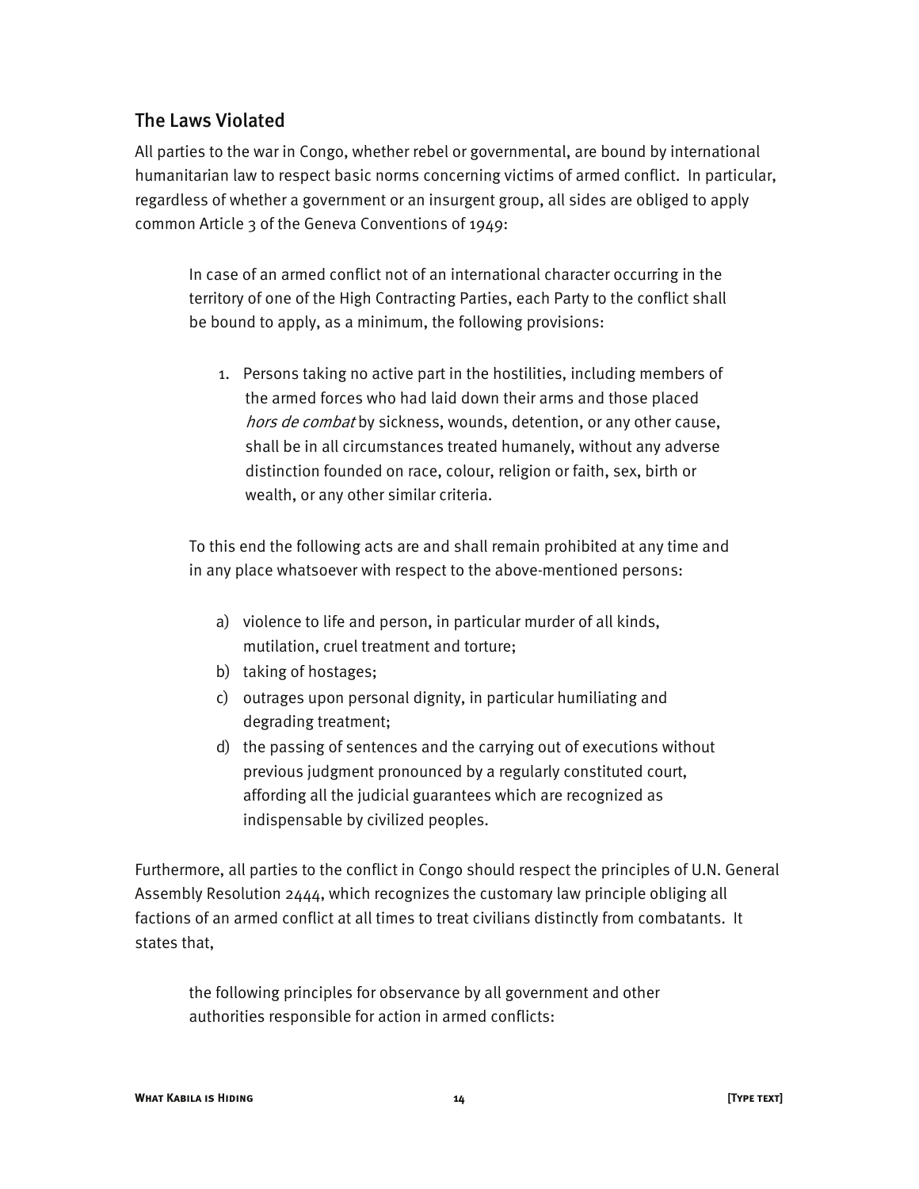## The Laws Violated

All parties to the war in Congo, whether rebel or governmental, are bound by international humanitarian law to respect basic norms concerning victims of armed conflict. In particular, regardless of whether a government or an insurgent group, all sides are obliged to apply common Article 3 of the Geneva Conventions of 1949:

> In case of an armed conflict not of an international character occurring in the territory of one of the High Contracting Parties, each Party to the conflict shall be bound to apply, as a minimum, the following provisions:
>
> 1. Persons taking no active part in the hostilities, including members of the armed forces who had laid down their arms and those placed *hors de combat* by sickness, wounds, detention, or any other cause, shall be in all circumstances treated humanely, without any adverse distinction founded on race, colour, religion or faith, sex, birth or wealth, or any other similar criteria.
>
> To this end the following acts are and shall remain prohibited at any time and in any place whatsoever with respect to the above-mentioned persons:
>
> a) violence to life and person, in particular murder of all kinds, mutilation, cruel treatment and torture;
> b) taking of hostages;
> c) outrages upon personal dignity, in particular humiliating and degrading treatment;
> d) the passing of sentences and the carrying out of executions without previous judgment pronounced by a regularly constituted court, affording all the judicial guarantees which are recognized as indispensable by civilized peoples.

Furthermore, all parties to the conflict in Congo should respect the principles of U.N. General Assembly Resolution 2444, which recognizes the customary law principle obliging all factions of an armed conflict at all times to treat civilians distinctly from combatants. It states that,

> the following principles for observance by all government and other authorities responsible for action in armed conflicts: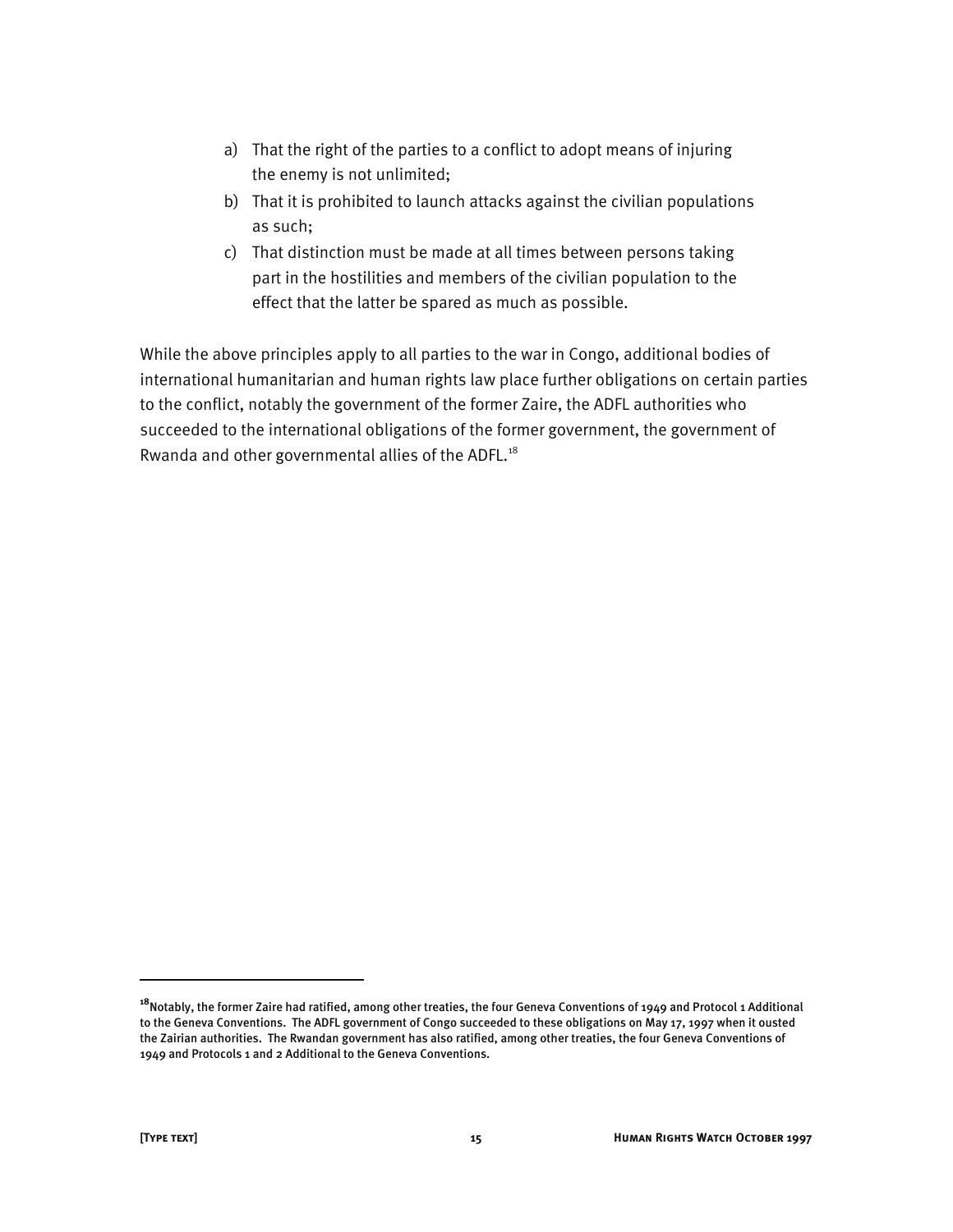a) That the right of the parties to a conflict to adopt means of injuring the enemy is not unlimited;
b) That it is prohibited to launch attacks against the civilian populations as such;
c) That distinction must be made at all times between persons taking part in the hostilities and members of the civilian population to the effect that the latter be spared as much as possible.

While the above principles apply to all parties to the war in Congo, additional bodies of international humanitarian and human rights law place further obligations on certain parties to the conflict, notably the government of the former Zaire, the ADFL authorities who succeeded to the international obligations of the former government, the government of Rwanda and other governmental allies of the ADFL.[18]

---

[18] Notably, the former Zaire had ratified, among other treaties, the four Geneva Conventions of 1949 and Protocol 1 Additional to the Geneva Conventions. The ADFL government of Congo succeeded to these obligations on May 17, 1997 when it ousted the Zairian authorities. The Rwandan government has also ratified, among other treaties, the four Geneva Conventions of 1949 and Protocols 1 and 2 Additional to the Geneva Conventions.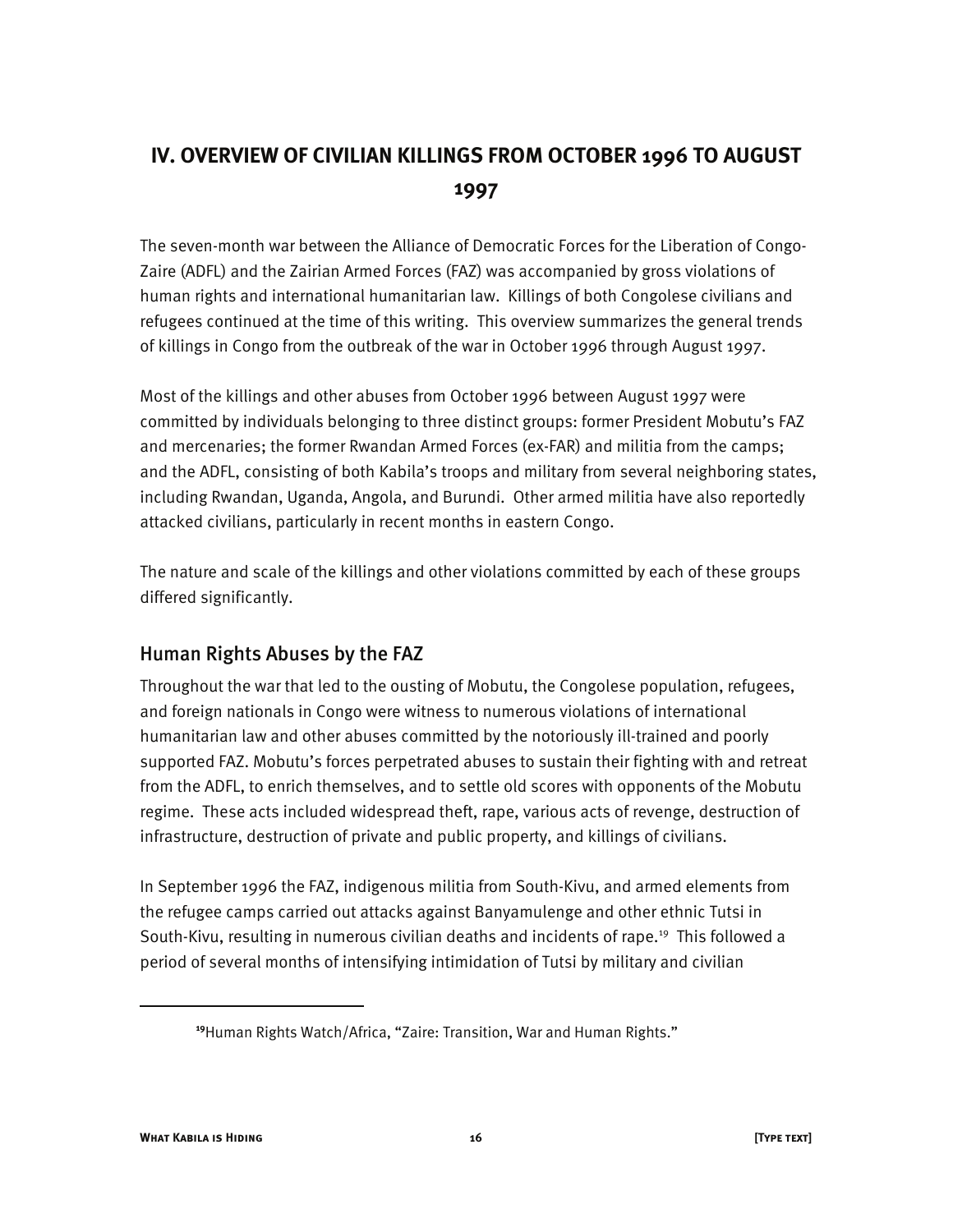# IV. OVERVIEW OF CIVILIAN KILLINGS FROM OCTOBER 1996 TO AUGUST 1997

The seven-month war between the Alliance of Democratic Forces for the Liberation of Congo-Zaire (ADFL) and the Zairian Armed Forces (FAZ) was accompanied by gross violations of human rights and international humanitarian law. Killings of both Congolese civilians and refugees continued at the time of this writing. This overview summarizes the general trends of killings in Congo from the outbreak of the war in October 1996 through August 1997.

Most of the killings and other abuses from October 1996 between August 1997 were committed by individuals belonging to three distinct groups: former President Mobutu's FAZ and mercenaries; the former Rwandan Armed Forces (ex-FAR) and militia from the camps; and the ADFL, consisting of both Kabila's troops and military from several neighboring states, including Rwandan, Uganda, Angola, and Burundi. Other armed militia have also reportedly attacked civilians, particularly in recent months in eastern Congo.

The nature and scale of the killings and other violations committed by each of these groups differed significantly.

## Human Rights Abuses by the FAZ

Throughout the war that led to the ousting of Mobutu, the Congolese population, refugees, and foreign nationals in Congo were witness to numerous violations of international humanitarian law and other abuses committed by the notoriously ill-trained and poorly supported FAZ. Mobutu's forces perpetrated abuses to sustain their fighting with and retreat from the ADFL, to enrich themselves, and to settle old scores with opponents of the Mobutu regime. These acts included widespread theft, rape, various acts of revenge, destruction of infrastructure, destruction of private and public property, and killings of civilians.

In September 1996 the FAZ, indigenous militia from South-Kivu, and armed elements from the refugee camps carried out attacks against Banyamulenge and other ethnic Tutsi in South-Kivu, resulting in numerous civilian deaths and incidents of rape.[19] This followed a period of several months of intensifying intimidation of Tutsi by military and civilian

[19] Human Rights Watch/Africa, "Zaire: Transition, War and Human Rights."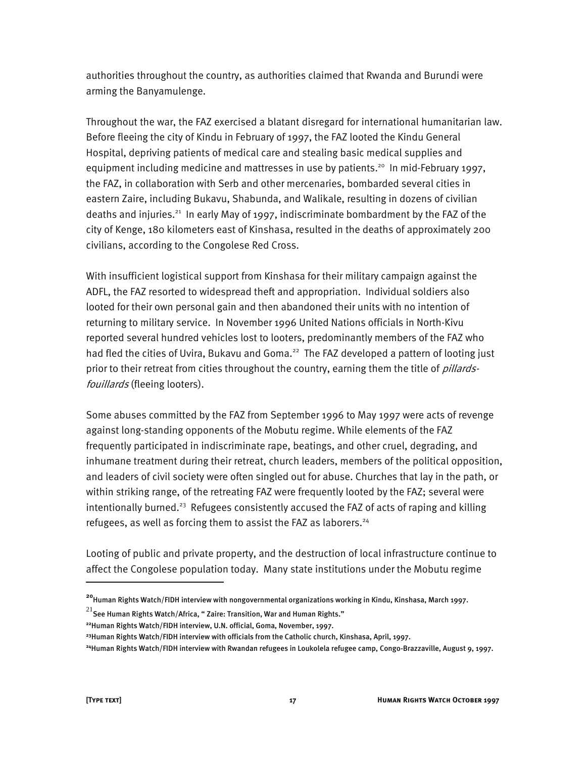authorities throughout the country, as authorities claimed that Rwanda and Burundi were arming the Banyamulenge.

Throughout the war, the FAZ exercised a blatant disregard for international humanitarian law. Before fleeing the city of Kindu in February of 1997, the FAZ looted the Kindu General Hospital, depriving patients of medical care and stealing basic medical supplies and equipment including medicine and mattresses in use by patients.[20] In mid-February 1997, the FAZ, in collaboration with Serb and other mercenaries, bombarded several cities in eastern Zaire, including Bukavu, Shabunda, and Walikale, resulting in dozens of civilian deaths and injuries.[21] In early May of 1997, indiscriminate bombardment by the FAZ of the city of Kenge, 180 kilometers east of Kinshasa, resulted in the deaths of approximately 200 civilians, according to the Congolese Red Cross.

With insufficient logistical support from Kinshasa for their military campaign against the ADFL, the FAZ resorted to widespread theft and appropriation. Individual soldiers also looted for their own personal gain and then abandoned their units with no intention of returning to military service. In November 1996 United Nations officials in North-Kivu reported several hundred vehicles lost to looters, predominantly members of the FAZ who had fled the cities of Uvira, Bukavu and Goma.[22] The FAZ developed a pattern of looting just prior to their retreat from cities throughout the country, earning them the title of *pillards-fouillards* (fleeing looters).

Some abuses committed by the FAZ from September 1996 to May 1997 were acts of revenge against long-standing opponents of the Mobutu regime. While elements of the FAZ frequently participated in indiscriminate rape, beatings, and other cruel, degrading, and inhumane treatment during their retreat, church leaders, members of the political opposition, and leaders of civil society were often singled out for abuse. Churches that lay in the path, or within striking range, of the retreating FAZ were frequently looted by the FAZ; several were intentionally burned.[23] Refugees consistently accused the FAZ of acts of raping and killing refugees, as well as forcing them to assist the FAZ as laborers.[24]

Looting of public and private property, and the destruction of local infrastructure continue to affect the Congolese population today. Many state institutions under the Mobutu regime

---

[20] Human Rights Watch/FIDH interview with nongovernmental organizations working in Kindu, Kinshasa, March 1997.

[21] See Human Rights Watch/Africa, " Zaire: Transition, War and Human Rights."

[22] Human Rights Watch/FIDH interview, U.N. official, Goma, November, 1997.

[23] Human Rights Watch/FIDH interview with officials from the Catholic church, Kinshasa, April, 1997.

[24] Human Rights Watch/FIDH interview with Rwandan refugees in Loukolela refugee camp, Congo-Brazzaville, August 9, 1997.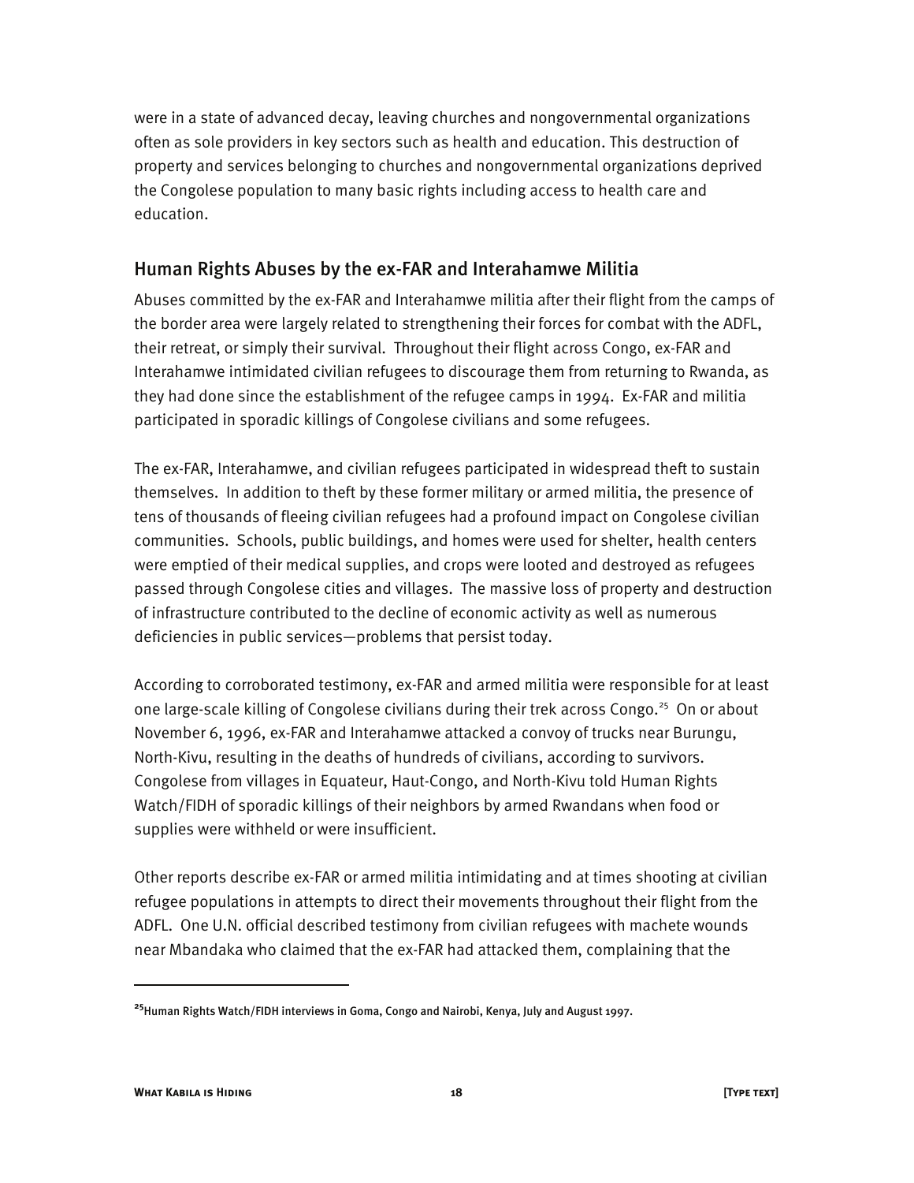were in a state of advanced decay, leaving churches and nongovernmental organizations often as sole providers in key sectors such as health and education. This destruction of property and services belonging to churches and nongovernmental organizations deprived the Congolese population to many basic rights including access to health care and education.

## Human Rights Abuses by the ex-FAR and Interahamwe Militia

Abuses committed by the ex-FAR and Interahamwe militia after their flight from the camps of the border area were largely related to strengthening their forces for combat with the ADFL, their retreat, or simply their survival. Throughout their flight across Congo, ex-FAR and Interahamwe intimidated civilian refugees to discourage them from returning to Rwanda, as they had done since the establishment of the refugee camps in 1994. Ex-FAR and militia participated in sporadic killings of Congolese civilians and some refugees.

The ex-FAR, Interahamwe, and civilian refugees participated in widespread theft to sustain themselves. In addition to theft by these former military or armed militia, the presence of tens of thousands of fleeing civilian refugees had a profound impact on Congolese civilian communities. Schools, public buildings, and homes were used for shelter, health centers were emptied of their medical supplies, and crops were looted and destroyed as refugees passed through Congolese cities and villages. The massive loss of property and destruction of infrastructure contributed to the decline of economic activity as well as numerous deficiencies in public services—problems that persist today.

According to corroborated testimony, ex-FAR and armed militia were responsible for at least one large-scale killing of Congolese civilians during their trek across Congo.[25] On or about November 6, 1996, ex-FAR and Interahamwe attacked a convoy of trucks near Burungu, North-Kivu, resulting in the deaths of hundreds of civilians, according to survivors. Congolese from villages in Equateur, Haut-Congo, and North-Kivu told Human Rights Watch/FIDH of sporadic killings of their neighbors by armed Rwandans when food or supplies were withheld or were insufficient.

Other reports describe ex-FAR or armed militia intimidating and at times shooting at civilian refugee populations in attempts to direct their movements throughout their flight from the ADFL. One U.N. official described testimony from civilian refugees with machete wounds near Mbandaka who claimed that the ex-FAR had attacked them, complaining that the

---

[25] Human Rights Watch/FIDH interviews in Goma, Congo and Nairobi, Kenya, July and August 1997.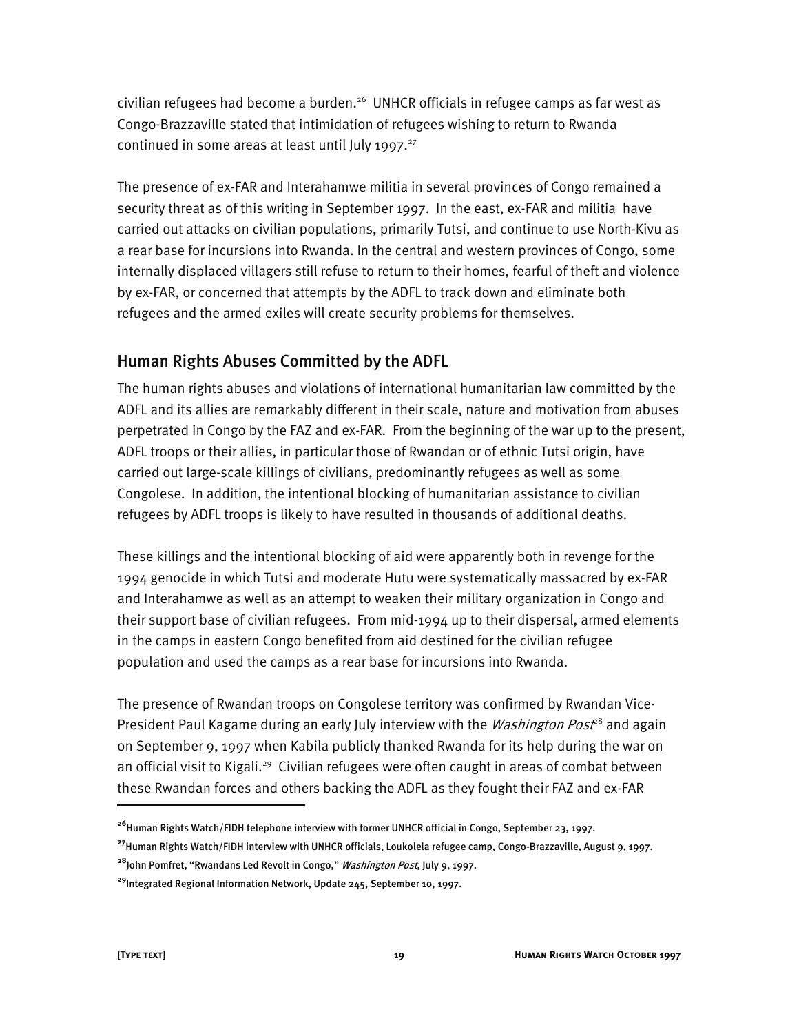civilian refugees had become a burden.[26] UNHCR officials in refugee camps as far west as Congo-Brazzaville stated that intimidation of refugees wishing to return to Rwanda continued in some areas at least until July 1997.[27]

The presence of ex-FAR and Interahamwe militia in several provinces of Congo remained a security threat as of this writing in September 1997. In the east, ex-FAR and militia have carried out attacks on civilian populations, primarily Tutsi, and continue to use North-Kivu as a rear base for incursions into Rwanda. In the central and western provinces of Congo, some internally displaced villagers still refuse to return to their homes, fearful of theft and violence by ex-FAR, or concerned that attempts by the ADFL to track down and eliminate both refugees and the armed exiles will create security problems for themselves.

## Human Rights Abuses Committed by the ADFL

The human rights abuses and violations of international humanitarian law committed by the ADFL and its allies are remarkably different in their scale, nature and motivation from abuses perpetrated in Congo by the FAZ and ex-FAR. From the beginning of the war up to the present, ADFL troops or their allies, in particular those of Rwandan or of ethnic Tutsi origin, have carried out large-scale killings of civilians, predominantly refugees as well as some Congolese. In addition, the intentional blocking of humanitarian assistance to civilian refugees by ADFL troops is likely to have resulted in thousands of additional deaths.

These killings and the intentional blocking of aid were apparently both in revenge for the 1994 genocide in which Tutsi and moderate Hutu were systematically massacred by ex-FAR and Interahamwe as well as an attempt to weaken their military organization in Congo and their support base of civilian refugees. From mid-1994 up to their dispersal, armed elements in the camps in eastern Congo benefited from aid destined for the civilian refugee population and used the camps as a rear base for incursions into Rwanda.

The presence of Rwandan troops on Congolese territory was confirmed by Rwandan Vice-President Paul Kagame during an early July interview with the *Washington Post*[28] and again on September 9, 1997 when Kabila publicly thanked Rwanda for its help during the war on an official visit to Kigali.[29] Civilian refugees were often caught in areas of combat between these Rwandan forces and others backing the ADFL as they fought their FAZ and ex-FAR

---

[26] Human Rights Watch/FIDH telephone interview with former UNHCR official in Congo, September 23, 1997.

[27] Human Rights Watch/FIDH interview with UNHCR officials, Loukolela refugee camp, Congo-Brazzaville, August 9, 1997.

[28] John Pomfret, "Rwandans Led Revolt in Congo," *Washington Post*, July 9, 1997.

[29] Integrated Regional Information Network, Update 245, September 10, 1997.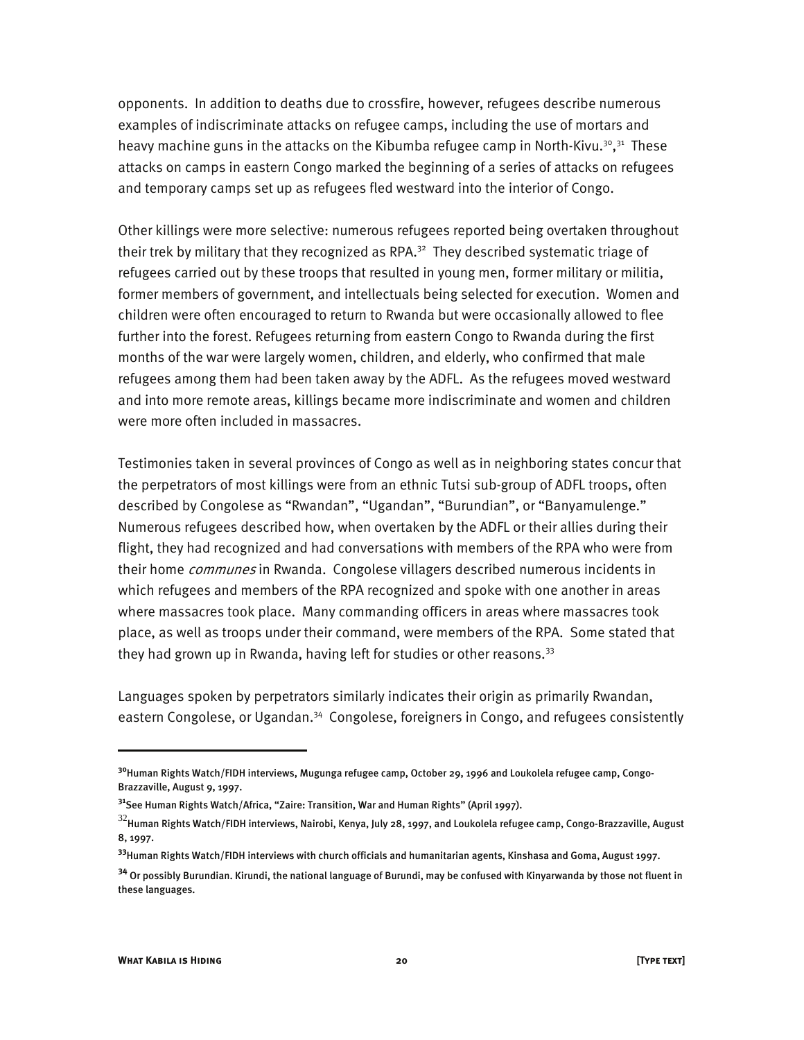opponents. In addition to deaths due to crossfire, however, refugees describe numerous examples of indiscriminate attacks on refugee camps, including the use of mortars and heavy machine guns in the attacks on the Kibumba refugee camp in North-Kivu.[30],[31] These attacks on camps in eastern Congo marked the beginning of a series of attacks on refugees and temporary camps set up as refugees fled westward into the interior of Congo.

Other killings were more selective: numerous refugees reported being overtaken throughout their trek by military that they recognized as RPA.[32] They described systematic triage of refugees carried out by these troops that resulted in young men, former military or militia, former members of government, and intellectuals being selected for execution. Women and children were often encouraged to return to Rwanda but were occasionally allowed to flee further into the forest. Refugees returning from eastern Congo to Rwanda during the first months of the war were largely women, children, and elderly, who confirmed that male refugees among them had been taken away by the ADFL. As the refugees moved westward and into more remote areas, killings became more indiscriminate and women and children were more often included in massacres.

Testimonies taken in several provinces of Congo as well as in neighboring states concur that the perpetrators of most killings were from an ethnic Tutsi sub-group of ADFL troops, often described by Congolese as "Rwandan", "Ugandan", "Burundian", or "Banyamulenge." Numerous refugees described how, when overtaken by the ADFL or their allies during their flight, they had recognized and had conversations with members of the RPA who were from their home *communes* in Rwanda. Congolese villagers described numerous incidents in which refugees and members of the RPA recognized and spoke with one another in areas where massacres took place. Many commanding officers in areas where massacres took place, as well as troops under their command, were members of the RPA. Some stated that they had grown up in Rwanda, having left for studies or other reasons.[33]

Languages spoken by perpetrators similarly indicates their origin as primarily Rwandan, eastern Congolese, or Ugandan.[34] Congolese, foreigners in Congo, and refugees consistently

---

[30] Human Rights Watch/FIDH interviews, Mugunga refugee camp, October 29, 1996 and Loukolela refugee camp, Congo-Brazzaville, August 9, 1997.

[31] See Human Rights Watch/Africa, "Zaire: Transition, War and Human Rights" (April 1997).

[32] Human Rights Watch/FIDH interviews, Nairobi, Kenya, July 28, 1997, and Loukolela refugee camp, Congo-Brazzaville, August 8, 1997.

[33] Human Rights Watch/FIDH interviews with church officials and humanitarian agents, Kinshasa and Goma, August 1997.

[34] Or possibly Burundian. Kirundi, the national language of Burundi, may be confused with Kinyarwanda by those not fluent in these languages.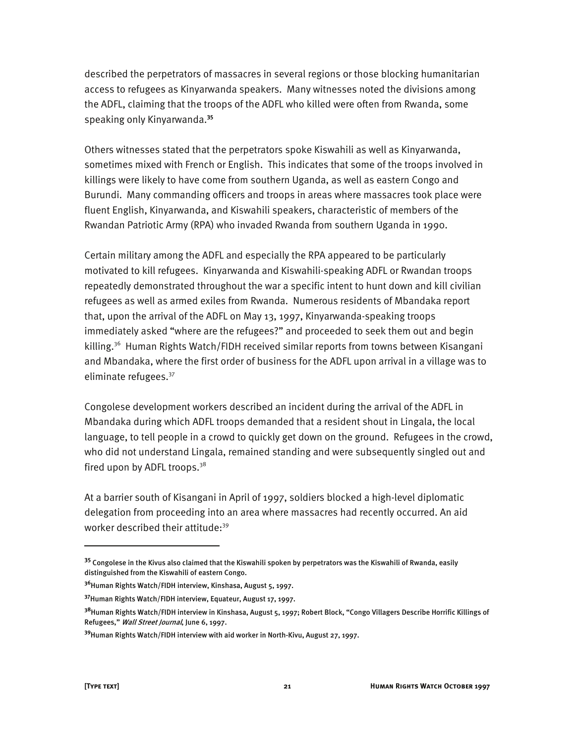described the perpetrators of massacres in several regions or those blocking humanitarian access to refugees as Kinyarwanda speakers. Many witnesses noted the divisions among the ADFL, claiming that the troops of the ADFL who killed were often from Rwanda, some speaking only Kinyarwanda.[35]

Others witnesses stated that the perpetrators spoke Kiswahili as well as Kinyarwanda, sometimes mixed with French or English. This indicates that some of the troops involved in killings were likely to have come from southern Uganda, as well as eastern Congo and Burundi. Many commanding officers and troops in areas where massacres took place were fluent English, Kinyarwanda, and Kiswahili speakers, characteristic of members of the Rwandan Patriotic Army (RPA) who invaded Rwanda from southern Uganda in 1990.

Certain military among the ADFL and especially the RPA appeared to be particularly motivated to kill refugees. Kinyarwanda and Kiswahili-speaking ADFL or Rwandan troops repeatedly demonstrated throughout the war a specific intent to hunt down and kill civilian refugees as well as armed exiles from Rwanda. Numerous residents of Mbandaka report that, upon the arrival of the ADFL on May 13, 1997, Kinyarwanda-speaking troops immediately asked "where are the refugees?" and proceeded to seek them out and begin killing.[36] Human Rights Watch/FIDH received similar reports from towns between Kisangani and Mbandaka, where the first order of business for the ADFL upon arrival in a village was to eliminate refugees.[37]

Congolese development workers described an incident during the arrival of the ADFL in Mbandaka during which ADFL troops demanded that a resident shout in Lingala, the local language, to tell people in a crowd to quickly get down on the ground. Refugees in the crowd, who did not understand Lingala, remained standing and were subsequently singled out and fired upon by ADFL troops.[38]

At a barrier south of Kisangani in April of 1997, soldiers blocked a high-level diplomatic delegation from proceeding into an area where massacres had recently occurred. An aid worker described their attitude:[39]

---

[35] Congolese in the Kivus also claimed that the Kiswahili spoken by perpetrators was the Kiswahili of Rwanda, easily distinguished from the Kiswahili of eastern Congo.

[36] Human Rights Watch/FIDH interview, Kinshasa, August 5, 1997.

[37] Human Rights Watch/FIDH interview, Equateur, August 17, 1997.

[38] Human Rights Watch/FIDH interview in Kinshasa, August 5, 1997; Robert Block, "Congo Villagers Describe Horrific Killings of Refugees," *Wall Street Journal*, June 6, 1997.

[39] Human Rights Watch/FIDH interview with aid worker in North-Kivu, August 27, 1997.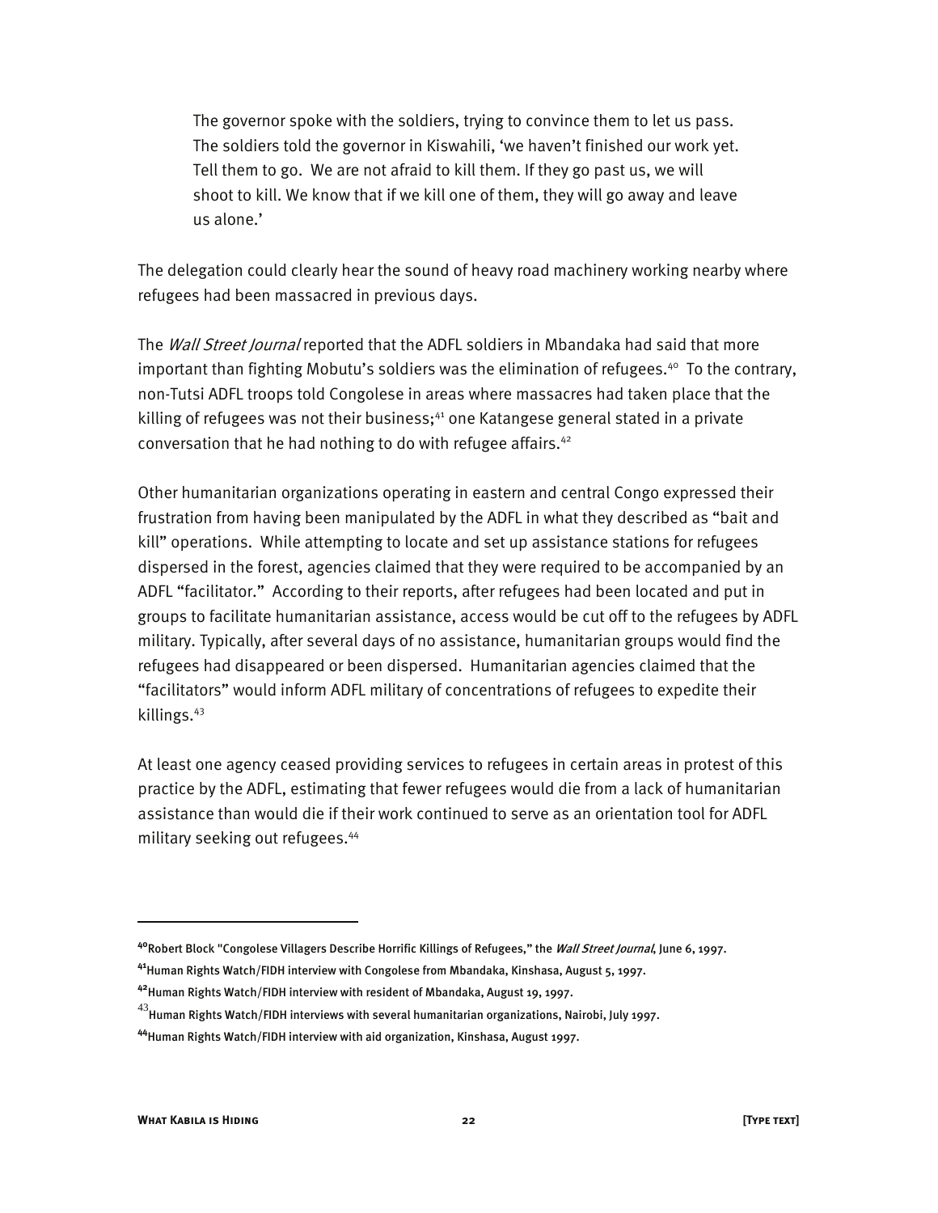> The governor spoke with the soldiers, trying to convince them to let us pass. The soldiers told the governor in Kiswahili, 'we haven't finished our work yet. Tell them to go. We are not afraid to kill them. If they go past us, we will shoot to kill. We know that if we kill one of them, they will go away and leave us alone.'

The delegation could clearly hear the sound of heavy road machinery working nearby where refugees had been massacred in previous days.

The *Wall Street Journal* reported that the ADFL soldiers in Mbandaka had said that more important than fighting Mobutu's soldiers was the elimination of refugees.[40] To the contrary, non-Tutsi ADFL troops told Congolese in areas where massacres had taken place that the killing of refugees was not their business;[41] one Katangese general stated in a private conversation that he had nothing to do with refugee affairs.[42]

Other humanitarian organizations operating in eastern and central Congo expressed their frustration from having been manipulated by the ADFL in what they described as "bait and kill" operations. While attempting to locate and set up assistance stations for refugees dispersed in the forest, agencies claimed that they were required to be accompanied by an ADFL "facilitator." According to their reports, after refugees had been located and put in groups to facilitate humanitarian assistance, access would be cut off to the refugees by ADFL military. Typically, after several days of no assistance, humanitarian groups would find the refugees had disappeared or been dispersed. Humanitarian agencies claimed that the "facilitators" would inform ADFL military of concentrations of refugees to expedite their killings.[43]

At least one agency ceased providing services to refugees in certain areas in protest of this practice by the ADFL, estimating that fewer refugees would die from a lack of humanitarian assistance than would die if their work continued to serve as an orientation tool for ADFL military seeking out refugees.[44]

---

[40] Robert Block "Congolese Villagers Describe Horrific Killings of Refugees," the *Wall Street Journal*, June 6, 1997.

[41] Human Rights Watch/FIDH interview with Congolese from Mbandaka, Kinshasa, August 5, 1997.

[42] Human Rights Watch/FIDH interview with resident of Mbandaka, August 19, 1997.

[43] Human Rights Watch/FIDH interviews with several humanitarian organizations, Nairobi, July 1997.

[44] Human Rights Watch/FIDH interview with aid organization, Kinshasa, August 1997.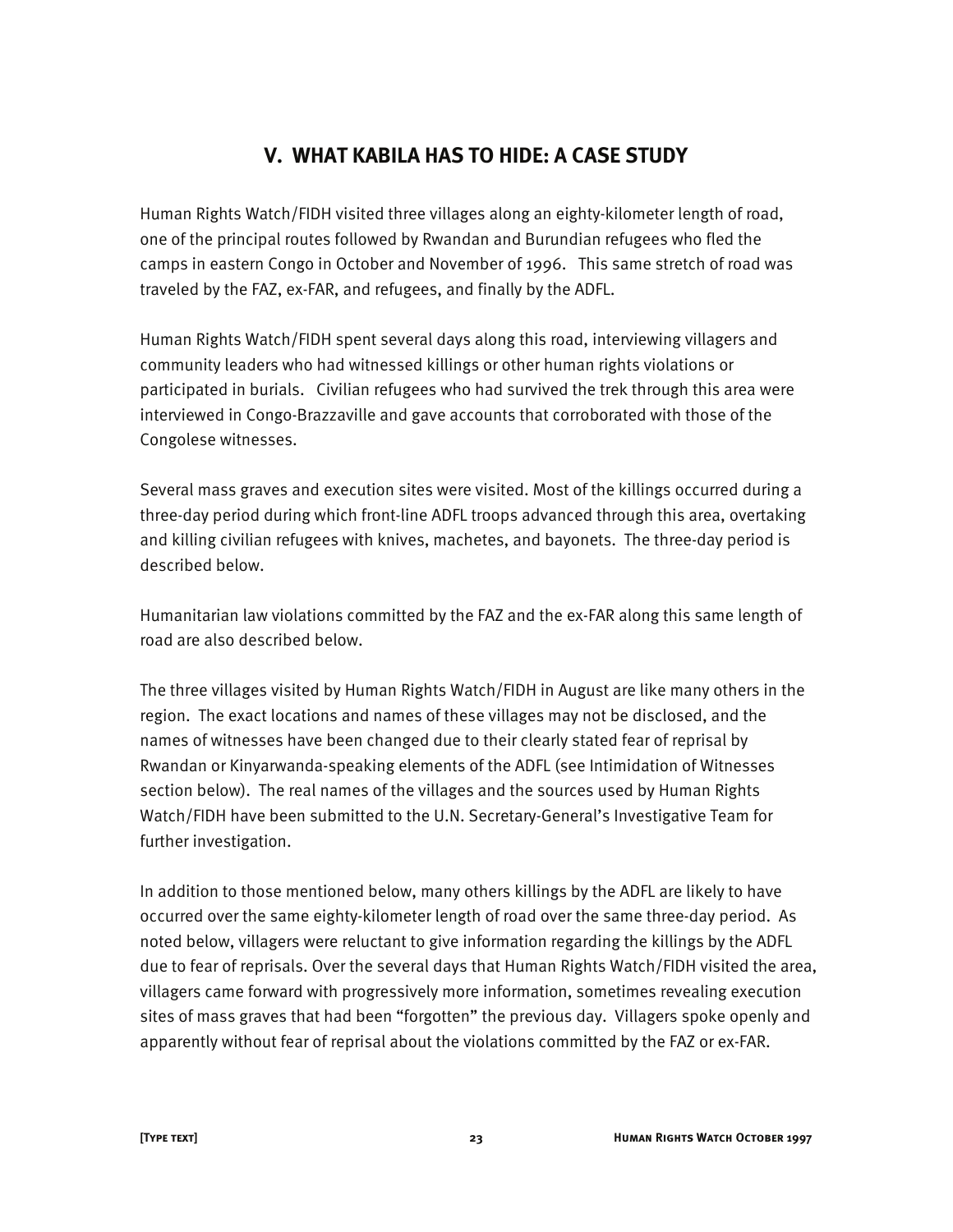## V. WHAT KABILA HAS TO HIDE: A CASE STUDY

Human Rights Watch/FIDH visited three villages along an eighty-kilometer length of road, one of the principal routes followed by Rwandan and Burundian refugees who fled the camps in eastern Congo in October and November of 1996. This same stretch of road was traveled by the FAZ, ex-FAR, and refugees, and finally by the ADFL.

Human Rights Watch/FIDH spent several days along this road, interviewing villagers and community leaders who had witnessed killings or other human rights violations or participated in burials. Civilian refugees who had survived the trek through this area were interviewed in Congo-Brazzaville and gave accounts that corroborated with those of the Congolese witnesses.

Several mass graves and execution sites were visited. Most of the killings occurred during a three-day period during which front-line ADFL troops advanced through this area, overtaking and killing civilian refugees with knives, machetes, and bayonets. The three-day period is described below.

Humanitarian law violations committed by the FAZ and the ex-FAR along this same length of road are also described below.

The three villages visited by Human Rights Watch/FIDH in August are like many others in the region. The exact locations and names of these villages may not be disclosed, and the names of witnesses have been changed due to their clearly stated fear of reprisal by Rwandan or Kinyarwanda-speaking elements of the ADFL (see Intimidation of Witnesses section below). The real names of the villages and the sources used by Human Rights Watch/FIDH have been submitted to the U.N. Secretary-General's Investigative Team for further investigation.

In addition to those mentioned below, many others killings by the ADFL are likely to have occurred over the same eighty-kilometer length of road over the same three-day period. As noted below, villagers were reluctant to give information regarding the killings by the ADFL due to fear of reprisals. Over the several days that Human Rights Watch/FIDH visited the area, villagers came forward with progressively more information, sometimes revealing execution sites of mass graves that had been "forgotten" the previous day. Villagers spoke openly and apparently without fear of reprisal about the violations committed by the FAZ or ex-FAR.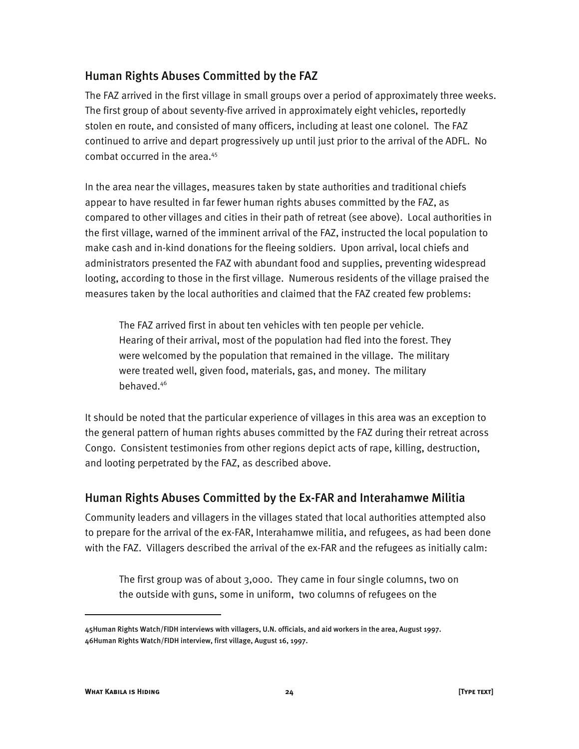## Human Rights Abuses Committed by the FAZ

The FAZ arrived in the first village in small groups over a period of approximately three weeks. The first group of about seventy-five arrived in approximately eight vehicles, reportedly stolen en route, and consisted of many officers, including at least one colonel. The FAZ continued to arrive and depart progressively up until just prior to the arrival of the ADFL. No combat occurred in the area.[45]

In the area near the villages, measures taken by state authorities and traditional chiefs appear to have resulted in far fewer human rights abuses committed by the FAZ, as compared to other villages and cities in their path of retreat (see above). Local authorities in the first village, warned of the imminent arrival of the FAZ, instructed the local population to make cash and in-kind donations for the fleeing soldiers. Upon arrival, local chiefs and administrators presented the FAZ with abundant food and supplies, preventing widespread looting, according to those in the first village. Numerous residents of the village praised the measures taken by the local authorities and claimed that the FAZ created few problems:

> The FAZ arrived first in about ten vehicles with ten people per vehicle. Hearing of their arrival, most of the population had fled into the forest. They were welcomed by the population that remained in the village. The military were treated well, given food, materials, gas, and money. The military behaved.[46]

It should be noted that the particular experience of villages in this area was an exception to the general pattern of human rights abuses committed by the FAZ during their retreat across Congo. Consistent testimonies from other regions depict acts of rape, killing, destruction, and looting perpetrated by the FAZ, as described above.

## Human Rights Abuses Committed by the Ex-FAR and Interahamwe Militia

Community leaders and villagers in the villages stated that local authorities attempted also to prepare for the arrival of the ex-FAR, Interahamwe militia, and refugees, as had been done with the FAZ. Villagers described the arrival of the ex-FAR and the refugees as initially calm:

> The first group was of about 3,000. They came in four single columns, two on the outside with guns, some in uniform, two columns of refugees on the

---

45Human Rights Watch/FIDH interviews with villagers, U.N. officials, and aid workers in the area, August 1997.

46Human Rights Watch/FIDH interview, first village, August 16, 1997.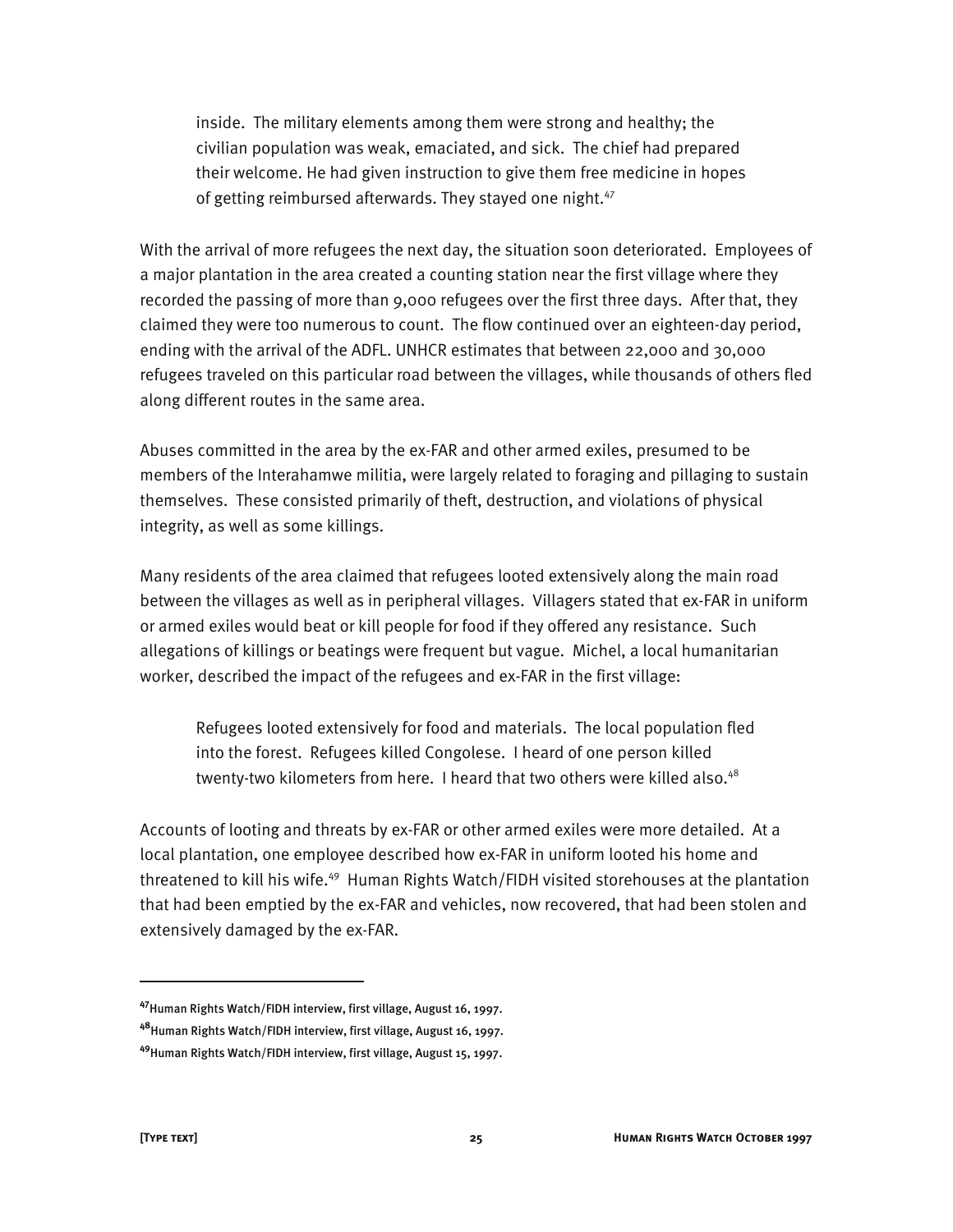> inside. The military elements among them were strong and healthy; the civilian population was weak, emaciated, and sick. The chief had prepared their welcome. He had given instruction to give them free medicine in hopes of getting reimbursed afterwards. They stayed one night.[47]

With the arrival of more refugees the next day, the situation soon deteriorated. Employees of a major plantation in the area created a counting station near the first village where they recorded the passing of more than 9,000 refugees over the first three days. After that, they claimed they were too numerous to count. The flow continued over an eighteen-day period, ending with the arrival of the ADFL. UNHCR estimates that between 22,000 and 30,000 refugees traveled on this particular road between the villages, while thousands of others fled along different routes in the same area.

Abuses committed in the area by the ex-FAR and other armed exiles, presumed to be members of the Interahamwe militia, were largely related to foraging and pillaging to sustain themselves. These consisted primarily of theft, destruction, and violations of physical integrity, as well as some killings.

Many residents of the area claimed that refugees looted extensively along the main road between the villages as well as in peripheral villages. Villagers stated that ex-FAR in uniform or armed exiles would beat or kill people for food if they offered any resistance. Such allegations of killings or beatings were frequent but vague. Michel, a local humanitarian worker, described the impact of the refugees and ex-FAR in the first village:

> Refugees looted extensively for food and materials. The local population fled into the forest. Refugees killed Congolese. I heard of one person killed twenty-two kilometers from here. I heard that two others were killed also.[48]

Accounts of looting and threats by ex-FAR or other armed exiles were more detailed. At a local plantation, one employee described how ex-FAR in uniform looted his home and threatened to kill his wife.[49] Human Rights Watch/FIDH visited storehouses at the plantation that had been emptied by the ex-FAR and vehicles, now recovered, that had been stolen and extensively damaged by the ex-FAR.

---

[47] Human Rights Watch/FIDH interview, first village, August 16, 1997.

[48] Human Rights Watch/FIDH interview, first village, August 16, 1997.

[49] Human Rights Watch/FIDH interview, first village, August 15, 1997.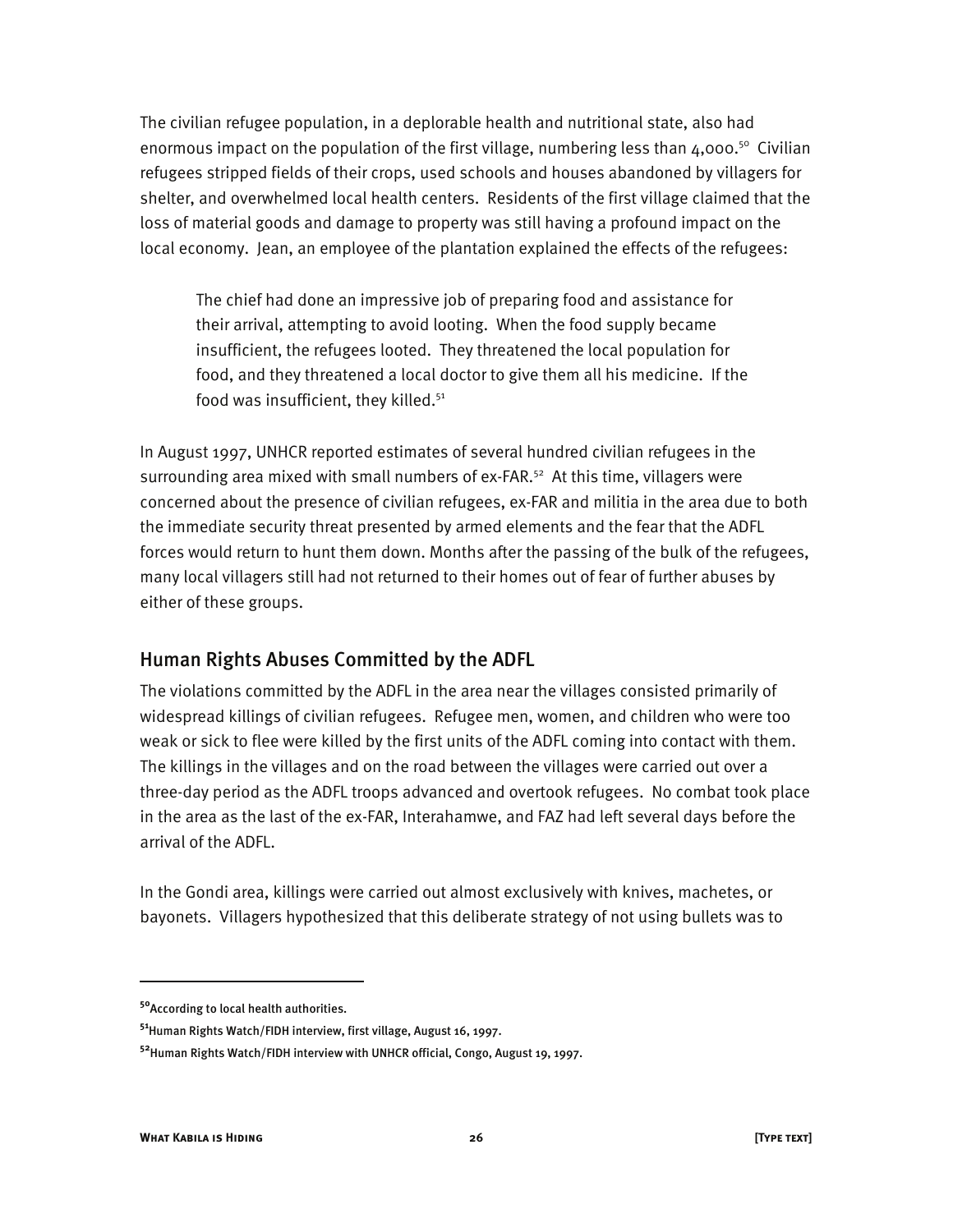The civilian refugee population, in a deplorable health and nutritional state, also had enormous impact on the population of the first village, numbering less than 4,000.[50] Civilian refugees stripped fields of their crops, used schools and houses abandoned by villagers for shelter, and overwhelmed local health centers. Residents of the first village claimed that the loss of material goods and damage to property was still having a profound impact on the local economy. Jean, an employee of the plantation explained the effects of the refugees:

> The chief had done an impressive job of preparing food and assistance for their arrival, attempting to avoid looting. When the food supply became insufficient, the refugees looted. They threatened the local population for food, and they threatened a local doctor to give them all his medicine. If the food was insufficient, they killed.[51]

In August 1997, UNHCR reported estimates of several hundred civilian refugees in the surrounding area mixed with small numbers of ex-FAR.[52] At this time, villagers were concerned about the presence of civilian refugees, ex-FAR and militia in the area due to both the immediate security threat presented by armed elements and the fear that the ADFL forces would return to hunt them down. Months after the passing of the bulk of the refugees, many local villagers still had not returned to their homes out of fear of further abuses by either of these groups.

## Human Rights Abuses Committed by the ADFL

The violations committed by the ADFL in the area near the villages consisted primarily of widespread killings of civilian refugees. Refugee men, women, and children who were too weak or sick to flee were killed by the first units of the ADFL coming into contact with them. The killings in the villages and on the road between the villages were carried out over a three-day period as the ADFL troops advanced and overtook refugees. No combat took place in the area as the last of the ex-FAR, Interahamwe, and FAZ had left several days before the arrival of the ADFL.

In the Gondi area, killings were carried out almost exclusively with knives, machetes, or bayonets. Villagers hypothesized that this deliberate strategy of not using bullets was to

---

[50] According to local health authorities.

[51] Human Rights Watch/FIDH interview, first village, August 16, 1997.

[52] Human Rights Watch/FIDH interview with UNHCR official, Congo, August 19, 1997.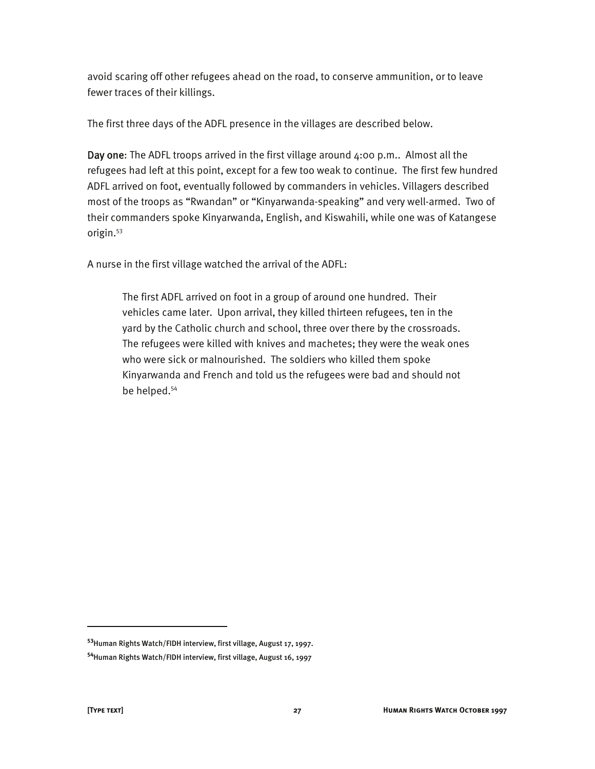avoid scaring off other refugees ahead on the road, to conserve ammunition, or to leave fewer traces of their killings.

The first three days of the ADFL presence in the villages are described below.

**Day one**: The ADFL troops arrived in the first village around 4:00 p.m.. Almost all the refugees had left at this point, except for a few too weak to continue. The first few hundred ADFL arrived on foot, eventually followed by commanders in vehicles. Villagers described most of the troops as "Rwandan" or "Kinyarwanda-speaking" and very well-armed. Two of their commanders spoke Kinyarwanda, English, and Kiswahili, while one was of Katangese origin.[53]

A nurse in the first village watched the arrival of the ADFL:

> The first ADFL arrived on foot in a group of around one hundred. Their vehicles came later. Upon arrival, they killed thirteen refugees, ten in the yard by the Catholic church and school, three over there by the crossroads. The refugees were killed with knives and machetes; they were the weak ones who were sick or malnourished. The soldiers who killed them spoke Kinyarwanda and French and told us the refugees were bad and should not be helped.[54]

---

[53] Human Rights Watch/FIDH interview, first village, August 17, 1997.

[54] Human Rights Watch/FIDH interview, first village, August 16, 1997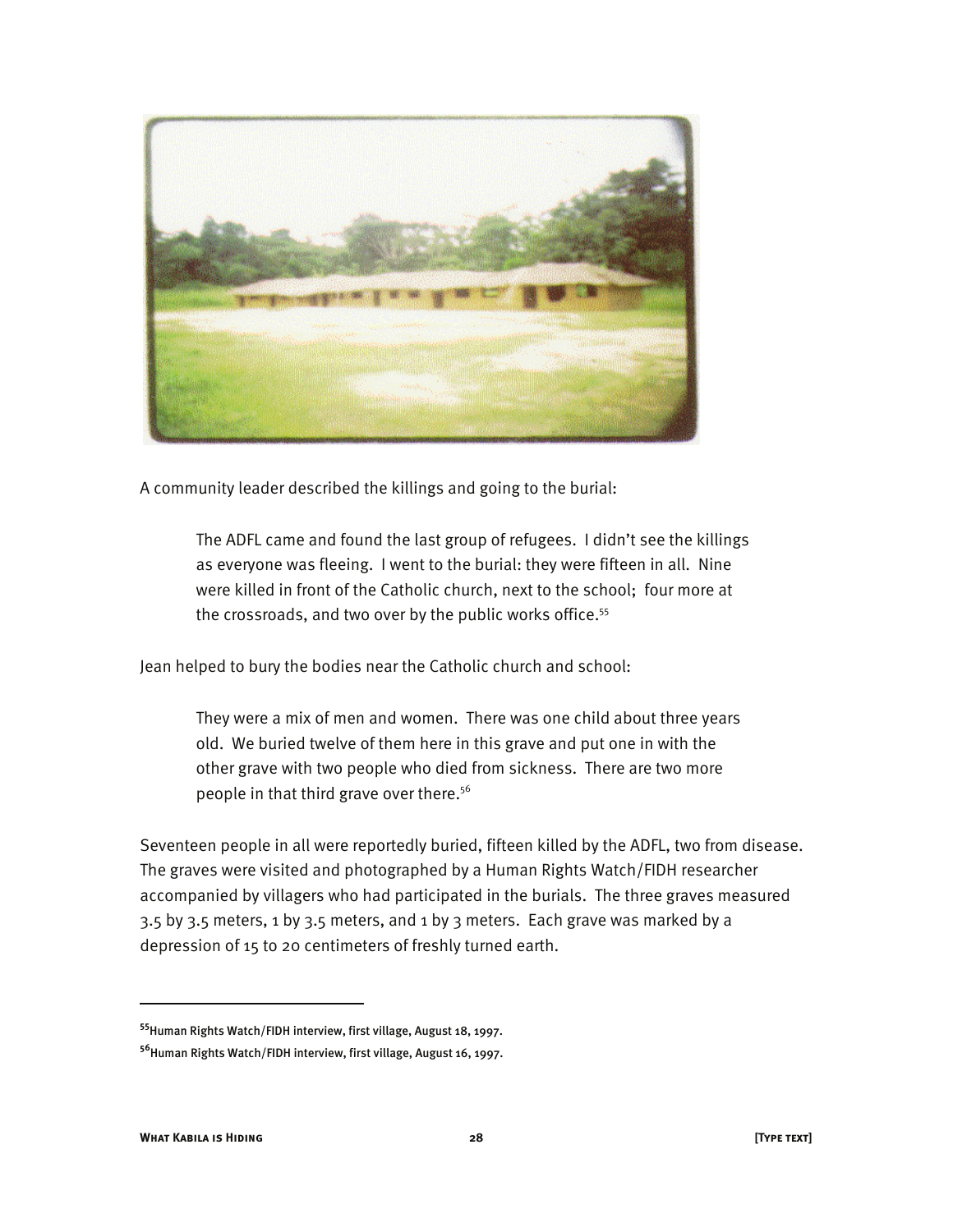A community leader described the killings and going to the burial:

> The ADFL came and found the last group of refugees. I didn't see the killings as everyone was fleeing. I went to the burial: they were fifteen in all. Nine were killed in front of the Catholic church, next to the school; four more at the crossroads, and two over by the public works office.[55]

Jean helped to bury the bodies near the Catholic church and school:

> They were a mix of men and women. There was one child about three years old. We buried twelve of them here in this grave and put one in with the other grave with two people who died from sickness. There are two more people in that third grave over there.[56]

Seventeen people in all were reportedly buried, fifteen killed by the ADFL, two from disease. The graves were visited and photographed by a Human Rights Watch/FIDH researcher accompanied by villagers who had participated in the burials. The three graves measured 3.5 by 3.5 meters, 1 by 3.5 meters, and 1 by 3 meters. Each grave was marked by a depression of 15 to 20 centimeters of freshly turned earth.

---

[55] Human Rights Watch/FIDH interview, first village, August 18, 1997.

[56] Human Rights Watch/FIDH interview, first village, August 16, 1997.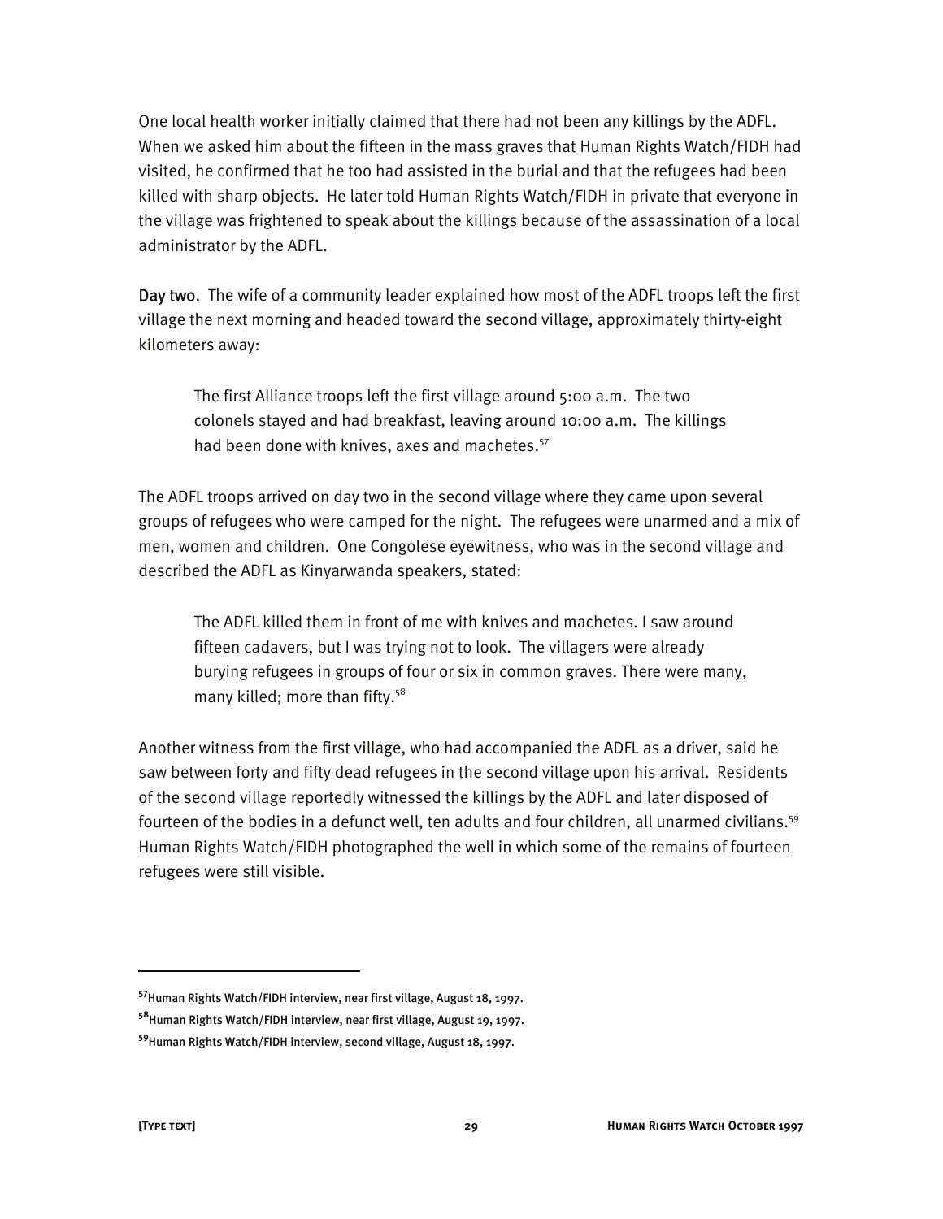One local health worker initially claimed that there had not been any killings by the ADFL. When we asked him about the fifteen in the mass graves that Human Rights Watch/FIDH had visited, he confirmed that he too had assisted in the burial and that the refugees had been killed with sharp objects. He later told Human Rights Watch/FIDH in private that everyone in the village was frightened to speak about the killings because of the assassination of a local administrator by the ADFL.

**Day two**. The wife of a community leader explained how most of the ADFL troops left the first village the next morning and headed toward the second village, approximately thirty-eight kilometers away:

> The first Alliance troops left the first village around 5:00 a.m. The two colonels stayed and had breakfast, leaving around 10:00 a.m. The killings had been done with knives, axes and machetes.[57]

The ADFL troops arrived on day two in the second village where they came upon several groups of refugees who were camped for the night. The refugees were unarmed and a mix of men, women and children. One Congolese eyewitness, who was in the second village and described the ADFL as Kinyarwanda speakers, stated:

> The ADFL killed them in front of me with knives and machetes. I saw around fifteen cadavers, but I was trying not to look. The villagers were already burying refugees in groups of four or six in common graves. There were many, many killed; more than fifty.[58]

Another witness from the first village, who had accompanied the ADFL as a driver, said he saw between forty and fifty dead refugees in the second village upon his arrival. Residents of the second village reportedly witnessed the killings by the ADFL and later disposed of fourteen of the bodies in a defunct well, ten adults and four children, all unarmed civilians.[59] Human Rights Watch/FIDH photographed the well in which some of the remains of fourteen refugees were still visible.

---

[57] Human Rights Watch/FIDH interview, near first village, August 18, 1997.

[58] Human Rights Watch/FIDH interview, near first village, August 19, 1997.

[59] Human Rights Watch/FIDH interview, second village, August 18, 1997.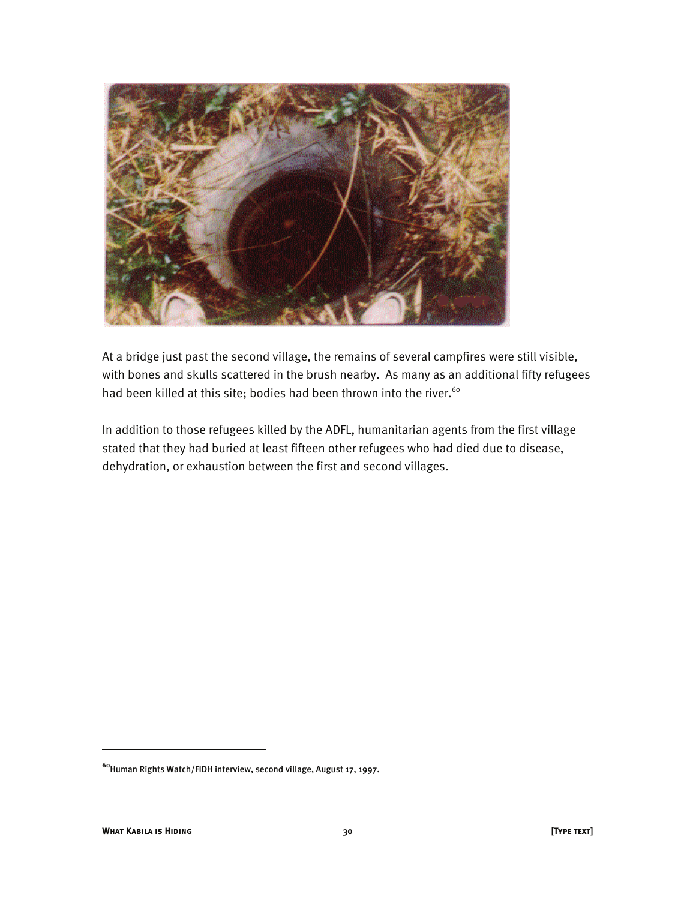At a bridge just past the second village, the remains of several campfires were still visible, with bones and skulls scattered in the brush nearby. As many as an additional fifty refugees had been killed at this site; bodies had been thrown into the river.[60]

In addition to those refugees killed by the ADFL, humanitarian agents from the first village stated that they had buried at least fifteen other refugees who had died due to disease, dehydration, or exhaustion between the first and second villages.

---

[60] Human Rights Watch/FIDH interview, second village, August 17, 1997.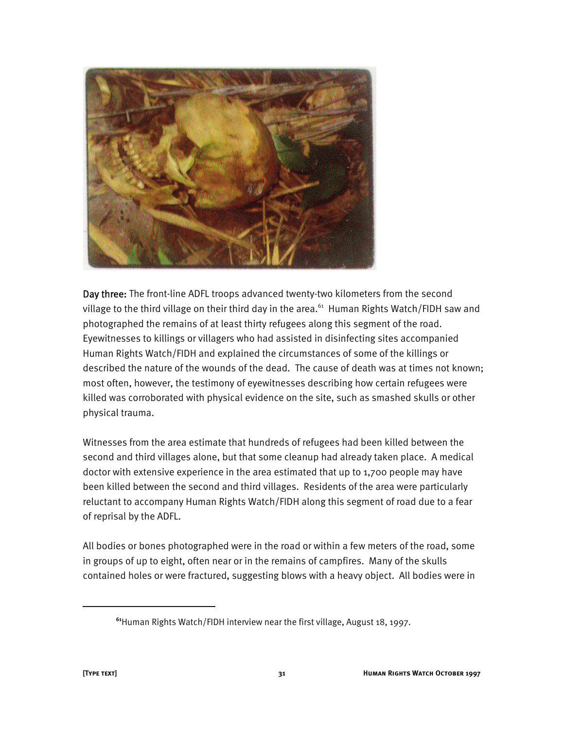**Day three:** The front-line ADFL troops advanced twenty-two kilometers from the second village to the third village on their third day in the area.[61] Human Rights Watch/FIDH saw and photographed the remains of at least thirty refugees along this segment of the road. Eyewitnesses to killings or villagers who had assisted in disinfecting sites accompanied Human Rights Watch/FIDH and explained the circumstances of some of the killings or described the nature of the wounds of the dead. The cause of death was at times not known; most often, however, the testimony of eyewitnesses describing how certain refugees were killed was corroborated with physical evidence on the site, such as smashed skulls or other physical trauma.

Witnesses from the area estimate that hundreds of refugees had been killed between the second and third villages alone, but that some cleanup had already taken place. A medical doctor with extensive experience in the area estimated that up to 1,700 people may have been killed between the second and third villages. Residents of the area were particularly reluctant to accompany Human Rights Watch/FIDH along this segment of road due to a fear of reprisal by the ADFL.

All bodies or bones photographed were in the road or within a few meters of the road, some in groups of up to eight, often near or in the remains of campfires. Many of the skulls contained holes or were fractured, suggesting blows with a heavy object. All bodies were in

---

[61] Human Rights Watch/FIDH interview near the first village, August 18, 1997.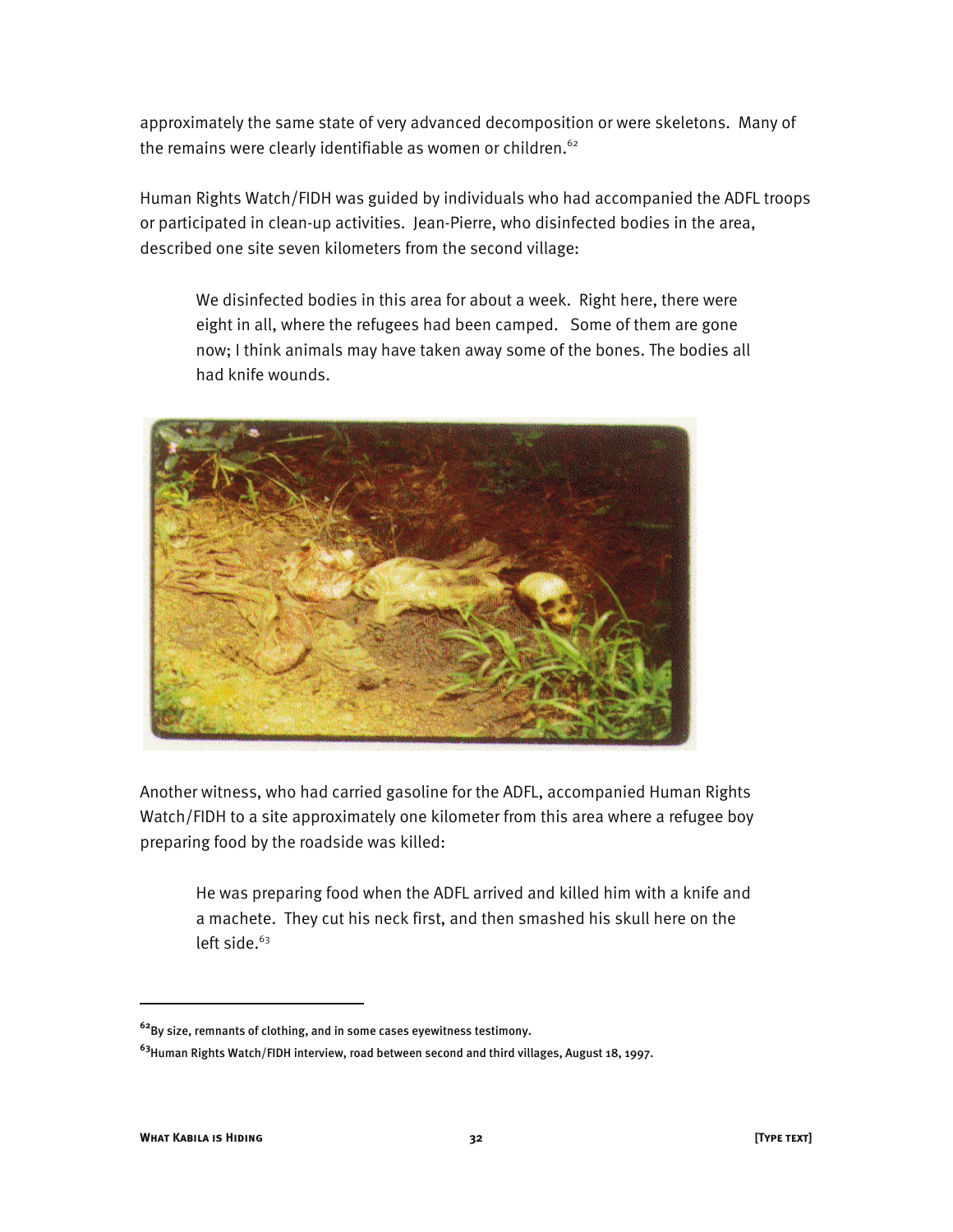approximately the same state of very advanced decomposition or were skeletons. Many of the remains were clearly identifiable as women or children.[62]

Human Rights Watch/FIDH was guided by individuals who had accompanied the ADFL troops or participated in clean-up activities. Jean-Pierre, who disinfected bodies in the area, described one site seven kilometers from the second village:

> We disinfected bodies in this area for about a week. Right here, there were eight in all, where the refugees had been camped. Some of them are gone now; I think animals may have taken away some of the bones. The bodies all had knife wounds.

Another witness, who had carried gasoline for the ADFL, accompanied Human Rights Watch/FIDH to a site approximately one kilometer from this area where a refugee boy preparing food by the roadside was killed:

> He was preparing food when the ADFL arrived and killed him with a knife and a machete. They cut his neck first, and then smashed his skull here on the left side.[63]

---

[62] By size, remnants of clothing, and in some cases eyewitness testimony.

[63] Human Rights Watch/FIDH interview, road between second and third villages, August 18, 1997.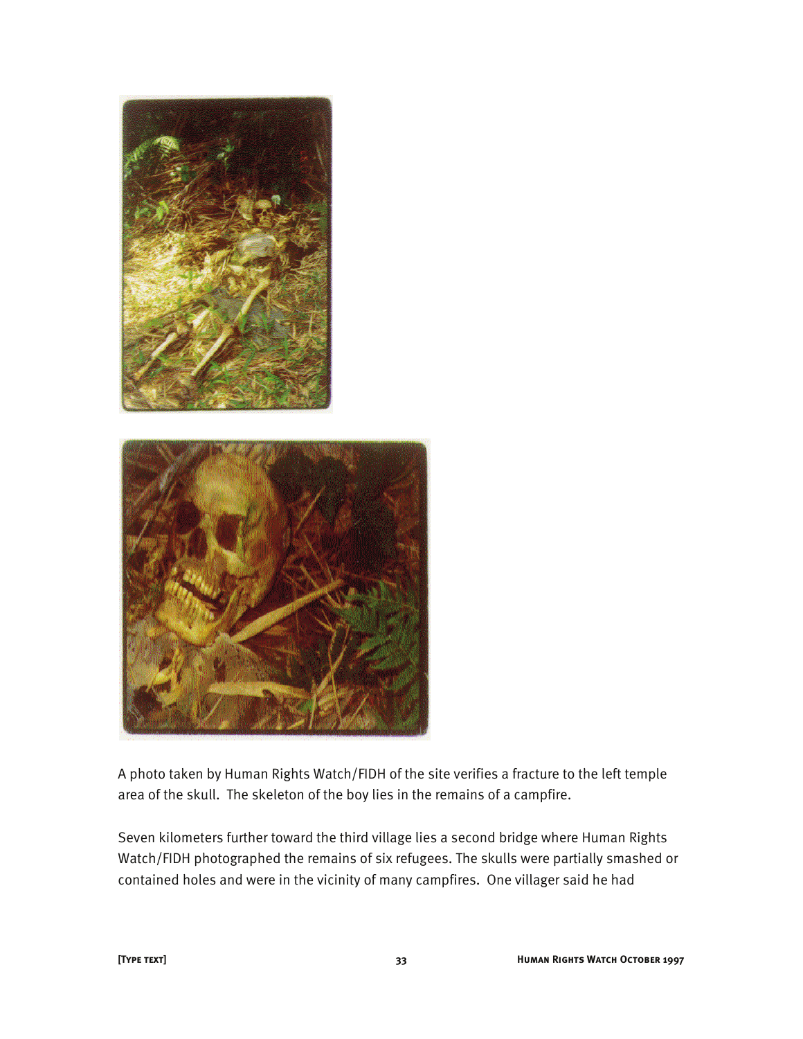A photo taken by Human Rights Watch/FIDH of the site verifies a fracture to the left temple area of the skull. The skeleton of the boy lies in the remains of a campfire.

Seven kilometers further toward the third village lies a second bridge where Human Rights Watch/FIDH photographed the remains of six refugees. The skulls were partially smashed or contained holes and were in the vicinity of many campfires. One villager said he had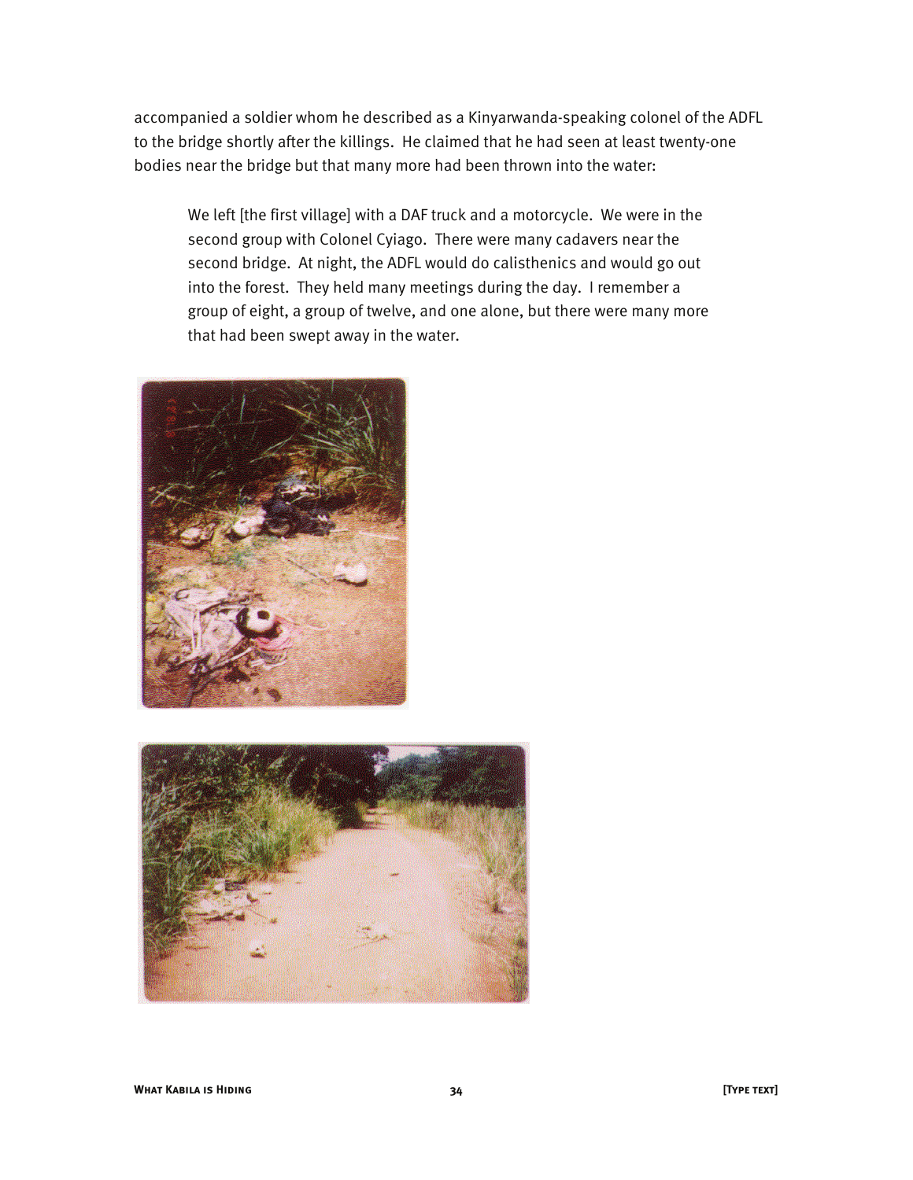accompanied a soldier whom he described as a Kinyarwanda-speaking colonel of the ADFL to the bridge shortly after the killings. He claimed that he had seen at least twenty-one bodies near the bridge but that many more had been thrown into the water:

> We left [the first village] with a DAF truck and a motorcycle. We were in the second group with Colonel Cyiago. There were many cadavers near the second bridge. At night, the ADFL would do calisthenics and would go out into the forest. They held many meetings during the day. I remember a group of eight, a group of twelve, and one alone, but there were many more that had been swept away in the water.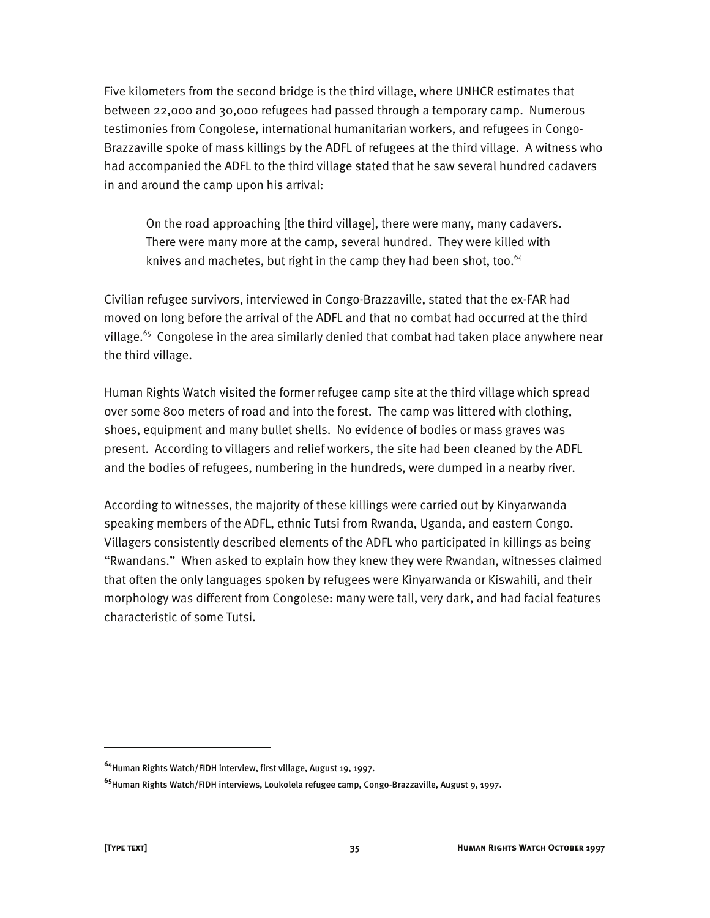Five kilometers from the second bridge is the third village, where UNHCR estimates that between 22,000 and 30,000 refugees had passed through a temporary camp. Numerous testimonies from Congolese, international humanitarian workers, and refugees in Congo-Brazzaville spoke of mass killings by the ADFL of refugees at the third village. A witness who had accompanied the ADFL to the third village stated that he saw several hundred cadavers in and around the camp upon his arrival:

> On the road approaching [the third village], there were many, many cadavers. There were many more at the camp, several hundred. They were killed with knives and machetes, but right in the camp they had been shot, too.[64]

Civilian refugee survivors, interviewed in Congo-Brazzaville, stated that the ex-FAR had moved on long before the arrival of the ADFL and that no combat had occurred at the third village.[65] Congolese in the area similarly denied that combat had taken place anywhere near the third village.

Human Rights Watch visited the former refugee camp site at the third village which spread over some 800 meters of road and into the forest. The camp was littered with clothing, shoes, equipment and many bullet shells. No evidence of bodies or mass graves was present. According to villagers and relief workers, the site had been cleaned by the ADFL and the bodies of refugees, numbering in the hundreds, were dumped in a nearby river.

According to witnesses, the majority of these killings were carried out by Kinyarwanda speaking members of the ADFL, ethnic Tutsi from Rwanda, Uganda, and eastern Congo. Villagers consistently described elements of the ADFL who participated in killings as being "Rwandans." When asked to explain how they knew they were Rwandan, witnesses claimed that often the only languages spoken by refugees were Kinyarwanda or Kiswahili, and their morphology was different from Congolese: many were tall, very dark, and had facial features characteristic of some Tutsi.

---

[64] Human Rights Watch/FIDH interview, first village, August 19, 1997.

[65] Human Rights Watch/FIDH interviews, Loukolela refugee camp, Congo-Brazzaville, August 9, 1997.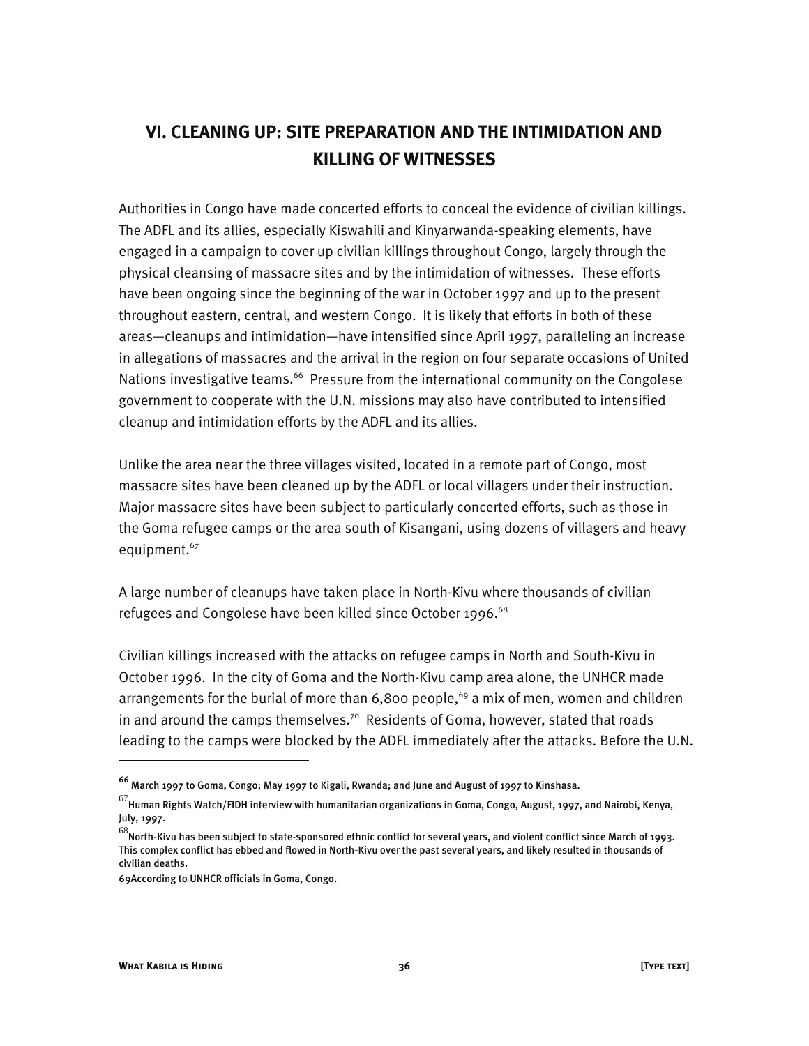## VI. CLEANING UP: SITE PREPARATION AND THE INTIMIDATION AND KILLING OF WITNESSES

Authorities in Congo have made concerted efforts to conceal the evidence of civilian killings. The ADFL and its allies, especially Kiswahili and Kinyarwanda-speaking elements, have engaged in a campaign to cover up civilian killings throughout Congo, largely through the physical cleansing of massacre sites and by the intimidation of witnesses. These efforts have been ongoing since the beginning of the war in October 1997 and up to the present throughout eastern, central, and western Congo. It is likely that efforts in both of these areas—cleanups and intimidation—have intensified since April 1997, paralleling an increase in allegations of massacres and the arrival in the region on four separate occasions of United Nations investigative teams.[66] Pressure from the international community on the Congolese government to cooperate with the U.N. missions may also have contributed to intensified cleanup and intimidation efforts by the ADFL and its allies.

Unlike the area near the three villages visited, located in a remote part of Congo, most massacre sites have been cleaned up by the ADFL or local villagers under their instruction. Major massacre sites have been subject to particularly concerted efforts, such as those in the Goma refugee camps or the area south of Kisangani, using dozens of villagers and heavy equipment.[67]

A large number of cleanups have taken place in North-Kivu where thousands of civilian refugees and Congolese have been killed since October 1996.[68]

Civilian killings increased with the attacks on refugee camps in North and South-Kivu in October 1996. In the city of Goma and the North-Kivu camp area alone, the UNHCR made arrangements for the burial of more than 6,800 people,[69] a mix of men, women and children in and around the camps themselves.[70] Residents of Goma, however, stated that roads leading to the camps were blocked by the ADFL immediately after the attacks. Before the U.N.

---

[66] March 1997 to Goma, Congo; May 1997 to Kigali, Rwanda; and June and August of 1997 to Kinshasa.

[67] Human Rights Watch/FIDH interview with humanitarian organizations in Goma, Congo, August, 1997, and Nairobi, Kenya, July, 1997.

[68] North-Kivu has been subject to state-sponsored ethnic conflict for several years, and violent conflict since March of 1993. This complex conflict has ebbed and flowed in North-Kivu over the past several years, and likely resulted in thousands of civilian deaths.

69According to UNHCR officials in Goma, Congo.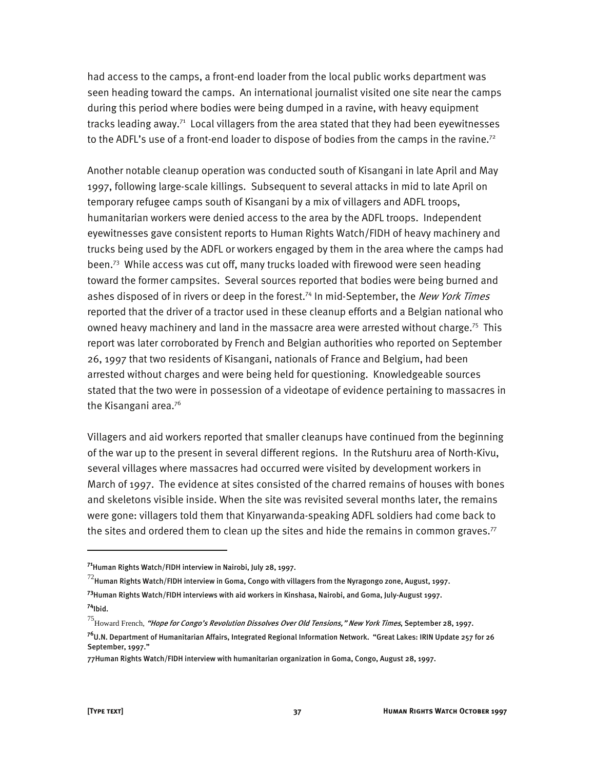had access to the camps, a front-end loader from the local public works department was seen heading toward the camps. An international journalist visited one site near the camps during this period where bodies were being dumped in a ravine, with heavy equipment tracks leading away.[71] Local villagers from the area stated that they had been eyewitnesses to the ADFL's use of a front-end loader to dispose of bodies from the camps in the ravine.[72]

Another notable cleanup operation was conducted south of Kisangani in late April and May 1997, following large-scale killings. Subsequent to several attacks in mid to late April on temporary refugee camps south of Kisangani by a mix of villagers and ADFL troops, humanitarian workers were denied access to the area by the ADFL troops. Independent eyewitnesses gave consistent reports to Human Rights Watch/FIDH of heavy machinery and trucks being used by the ADFL or workers engaged by them in the area where the camps had been.[73] While access was cut off, many trucks loaded with firewood were seen heading toward the former campsites. Several sources reported that bodies were being burned and ashes disposed of in rivers or deep in the forest.[74] In mid-September, the *New York Times* reported that the driver of a tractor used in these cleanup efforts and a Belgian national who owned heavy machinery and land in the massacre area were arrested without charge.[75] This report was later corroborated by French and Belgian authorities who reported on September 26, 1997 that two residents of Kisangani, nationals of France and Belgium, had been arrested without charges and were being held for questioning. Knowledgeable sources stated that the two were in possession of a videotape of evidence pertaining to massacres in the Kisangani area.[76]

Villagers and aid workers reported that smaller cleanups have continued from the beginning of the war up to the present in several different regions. In the Rutshuru area of North-Kivu, several villages where massacres had occurred were visited by development workers in March of 1997. The evidence at sites consisted of the charred remains of houses with bones and skeletons visible inside. When the site was revisited several months later, the remains were gone: villagers told them that Kinyarwanda-speaking ADFL soldiers had come back to the sites and ordered them to clean up the sites and hide the remains in common graves.[77]

---

[71] Human Rights Watch/FIDH interview in Nairobi, July 28, 1997.

[72] Human Rights Watch/FIDH interview in Goma, Congo with villagers from the Nyragongo zone, August, 1997.

[73] Human Rights Watch/FIDH interviews with aid workers in Kinshasa, Nairobi, and Goma, July-August 1997.

[74] Ibid.

[75] Howard French, *"Hope for Congo's Revolution Dissolves Over Old Tensions," New York Times*, September 28, 1997.

[76] U.N. Department of Humanitarian Affairs, Integrated Regional Information Network. "Great Lakes: IRIN Update 257 for 26 September, 1997."

[77] Human Rights Watch/FIDH interview with humanitarian organization in Goma, Congo, August 28, 1997.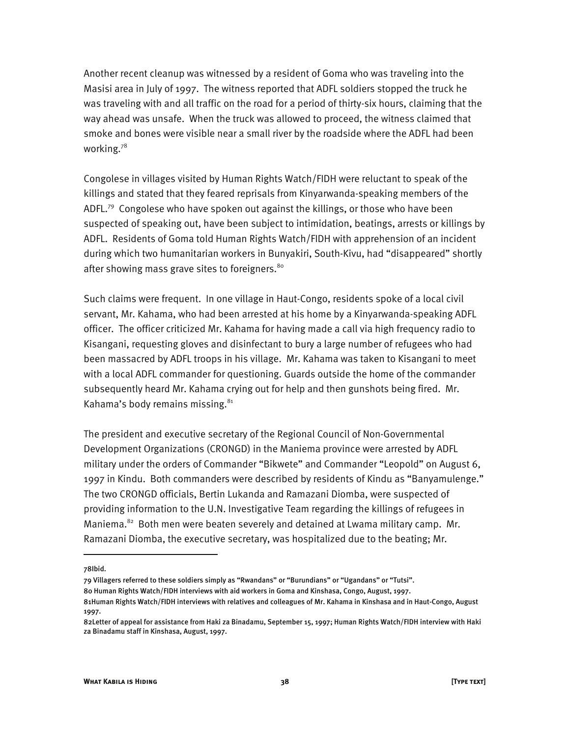Another recent cleanup was witnessed by a resident of Goma who was traveling into the Masisi area in July of 1997. The witness reported that ADFL soldiers stopped the truck he was traveling with and all traffic on the road for a period of thirty-six hours, claiming that the way ahead was unsafe. When the truck was allowed to proceed, the witness claimed that smoke and bones were visible near a small river by the roadside where the ADFL had been working.[78]

Congolese in villages visited by Human Rights Watch/FIDH were reluctant to speak of the killings and stated that they feared reprisals from Kinyarwanda-speaking members of the ADFL.[79] Congolese who have spoken out against the killings, or those who have been suspected of speaking out, have been subject to intimidation, beatings, arrests or killings by ADFL. Residents of Goma told Human Rights Watch/FIDH with apprehension of an incident during which two humanitarian workers in Bunyakiri, South-Kivu, had "disappeared" shortly after showing mass grave sites to foreigners.[80]

Such claims were frequent. In one village in Haut-Congo, residents spoke of a local civil servant, Mr. Kahama, who had been arrested at his home by a Kinyarwanda-speaking ADFL officer. The officer criticized Mr. Kahama for having made a call via high frequency radio to Kisangani, requesting gloves and disinfectant to bury a large number of refugees who had been massacred by ADFL troops in his village. Mr. Kahama was taken to Kisangani to meet with a local ADFL commander for questioning. Guards outside the home of the commander subsequently heard Mr. Kahama crying out for help and then gunshots being fired. Mr. Kahama's body remains missing.[81]

The president and executive secretary of the Regional Council of Non-Governmental Development Organizations (CRONGD) in the Maniema province were arrested by ADFL military under the orders of Commander "Bikwete" and Commander "Leopold" on August 6, 1997 in Kindu. Both commanders were described by residents of Kindu as "Banyamulenge." The two CRONGD officials, Bertin Lukanda and Ramazani Diomba, were suspected of providing information to the U.N. Investigative Team regarding the killings of refugees in Maniema.[82] Both men were beaten severely and detained at Lwama military camp. Mr. Ramazani Diomba, the executive secretary, was hospitalized due to the beating; Mr.

---

78Ibid.

79 Villagers referred to these soldiers simply as "Rwandans" or "Burundians" or "Ugandans" or "Tutsi".

80 Human Rights Watch/FIDH interviews with aid workers in Goma and Kinshasa, Congo, August, 1997.

81Human Rights Watch/FIDH interviews with relatives and colleagues of Mr. Kahama in Kinshasa and in Haut-Congo, August 1997.

82Letter of appeal for assistance from Haki za Binadamu, September 15, 1997; Human Rights Watch/FIDH interview with Haki za Binadamu staff in Kinshasa, August, 1997.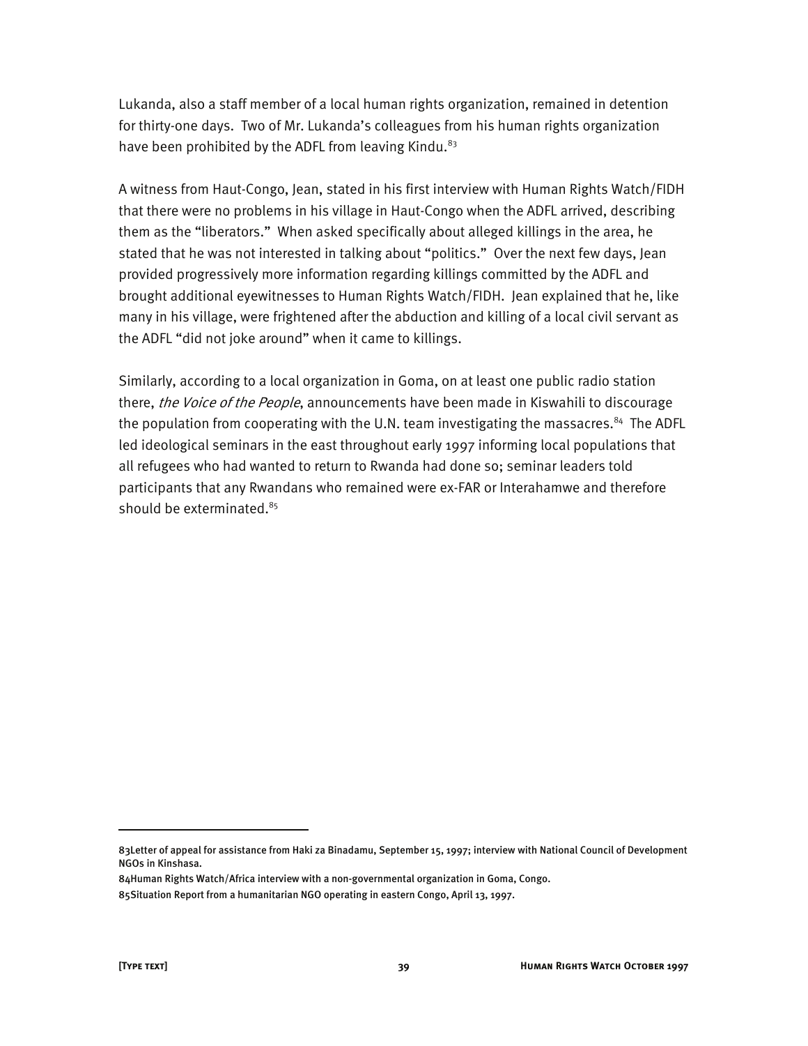Lukanda, also a staff member of a local human rights organization, remained in detention for thirty-one days. Two of Mr. Lukanda's colleagues from his human rights organization have been prohibited by the ADFL from leaving Kindu.[83]

A witness from Haut-Congo, Jean, stated in his first interview with Human Rights Watch/FIDH that there were no problems in his village in Haut-Congo when the ADFL arrived, describing them as the "liberators." When asked specifically about alleged killings in the area, he stated that he was not interested in talking about "politics." Over the next few days, Jean provided progressively more information regarding killings committed by the ADFL and brought additional eyewitnesses to Human Rights Watch/FIDH. Jean explained that he, like many in his village, were frightened after the abduction and killing of a local civil servant as the ADFL "did not joke around" when it came to killings.

Similarly, according to a local organization in Goma, on at least one public radio station there, *the Voice of the People*, announcements have been made in Kiswahili to discourage the population from cooperating with the U.N. team investigating the massacres.[84] The ADFL led ideological seminars in the east throughout early 1997 informing local populations that all refugees who had wanted to return to Rwanda had done so; seminar leaders told participants that any Rwandans who remained were ex-FAR or Interahamwe and therefore should be exterminated.[85]

---

83Letter of appeal for assistance from Haki za Binadamu, September 15, 1997; interview with National Council of Development NGOs in Kinshasa.

84Human Rights Watch/Africa interview with a non-governmental organization in Goma, Congo.

85Situation Report from a humanitarian NGO operating in eastern Congo, April 13, 1997.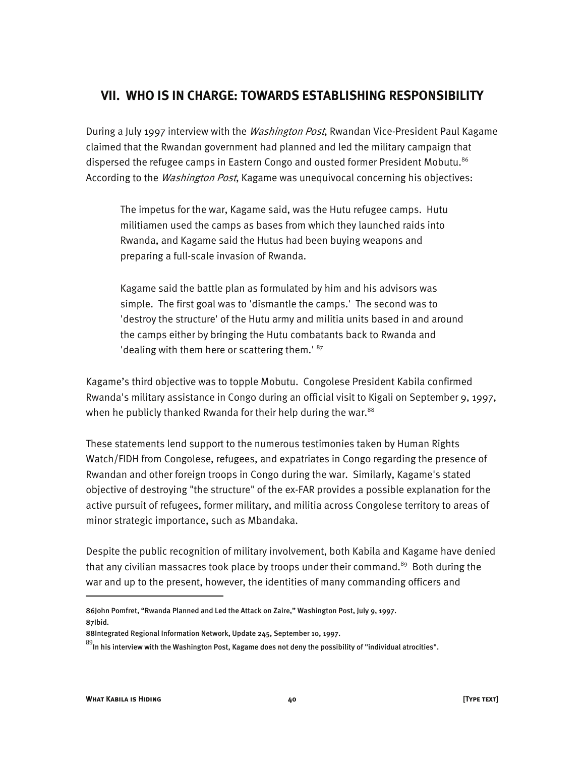## VII. WHO IS IN CHARGE: TOWARDS ESTABLISHING RESPONSIBILITY

During a July 1997 interview with the *Washington Post*, Rwandan Vice-President Paul Kagame claimed that the Rwandan government had planned and led the military campaign that dispersed the refugee camps in Eastern Congo and ousted former President Mobutu.[86] According to the *Washington Post*, Kagame was unequivocal concerning his objectives:

> The impetus for the war, Kagame said, was the Hutu refugee camps. Hutu militiamen used the camps as bases from which they launched raids into Rwanda, and Kagame said the Hutus had been buying weapons and preparing a full-scale invasion of Rwanda.
>
> Kagame said the battle plan as formulated by him and his advisors was simple. The first goal was to 'dismantle the camps.' The second was to 'destroy the structure' of the Hutu army and militia units based in and around the camps either by bringing the Hutu combatants back to Rwanda and 'dealing with them here or scattering them.' [87]

Kagame's third objective was to topple Mobutu. Congolese President Kabila confirmed Rwanda's military assistance in Congo during an official visit to Kigali on September 9, 1997, when he publicly thanked Rwanda for their help during the war.[88]

These statements lend support to the numerous testimonies taken by Human Rights Watch/FIDH from Congolese, refugees, and expatriates in Congo regarding the presence of Rwandan and other foreign troops in Congo during the war. Similarly, Kagame's stated objective of destroying "the structure" of the ex-FAR provides a possible explanation for the active pursuit of refugees, former military, and militia across Congolese territory to areas of minor strategic importance, such as Mbandaka.

Despite the public recognition of military involvement, both Kabila and Kagame have denied that any civilian massacres took place by troops under their command.[89] Both during the war and up to the present, however, the identities of many commanding officers and

---

86John Pomfret, "Rwanda Planned and Led the Attack on Zaire," Washington Post, July 9, 1997.

87Ibid.

88Integrated Regional Information Network, Update 245, September 10, 1997.

89In his interview with the Washington Post, Kagame does not deny the possibility of "individual atrocities".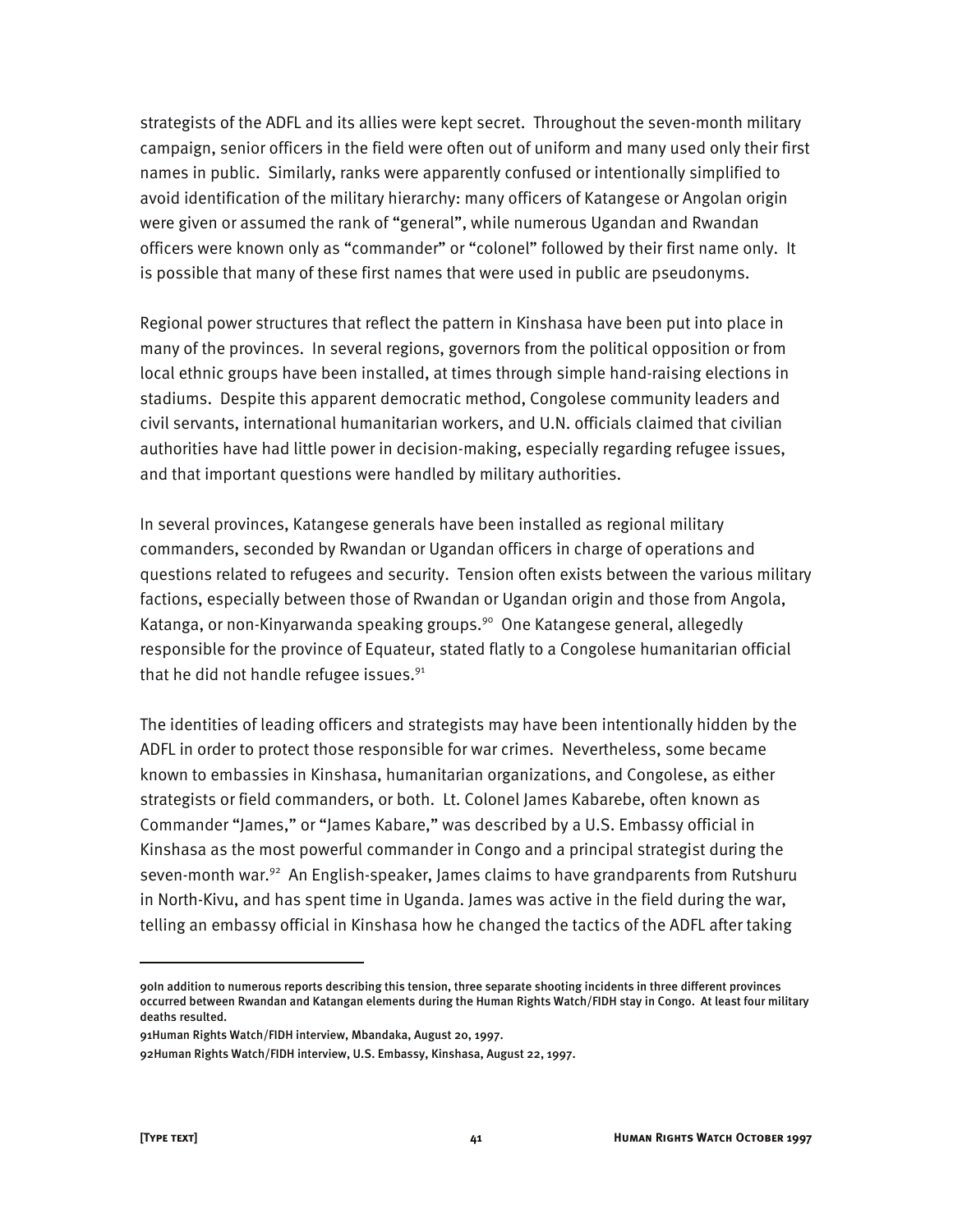strategists of the ADFL and its allies were kept secret. Throughout the seven-month military campaign, senior officers in the field were often out of uniform and many used only their first names in public. Similarly, ranks were apparently confused or intentionally simplified to avoid identification of the military hierarchy: many officers of Katangese or Angolan origin were given or assumed the rank of "general", while numerous Ugandan and Rwandan officers were known only as "commander" or "colonel" followed by their first name only. It is possible that many of these first names that were used in public are pseudonyms.

Regional power structures that reflect the pattern in Kinshasa have been put into place in many of the provinces. In several regions, governors from the political opposition or from local ethnic groups have been installed, at times through simple hand-raising elections in stadiums. Despite this apparent democratic method, Congolese community leaders and civil servants, international humanitarian workers, and U.N. officials claimed that civilian authorities have had little power in decision-making, especially regarding refugee issues, and that important questions were handled by military authorities.

In several provinces, Katangese generals have been installed as regional military commanders, seconded by Rwandan or Ugandan officers in charge of operations and questions related to refugees and security. Tension often exists between the various military factions, especially between those of Rwandan or Ugandan origin and those from Angola, Katanga, or non-Kinyarwanda speaking groups.[90] One Katangese general, allegedly responsible for the province of Equateur, stated flatly to a Congolese humanitarian official that he did not handle refugee issues.[91]

The identities of leading officers and strategists may have been intentionally hidden by the ADFL in order to protect those responsible for war crimes. Nevertheless, some became known to embassies in Kinshasa, humanitarian organizations, and Congolese, as either strategists or field commanders, or both. Lt. Colonel James Kabarebe, often known as Commander "James," or "James Kabare," was described by a U.S. Embassy official in Kinshasa as the most powerful commander in Congo and a principal strategist during the seven-month war.[92] An English-speaker, James claims to have grandparents from Rutshuru in North-Kivu, and has spent time in Uganda. James was active in the field during the war, telling an embassy official in Kinshasa how he changed the tactics of the ADFL after taking

---

90In addition to numerous reports describing this tension, three separate shooting incidents in three different provinces occurred between Rwandan and Katangan elements during the Human Rights Watch/FIDH stay in Congo. At least four military deaths resulted.

91Human Rights Watch/FIDH interview, Mbandaka, August 20, 1997.

92Human Rights Watch/FIDH interview, U.S. Embassy, Kinshasa, August 22, 1997.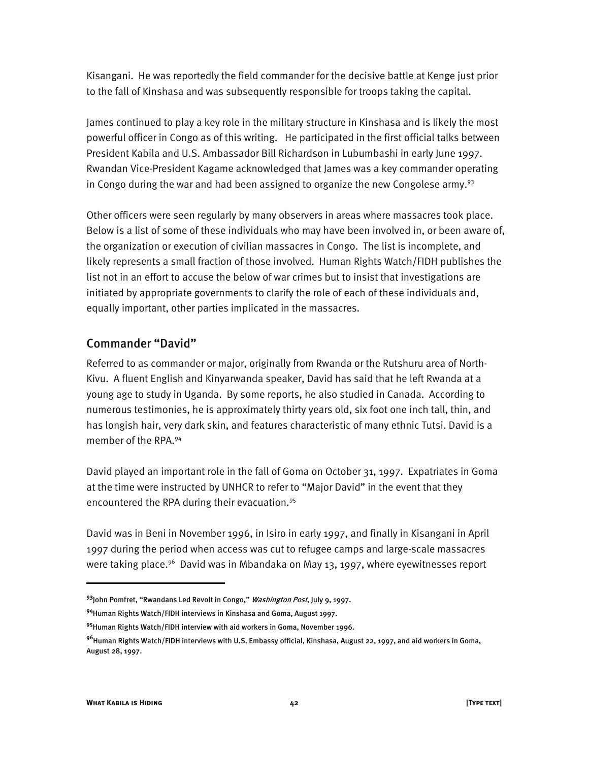Kisangani. He was reportedly the field commander for the decisive battle at Kenge just prior to the fall of Kinshasa and was subsequently responsible for troops taking the capital.

James continued to play a key role in the military structure in Kinshasa and is likely the most powerful officer in Congo as of this writing. He participated in the first official talks between President Kabila and U.S. Ambassador Bill Richardson in Lubumbashi in early June 1997. Rwandan Vice-President Kagame acknowledged that James was a key commander operating in Congo during the war and had been assigned to organize the new Congolese army.[93]

Other officers were seen regularly by many observers in areas where massacres took place. Below is a list of some of these individuals who may have been involved in, or been aware of, the organization or execution of civilian massacres in Congo. The list is incomplete, and likely represents a small fraction of those involved. Human Rights Watch/FIDH publishes the list not in an effort to accuse the below of war crimes but to insist that investigations are initiated by appropriate governments to clarify the role of each of these individuals and, equally important, other parties implicated in the massacres.

## Commander "David"

Referred to as commander or major, originally from Rwanda or the Rutshuru area of North-Kivu. A fluent English and Kinyarwanda speaker, David has said that he left Rwanda at a young age to study in Uganda. By some reports, he also studied in Canada. According to numerous testimonies, he is approximately thirty years old, six foot one inch tall, thin, and has longish hair, very dark skin, and features characteristic of many ethnic Tutsi. David is a member of the RPA.[94]

David played an important role in the fall of Goma on October 31, 1997. Expatriates in Goma at the time were instructed by UNHCR to refer to "Major David" in the event that they encountered the RPA during their evacuation.[95]

David was in Beni in November 1996, in Isiro in early 1997, and finally in Kisangani in April 1997 during the period when access was cut to refugee camps and large-scale massacres were taking place.[96] David was in Mbandaka on May 13, 1997, where eyewitnesses report

---

[93] John Pomfret, "Rwandans Led Revolt in Congo," *Washington Post*, July 9, 1997.

[94] Human Rights Watch/FIDH interviews in Kinshasa and Goma, August 1997.

[95] Human Rights Watch/FIDH interview with aid workers in Goma, November 1996.

[96] Human Rights Watch/FIDH interviews with U.S. Embassy official, Kinshasa, August 22, 1997, and aid workers in Goma, August 28, 1997.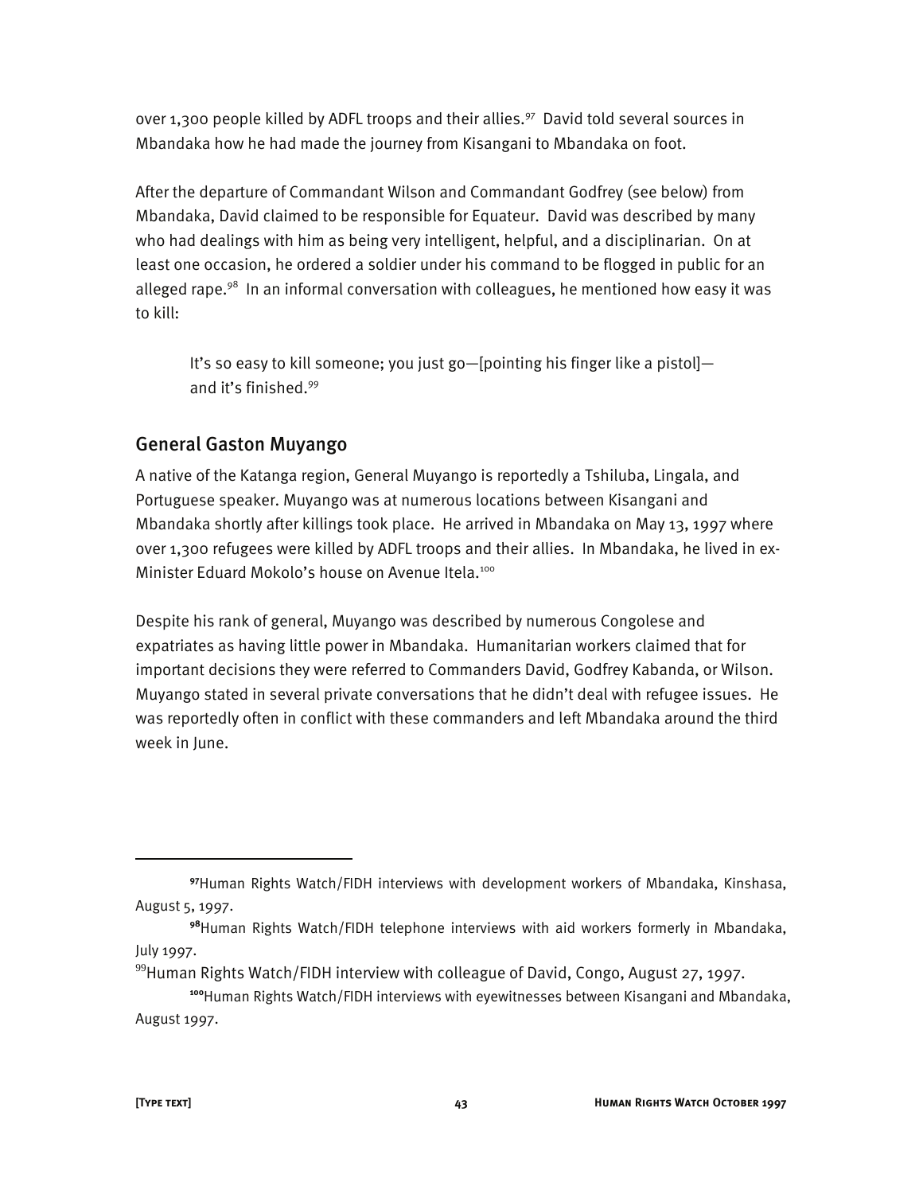over 1,300 people killed by ADFL troops and their allies.[97] David told several sources in Mbandaka how he had made the journey from Kisangani to Mbandaka on foot.

After the departure of Commandant Wilson and Commandant Godfrey (see below) from Mbandaka, David claimed to be responsible for Equateur. David was described by many who had dealings with him as being very intelligent, helpful, and a disciplinarian. On at least one occasion, he ordered a soldier under his command to be flogged in public for an alleged rape.[98] In an informal conversation with colleagues, he mentioned how easy it was to kill:

> It's so easy to kill someone; you just go—[pointing his finger like a pistol]—and it's finished.[99]

## General Gaston Muyango

A native of the Katanga region, General Muyango is reportedly a Tshiluba, Lingala, and Portuguese speaker. Muyango was at numerous locations between Kisangani and Mbandaka shortly after killings took place. He arrived in Mbandaka on May 13, 1997 where over 1,300 refugees were killed by ADFL troops and their allies. In Mbandaka, he lived in ex-Minister Eduard Mokolo's house on Avenue Itela.[100]

Despite his rank of general, Muyango was described by numerous Congolese and expatriates as having little power in Mbandaka. Humanitarian workers claimed that for important decisions they were referred to Commanders David, Godfrey Kabanda, or Wilson. Muyango stated in several private conversations that he didn't deal with refugee issues. He was reportedly often in conflict with these commanders and left Mbandaka around the third week in June.

---

[97] Human Rights Watch/FIDH interviews with development workers of Mbandaka, Kinshasa, August 5, 1997.

[98] Human Rights Watch/FIDH telephone interviews with aid workers formerly in Mbandaka, July 1997.

[99] Human Rights Watch/FIDH interview with colleague of David, Congo, August 27, 1997.

[100] Human Rights Watch/FIDH interviews with eyewitnesses between Kisangani and Mbandaka, August 1997.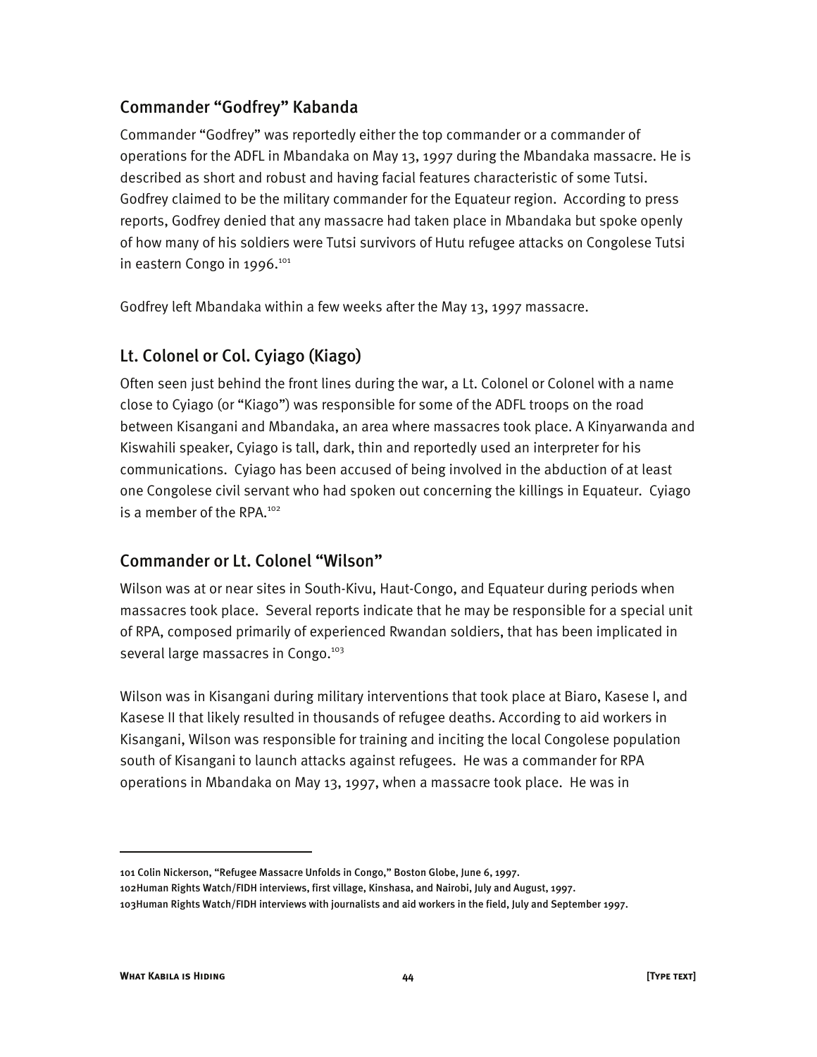## Commander "Godfrey" Kabanda

Commander "Godfrey" was reportedly either the top commander or a commander of operations for the ADFL in Mbandaka on May 13, 1997 during the Mbandaka massacre. He is described as short and robust and having facial features characteristic of some Tutsi. Godfrey claimed to be the military commander for the Equateur region. According to press reports, Godfrey denied that any massacre had taken place in Mbandaka but spoke openly of how many of his soldiers were Tutsi survivors of Hutu refugee attacks on Congolese Tutsi in eastern Congo in 1996.[101]

Godfrey left Mbandaka within a few weeks after the May 13, 1997 massacre.

## Lt. Colonel or Col. Cyiago (Kiago)

Often seen just behind the front lines during the war, a Lt. Colonel or Colonel with a name close to Cyiago (or "Kiago") was responsible for some of the ADFL troops on the road between Kisangani and Mbandaka, an area where massacres took place. A Kinyarwanda and Kiswahili speaker, Cyiago is tall, dark, thin and reportedly used an interpreter for his communications. Cyiago has been accused of being involved in the abduction of at least one Congolese civil servant who had spoken out concerning the killings in Equateur. Cyiago is a member of the RPA.[102]

## Commander or Lt. Colonel "Wilson"

Wilson was at or near sites in South-Kivu, Haut-Congo, and Equateur during periods when massacres took place. Several reports indicate that he may be responsible for a special unit of RPA, composed primarily of experienced Rwandan soldiers, that has been implicated in several large massacres in Congo.[103]

Wilson was in Kisangani during military interventions that took place at Biaro, Kasese I, and Kasese II that likely resulted in thousands of refugee deaths. According to aid workers in Kisangani, Wilson was responsible for training and inciting the local Congolese population south of Kisangani to launch attacks against refugees. He was a commander for RPA operations in Mbandaka on May 13, 1997, when a massacre took place. He was in

---

101 Colin Nickerson, "Refugee Massacre Unfolds in Congo," Boston Globe, June 6, 1997.

102 Human Rights Watch/FIDH interviews, first village, Kinshasa, and Nairobi, July and August, 1997.

103 Human Rights Watch/FIDH interviews with journalists and aid workers in the field, July and September 1997.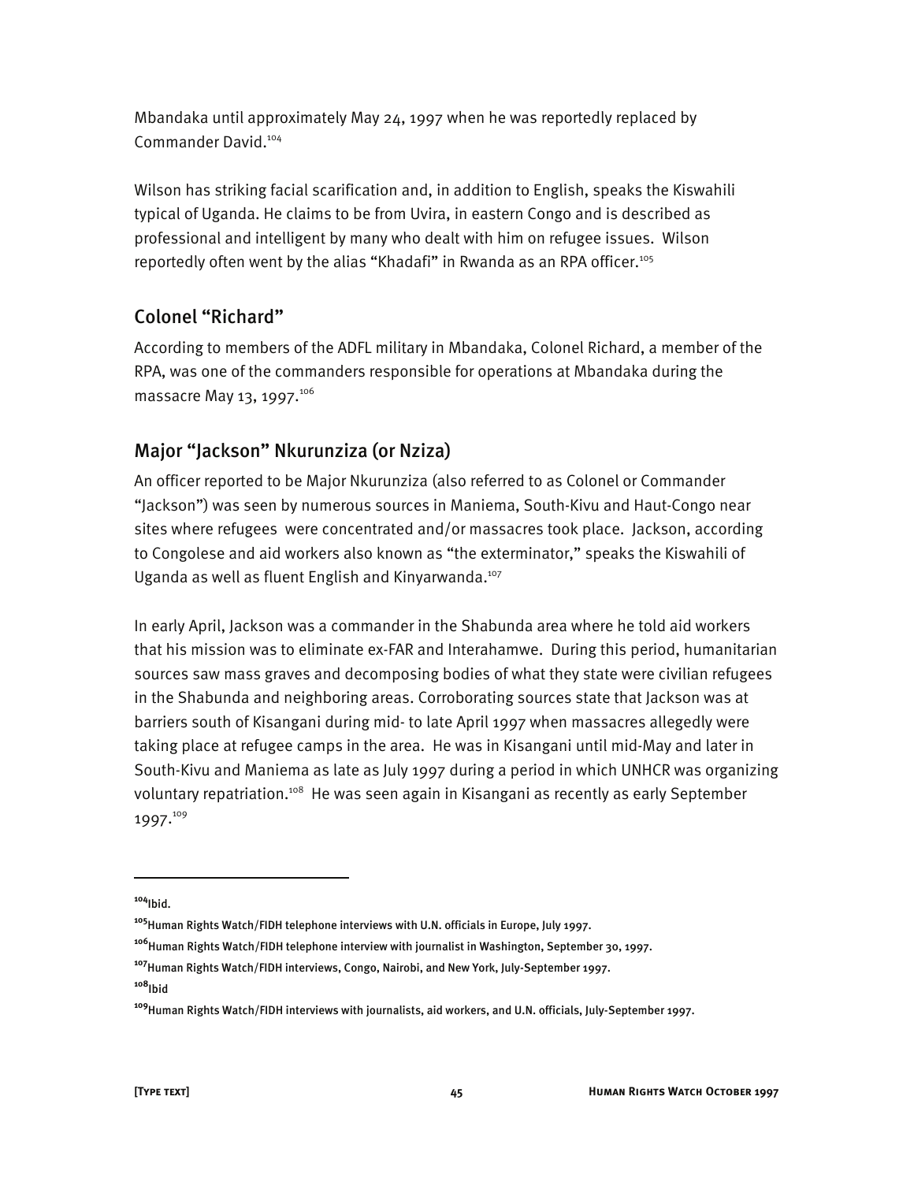Mbandaka until approximately May 24, 1997 when he was reportedly replaced by Commander David.[104]

Wilson has striking facial scarification and, in addition to English, speaks the Kiswahili typical of Uganda. He claims to be from Uvira, in eastern Congo and is described as professional and intelligent by many who dealt with him on refugee issues. Wilson reportedly often went by the alias "Khadafi" in Rwanda as an RPA officer.[105]

## Colonel "Richard"

According to members of the ADFL military in Mbandaka, Colonel Richard, a member of the RPA, was one of the commanders responsible for operations at Mbandaka during the massacre May 13, 1997.[106]

## Major "Jackson" Nkurunziza (or Nziza)

An officer reported to be Major Nkurunziza (also referred to as Colonel or Commander "Jackson") was seen by numerous sources in Maniema, South-Kivu and Haut-Congo near sites where refugees were concentrated and/or massacres took place. Jackson, according to Congolese and aid workers also known as "the exterminator," speaks the Kiswahili of Uganda as well as fluent English and Kinyarwanda.[107]

In early April, Jackson was a commander in the Shabunda area where he told aid workers that his mission was to eliminate ex-FAR and Interahamwe. During this period, humanitarian sources saw mass graves and decomposing bodies of what they state were civilian refugees in the Shabunda and neighboring areas. Corroborating sources state that Jackson was at barriers south of Kisangani during mid- to late April 1997 when massacres allegedly were taking place at refugee camps in the area. He was in Kisangani until mid-May and later in South-Kivu and Maniema as late as July 1997 during a period in which UNHCR was organizing voluntary repatriation.[108] He was seen again in Kisangani as recently as early September 1997.[109]

---

[104] Ibid.

[105] Human Rights Watch/FIDH telephone interviews with U.N. officials in Europe, July 1997.

[106] Human Rights Watch/FIDH telephone interview with journalist in Washington, September 30, 1997.

[107] Human Rights Watch/FIDH interviews, Congo, Nairobi, and New York, July-September 1997.

[108] Ibid

[109] Human Rights Watch/FIDH interviews with journalists, aid workers, and U.N. officials, July-September 1997.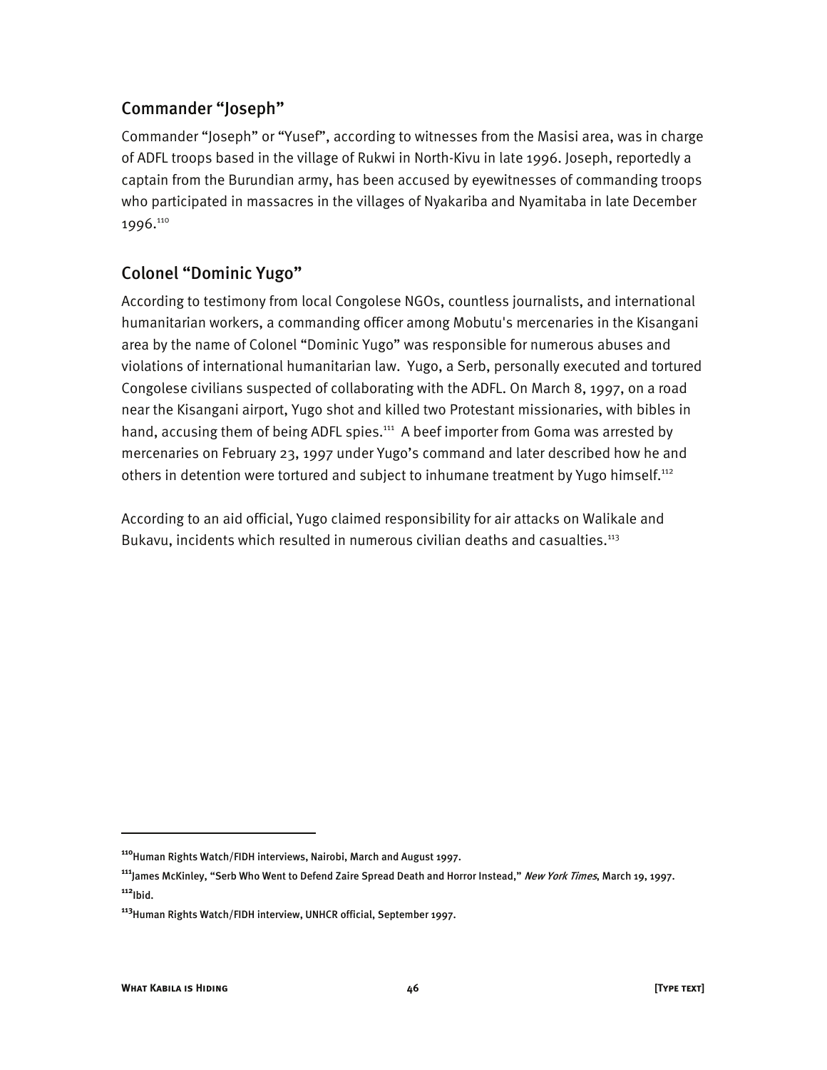## Commander "Joseph"

Commander "Joseph" or "Yusef", according to witnesses from the Masisi area, was in charge of ADFL troops based in the village of Rukwi in North-Kivu in late 1996. Joseph, reportedly a captain from the Burundian army, has been accused by eyewitnesses of commanding troops who participated in massacres in the villages of Nyakariba and Nyamitaba in late December 1996.[110]

## Colonel "Dominic Yugo"

According to testimony from local Congolese NGOs, countless journalists, and international humanitarian workers, a commanding officer among Mobutu's mercenaries in the Kisangani area by the name of Colonel "Dominic Yugo" was responsible for numerous abuses and violations of international humanitarian law. Yugo, a Serb, personally executed and tortured Congolese civilians suspected of collaborating with the ADFL. On March 8, 1997, on a road near the Kisangani airport, Yugo shot and killed two Protestant missionaries, with bibles in hand, accusing them of being ADFL spies.[111] A beef importer from Goma was arrested by mercenaries on February 23, 1997 under Yugo's command and later described how he and others in detention were tortured and subject to inhumane treatment by Yugo himself.[112]

According to an aid official, Yugo claimed responsibility for air attacks on Walikale and Bukavu, incidents which resulted in numerous civilian deaths and casualties.[113]

---

[110] Human Rights Watch/FIDH interviews, Nairobi, March and August 1997.

[111] James McKinley, "Serb Who Went to Defend Zaire Spread Death and Horror Instead," *New York Times*, March 19, 1997.

[112] Ibid.

[113] Human Rights Watch/FIDH interview, UNHCR official, September 1997.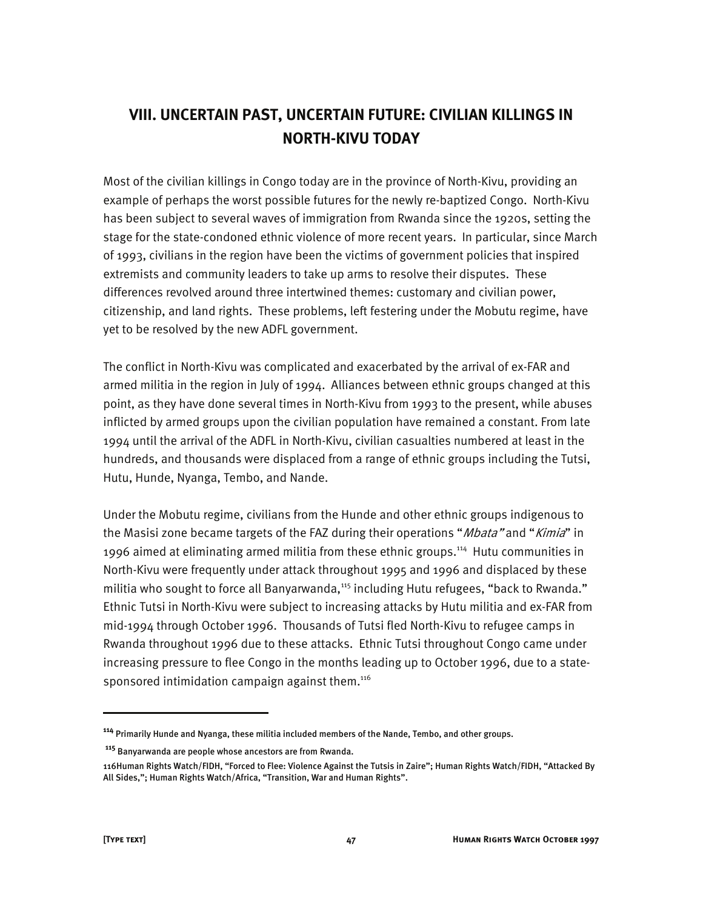## VIII. UNCERTAIN PAST, UNCERTAIN FUTURE: CIVILIAN KILLINGS IN NORTH-KIVU TODAY

Most of the civilian killings in Congo today are in the province of North-Kivu, providing an example of perhaps the worst possible futures for the newly re-baptized Congo. North-Kivu has been subject to several waves of immigration from Rwanda since the 1920s, setting the stage for the state-condoned ethnic violence of more recent years. In particular, since March of 1993, civilians in the region have been the victims of government policies that inspired extremists and community leaders to take up arms to resolve their disputes. These differences revolved around three intertwined themes: customary and civilian power, citizenship, and land rights. These problems, left festering under the Mobutu regime, have yet to be resolved by the new ADFL government.

The conflict in North-Kivu was complicated and exacerbated by the arrival of ex-FAR and armed militia in the region in July of 1994. Alliances between ethnic groups changed at this point, as they have done several times in North-Kivu from 1993 to the present, while abuses inflicted by armed groups upon the civilian population have remained a constant. From late 1994 until the arrival of the ADFL in North-Kivu, civilian casualties numbered at least in the hundreds, and thousands were displaced from a range of ethnic groups including the Tutsi, Hutu, Hunde, Nyanga, Tembo, and Nande.

Under the Mobutu regime, civilians from the Hunde and other ethnic groups indigenous to the Masisi zone became targets of the FAZ during their operations "*Mbata"* and "*Kimia*" in 1996 aimed at eliminating armed militia from these ethnic groups.[114] Hutu communities in North-Kivu were frequently under attack throughout 1995 and 1996 and displaced by these militia who sought to force all Banyarwanda,[115] including Hutu refugees, "back to Rwanda." Ethnic Tutsi in North-Kivu were subject to increasing attacks by Hutu militia and ex-FAR from mid-1994 through October 1996. Thousands of Tutsi fled North-Kivu to refugee camps in Rwanda throughout 1996 due to these attacks. Ethnic Tutsi throughout Congo came under increasing pressure to flee Congo in the months leading up to October 1996, due to a state-sponsored intimidation campaign against them.[116]

---

[114] Primarily Hunde and Nyanga, these militia included members of the Nande, Tembo, and other groups.

[115] Banyarwanda are people whose ancestors are from Rwanda.

116Human Rights Watch/FIDH, "Forced to Flee: Violence Against the Tutsis in Zaire"; Human Rights Watch/FIDH, "Attacked By All Sides,"; Human Rights Watch/Africa, "Transition, War and Human Rights".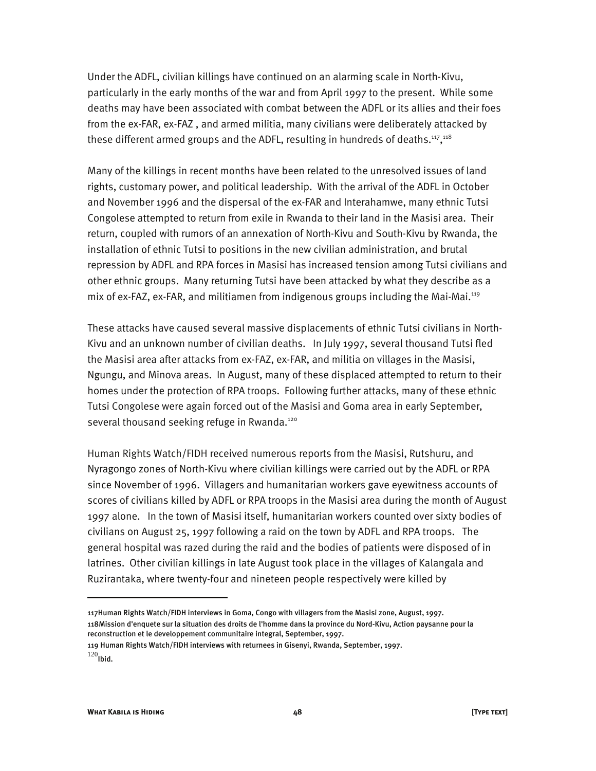Under the ADFL, civilian killings have continued on an alarming scale in North-Kivu, particularly in the early months of the war and from April 1997 to the present. While some deaths may have been associated with combat between the ADFL or its allies and their foes from the ex-FAR, ex-FAZ , and armed militia, many civilians were deliberately attacked by these different armed groups and the ADFL, resulting in hundreds of deaths.[117],[118]

Many of the killings in recent months have been related to the unresolved issues of land rights, customary power, and political leadership. With the arrival of the ADFL in October and November 1996 and the dispersal of the ex-FAR and Interahamwe, many ethnic Tutsi Congolese attempted to return from exile in Rwanda to their land in the Masisi area. Their return, coupled with rumors of an annexation of North-Kivu and South-Kivu by Rwanda, the installation of ethnic Tutsi to positions in the new civilian administration, and brutal repression by ADFL and RPA forces in Masisi has increased tension among Tutsi civilians and other ethnic groups. Many returning Tutsi have been attacked by what they describe as a mix of ex-FAZ, ex-FAR, and militiamen from indigenous groups including the Mai-Mai.[119]

These attacks have caused several massive displacements of ethnic Tutsi civilians in North-Kivu and an unknown number of civilian deaths. In July 1997, several thousand Tutsi fled the Masisi area after attacks from ex-FAZ, ex-FAR, and militia on villages in the Masisi, Ngungu, and Minova areas. In August, many of these displaced attempted to return to their homes under the protection of RPA troops. Following further attacks, many of these ethnic Tutsi Congolese were again forced out of the Masisi and Goma area in early September, several thousand seeking refuge in Rwanda.[120]

Human Rights Watch/FIDH received numerous reports from the Masisi, Rutshuru, and Nyragongo zones of North-Kivu where civilian killings were carried out by the ADFL or RPA since November of 1996. Villagers and humanitarian workers gave eyewitness accounts of scores of civilians killed by ADFL or RPA troops in the Masisi area during the month of August 1997 alone. In the town of Masisi itself, humanitarian workers counted over sixty bodies of civilians on August 25, 1997 following a raid on the town by ADFL and RPA troops. The general hospital was razed during the raid and the bodies of patients were disposed of in latrines. Other civilian killings in late August took place in the villages of Kalangala and Ruzirantaka, where twenty-four and nineteen people respectively were killed by

---

117Human Rights Watch/FIDH interviews in Goma, Congo with villagers from the Masisi zone, August, 1997.

118Mission d'enquete sur la situation des droits de l'homme dans la province du Nord-Kivu, Action paysanne pour la reconstruction et le developpement communitaire integral, September, 1997.

119 Human Rights Watch/FIDH interviews with returnees in Gisenyi, Rwanda, September, 1997.

120Ibid.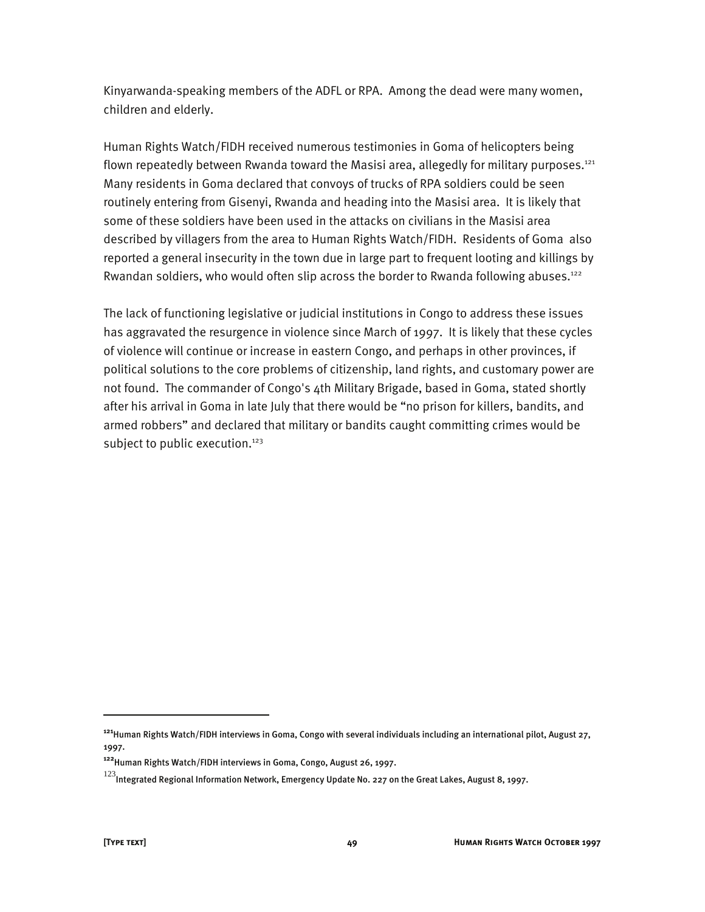Kinyarwanda-speaking members of the ADFL or RPA. Among the dead were many women, children and elderly.

Human Rights Watch/FIDH received numerous testimonies in Goma of helicopters being flown repeatedly between Rwanda toward the Masisi area, allegedly for military purposes.[121] Many residents in Goma declared that convoys of trucks of RPA soldiers could be seen routinely entering from Gisenyi, Rwanda and heading into the Masisi area. It is likely that some of these soldiers have been used in the attacks on civilians in the Masisi area described by villagers from the area to Human Rights Watch/FIDH. Residents of Goma also reported a general insecurity in the town due in large part to frequent looting and killings by Rwandan soldiers, who would often slip across the border to Rwanda following abuses.[122]

The lack of functioning legislative or judicial institutions in Congo to address these issues has aggravated the resurgence in violence since March of 1997. It is likely that these cycles of violence will continue or increase in eastern Congo, and perhaps in other provinces, if political solutions to the core problems of citizenship, land rights, and customary power are not found. The commander of Congo's 4th Military Brigade, based in Goma, stated shortly after his arrival in Goma in late July that there would be "no prison for killers, bandits, and armed robbers" and declared that military or bandits caught committing crimes would be subject to public execution.[123]

---

[121] Human Rights Watch/FIDH interviews in Goma, Congo with several individuals including an international pilot, August 27, 1997.

[122] Human Rights Watch/FIDH interviews in Goma, Congo, August 26, 1997.

[123] Integrated Regional Information Network, Emergency Update No. 227 on the Great Lakes, August 8, 1997.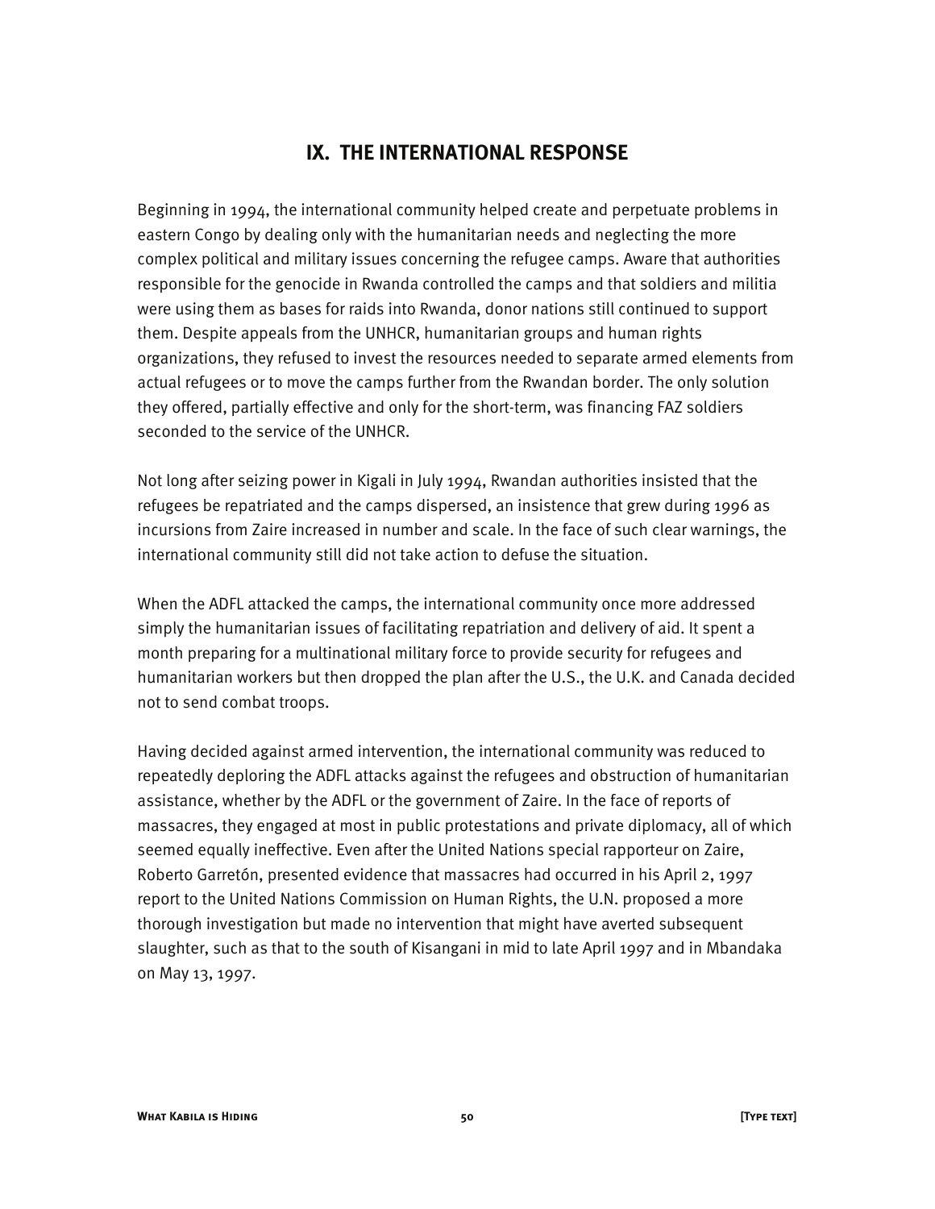## IX. THE INTERNATIONAL RESPONSE

Beginning in 1994, the international community helped create and perpetuate problems in eastern Congo by dealing only with the humanitarian needs and neglecting the more complex political and military issues concerning the refugee camps. Aware that authorities responsible for the genocide in Rwanda controlled the camps and that soldiers and militia were using them as bases for raids into Rwanda, donor nations still continued to support them. Despite appeals from the UNHCR, humanitarian groups and human rights organizations, they refused to invest the resources needed to separate armed elements from actual refugees or to move the camps further from the Rwandan border. The only solution they offered, partially effective and only for the short-term, was financing FAZ soldiers seconded to the service of the UNHCR.

Not long after seizing power in Kigali in July 1994, Rwandan authorities insisted that the refugees be repatriated and the camps dispersed, an insistence that grew during 1996 as incursions from Zaire increased in number and scale. In the face of such clear warnings, the international community still did not take action to defuse the situation.

When the ADFL attacked the camps, the international community once more addressed simply the humanitarian issues of facilitating repatriation and delivery of aid. It spent a month preparing for a multinational military force to provide security for refugees and humanitarian workers but then dropped the plan after the U.S., the U.K. and Canada decided not to send combat troops.

Having decided against armed intervention, the international community was reduced to repeatedly deploring the ADFL attacks against the refugees and obstruction of humanitarian assistance, whether by the ADFL or the government of Zaire. In the face of reports of massacres, they engaged at most in public protestations and private diplomacy, all of which seemed equally ineffective. Even after the United Nations special rapporteur on Zaire, Roberto Garretón, presented evidence that massacres had occurred in his April 2, 1997 report to the United Nations Commission on Human Rights, the U.N. proposed a more thorough investigation but made no intervention that might have averted subsequent slaughter, such as that to the south of Kisangani in mid to late April 1997 and in Mbandaka on May 13, 1997.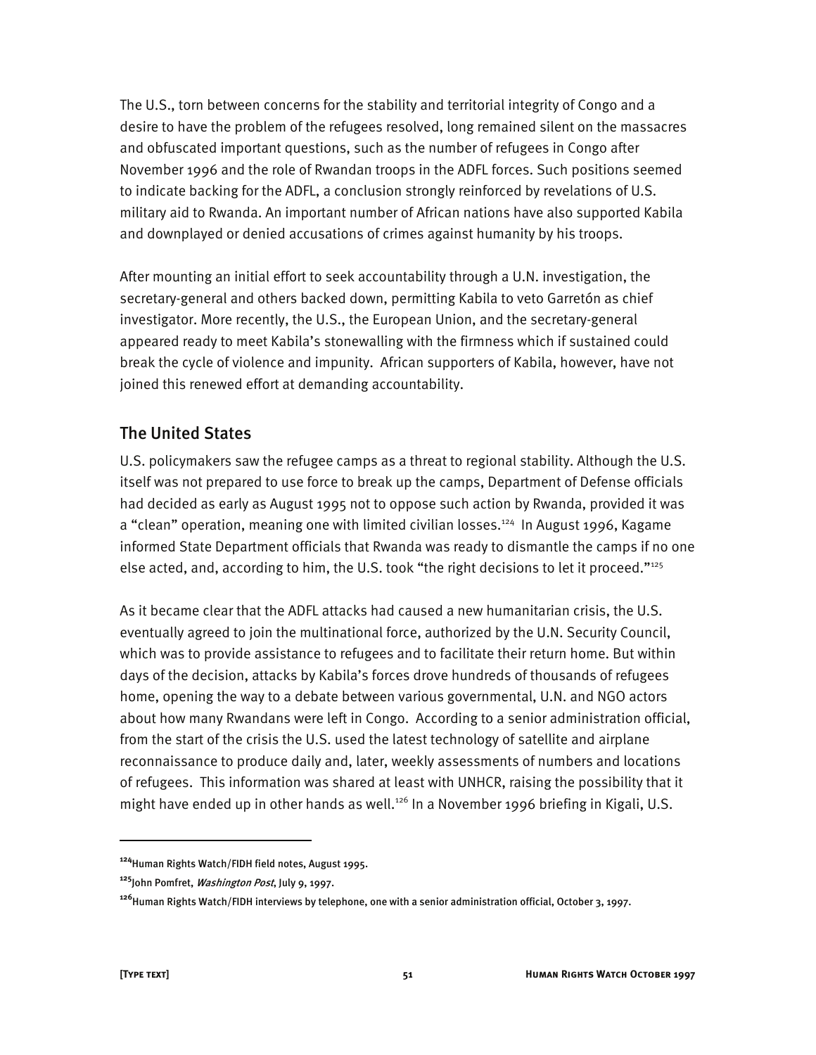The U.S., torn between concerns for the stability and territorial integrity of Congo and a desire to have the problem of the refugees resolved, long remained silent on the massacres and obfuscated important questions, such as the number of refugees in Congo after November 1996 and the role of Rwandan troops in the ADFL forces. Such positions seemed to indicate backing for the ADFL, a conclusion strongly reinforced by revelations of U.S. military aid to Rwanda. An important number of African nations have also supported Kabila and downplayed or denied accusations of crimes against humanity by his troops.

After mounting an initial effort to seek accountability through a U.N. investigation, the secretary-general and others backed down, permitting Kabila to veto Garretón as chief investigator. More recently, the U.S., the European Union, and the secretary-general appeared ready to meet Kabila's stonewalling with the firmness which if sustained could break the cycle of violence and impunity. African supporters of Kabila, however, have not joined this renewed effort at demanding accountability.

## The United States

U.S. policymakers saw the refugee camps as a threat to regional stability. Although the U.S. itself was not prepared to use force to break up the camps, Department of Defense officials had decided as early as August 1995 not to oppose such action by Rwanda, provided it was a "clean" operation, meaning one with limited civilian losses.[124] In August 1996, Kagame informed State Department officials that Rwanda was ready to dismantle the camps if no one else acted, and, according to him, the U.S. took "the right decisions to let it proceed."[125]

As it became clear that the ADFL attacks had caused a new humanitarian crisis, the U.S. eventually agreed to join the multinational force, authorized by the U.N. Security Council, which was to provide assistance to refugees and to facilitate their return home. But within days of the decision, attacks by Kabila's forces drove hundreds of thousands of refugees home, opening the way to a debate between various governmental, U.N. and NGO actors about how many Rwandans were left in Congo. According to a senior administration official, from the start of the crisis the U.S. used the latest technology of satellite and airplane reconnaissance to produce daily and, later, weekly assessments of numbers and locations of refugees. This information was shared at least with UNHCR, raising the possibility that it might have ended up in other hands as well.[126] In a November 1996 briefing in Kigali, U.S.

---

[124] Human Rights Watch/FIDH field notes, August 1995.

[125] John Pomfret, *Washington Post*, July 9, 1997.

[126] Human Rights Watch/FIDH interviews by telephone, one with a senior administration official, October 3, 1997.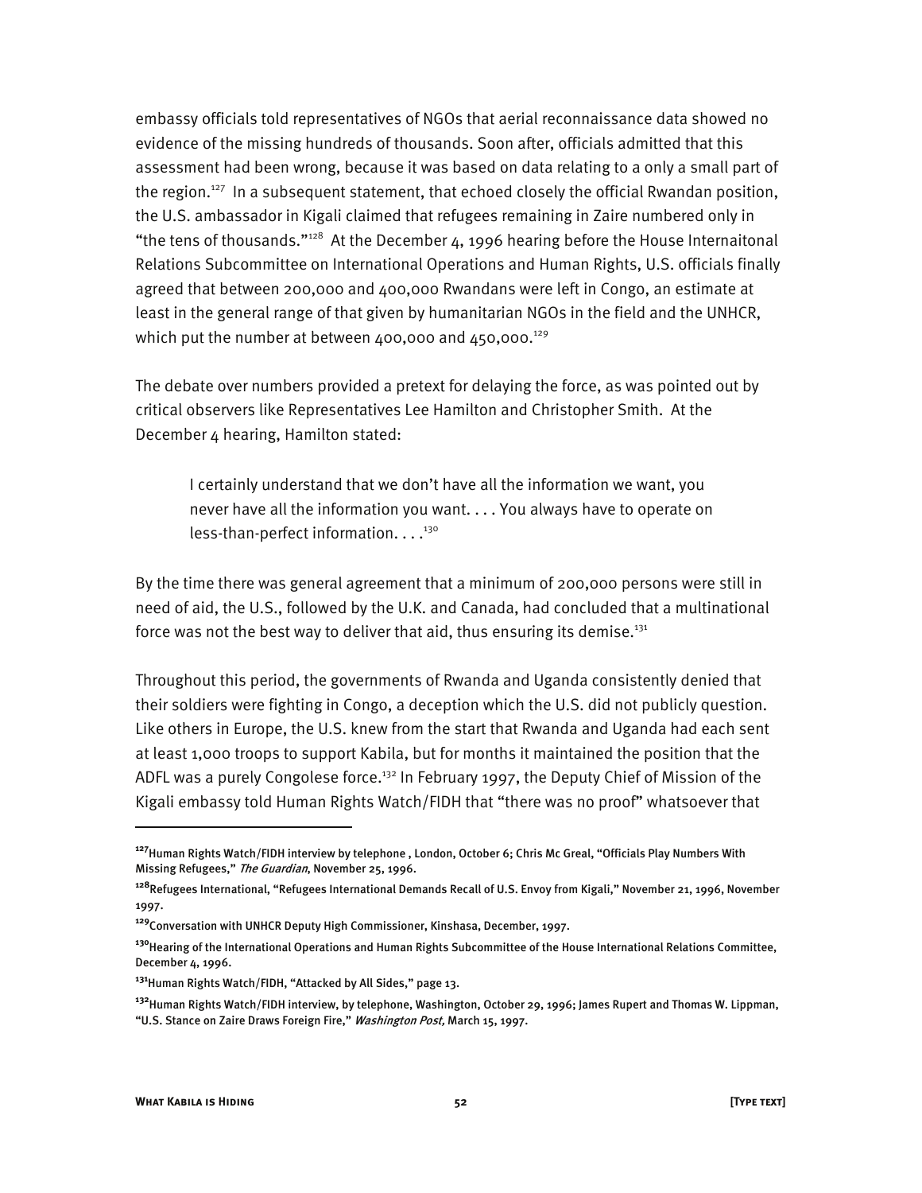embassy officials told representatives of NGOs that aerial reconnaissance data showed no evidence of the missing hundreds of thousands. Soon after, officials admitted that this assessment had been wrong, because it was based on data relating to a only a small part of the region.[127] In a subsequent statement, that echoed closely the official Rwandan position, the U.S. ambassador in Kigali claimed that refugees remaining in Zaire numbered only in "the tens of thousands."[128] At the December 4, 1996 hearing before the House Internaitonal Relations Subcommittee on International Operations and Human Rights, U.S. officials finally agreed that between 200,000 and 400,000 Rwandans were left in Congo, an estimate at least in the general range of that given by humanitarian NGOs in the field and the UNHCR, which put the number at between 400,000 and 450,000.[129]

The debate over numbers provided a pretext for delaying the force, as was pointed out by critical observers like Representatives Lee Hamilton and Christopher Smith. At the December 4 hearing, Hamilton stated:

> I certainly understand that we don't have all the information we want, you never have all the information you want. . . . You always have to operate on less-than-perfect information. . . .[130]

By the time there was general agreement that a minimum of 200,000 persons were still in need of aid, the U.S., followed by the U.K. and Canada, had concluded that a multinational force was not the best way to deliver that aid, thus ensuring its demise.[131]

Throughout this period, the governments of Rwanda and Uganda consistently denied that their soldiers were fighting in Congo, a deception which the U.S. did not publicly question. Like others in Europe, the U.S. knew from the start that Rwanda and Uganda had each sent at least 1,000 troops to support Kabila, but for months it maintained the position that the ADFL was a purely Congolese force.[132] In February 1997, the Deputy Chief of Mission of the Kigali embassy told Human Rights Watch/FIDH that "there was no proof" whatsoever that

---

[127] Human Rights Watch/FIDH interview by telephone , London, October 6; Chris Mc Greal, "Officials Play Numbers With Missing Refugees," *The Guardian*, November 25, 1996.

[128] Refugees International, "Refugees International Demands Recall of U.S. Envoy from Kigali," November 21, 1996, November 1997.

[129] Conversation with UNHCR Deputy High Commissioner, Kinshasa, December, 1997.

[130] Hearing of the International Operations and Human Rights Subcommittee of the House International Relations Committee, December 4, 1996.

[131] Human Rights Watch/FIDH, "Attacked by All Sides," page 13.

[132] Human Rights Watch/FIDH interview, by telephone, Washington, October 29, 1996; James Rupert and Thomas W. Lippman, "U.S. Stance on Zaire Draws Foreign Fire," *Washington Post*, March 15, 1997.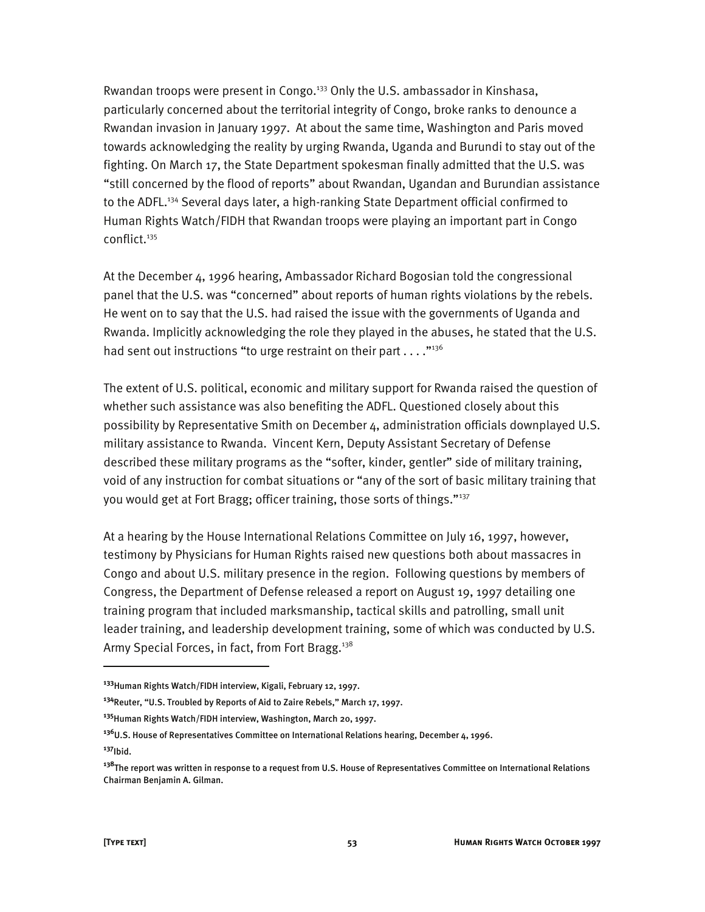Rwandan troops were present in Congo.[133] Only the U.S. ambassador in Kinshasa, particularly concerned about the territorial integrity of Congo, broke ranks to denounce a Rwandan invasion in January 1997. At about the same time, Washington and Paris moved towards acknowledging the reality by urging Rwanda, Uganda and Burundi to stay out of the fighting. On March 17, the State Department spokesman finally admitted that the U.S. was "still concerned by the flood of reports" about Rwandan, Ugandan and Burundian assistance to the ADFL.[134] Several days later, a high-ranking State Department official confirmed to Human Rights Watch/FIDH that Rwandan troops were playing an important part in Congo conflict.[135]

At the December 4, 1996 hearing, Ambassador Richard Bogosian told the congressional panel that the U.S. was "concerned" about reports of human rights violations by the rebels. He went on to say that the U.S. had raised the issue with the governments of Uganda and Rwanda. Implicitly acknowledging the role they played in the abuses, he stated that the U.S. had sent out instructions "to urge restraint on their part . . . ."[136]

The extent of U.S. political, economic and military support for Rwanda raised the question of whether such assistance was also benefiting the ADFL. Questioned closely about this possibility by Representative Smith on December 4, administration officials downplayed U.S. military assistance to Rwanda. Vincent Kern, Deputy Assistant Secretary of Defense described these military programs as the "softer, kinder, gentler" side of military training, void of any instruction for combat situations or "any of the sort of basic military training that you would get at Fort Bragg; officer training, those sorts of things."[137]

At a hearing by the House International Relations Committee on July 16, 1997, however, testimony by Physicians for Human Rights raised new questions both about massacres in Congo and about U.S. military presence in the region. Following questions by members of Congress, the Department of Defense released a report on August 19, 1997 detailing one training program that included marksmanship, tactical skills and patrolling, small unit leader training, and leadership development training, some of which was conducted by U.S. Army Special Forces, in fact, from Fort Bragg.[138]

---

[133] Human Rights Watch/FIDH interview, Kigali, February 12, 1997.

[134] Reuter, "U.S. Troubled by Reports of Aid to Zaire Rebels," March 17, 1997.

[135] Human Rights Watch/FIDH interview, Washington, March 20, 1997.

[136] U.S. House of Representatives Committee on International Relations hearing, December 4, 1996.

[137] Ibid.

[138] The report was written in response to a request from U.S. House of Representatives Committee on International Relations Chairman Benjamin A. Gilman.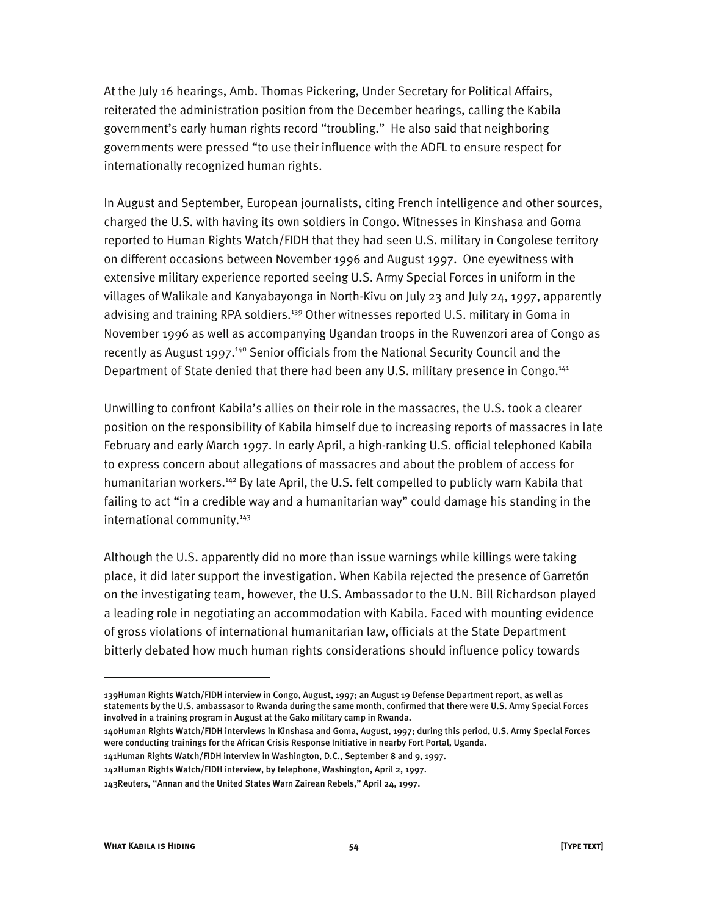At the July 16 hearings, Amb. Thomas Pickering, Under Secretary for Political Affairs, reiterated the administration position from the December hearings, calling the Kabila government's early human rights record "troubling." He also said that neighboring governments were pressed "to use their influence with the ADFL to ensure respect for internationally recognized human rights.

In August and September, European journalists, citing French intelligence and other sources, charged the U.S. with having its own soldiers in Congo. Witnesses in Kinshasa and Goma reported to Human Rights Watch/FIDH that they had seen U.S. military in Congolese territory on different occasions between November 1996 and August 1997. One eyewitness with extensive military experience reported seeing U.S. Army Special Forces in uniform in the villages of Walikale and Kanyabayonga in North-Kivu on July 23 and July 24, 1997, apparently advising and training RPA soldiers.[139] Other witnesses reported U.S. military in Goma in November 1996 as well as accompanying Ugandan troops in the Ruwenzori area of Congo as recently as August 1997.[140] Senior officials from the National Security Council and the Department of State denied that there had been any U.S. military presence in Congo.[141]

Unwilling to confront Kabila's allies on their role in the massacres, the U.S. took a clearer position on the responsibility of Kabila himself due to increasing reports of massacres in late February and early March 1997. In early April, a high-ranking U.S. official telephoned Kabila to express concern about allegations of massacres and about the problem of access for humanitarian workers.[142] By late April, the U.S. felt compelled to publicly warn Kabila that failing to act "in a credible way and a humanitarian way" could damage his standing in the international community.[143]

Although the U.S. apparently did no more than issue warnings while killings were taking place, it did later support the investigation. When Kabila rejected the presence of Garretón on the investigating team, however, the U.S. Ambassador to the U.N. Bill Richardson played a leading role in negotiating an accommodation with Kabila. Faced with mounting evidence of gross violations of international humanitarian law, officials at the State Department bitterly debated how much human rights considerations should influence policy towards

---

139Human Rights Watch/FIDH interview in Congo, August, 1997; an August 19 Defense Department report, as well as statements by the U.S. ambassasor to Rwanda during the same month, confirmed that there were U.S. Army Special Forces involved in a training program in August at the Gako military camp in Rwanda.

140Human Rights Watch/FIDH interviews in Kinshasa and Goma, August, 1997; during this period, U.S. Army Special Forces were conducting trainings for the African Crisis Response Initiative in nearby Fort Portal, Uganda.

141Human Rights Watch/FIDH interview in Washington, D.C., September 8 and 9, 1997.

142Human Rights Watch/FIDH interview, by telephone, Washington, April 2, 1997.

143Reuters, "Annan and the United States Warn Zairean Rebels," April 24, 1997.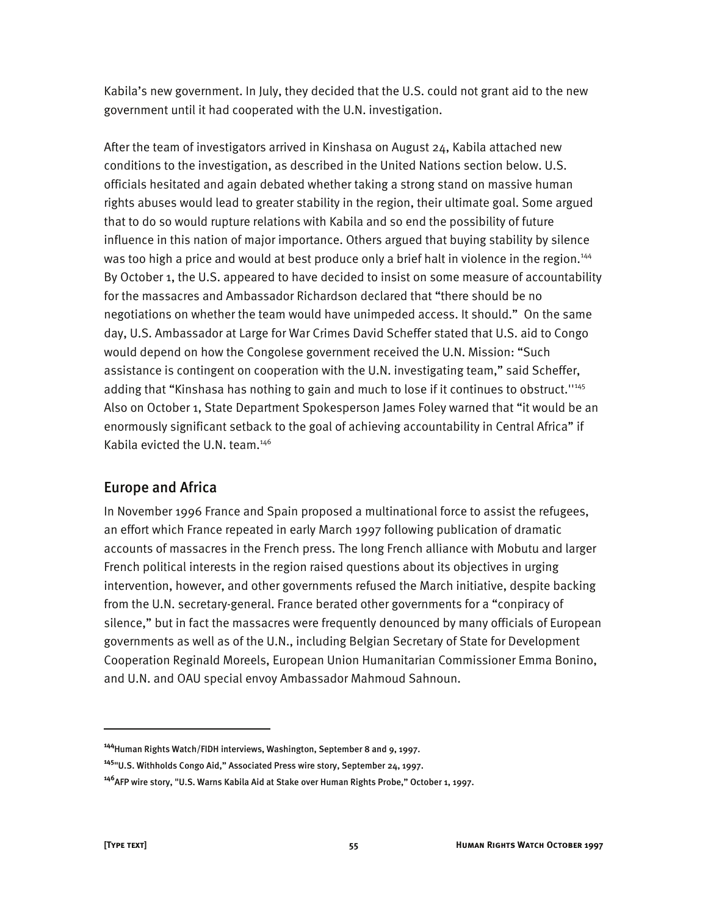Kabila's new government. In July, they decided that the U.S. could not grant aid to the new government until it had cooperated with the U.N. investigation.

After the team of investigators arrived in Kinshasa on August 24, Kabila attached new conditions to the investigation, as described in the United Nations section below. U.S. officials hesitated and again debated whether taking a strong stand on massive human rights abuses would lead to greater stability in the region, their ultimate goal. Some argued that to do so would rupture relations with Kabila and so end the possibility of future influence in this nation of major importance. Others argued that buying stability by silence was too high a price and would at best produce only a brief halt in violence in the region.[144] By October 1, the U.S. appeared to have decided to insist on some measure of accountability for the massacres and Ambassador Richardson declared that "there should be no negotiations on whether the team would have unimpeded access. It should." On the same day, U.S. Ambassador at Large for War Crimes David Scheffer stated that U.S. aid to Congo would depend on how the Congolese government received the U.N. Mission: "Such assistance is contingent on cooperation with the U.N. investigating team," said Scheffer, adding that "Kinshasa has nothing to gain and much to lose if it continues to obstruct.''[145] Also on October 1, State Department Spokesperson James Foley warned that "it would be an enormously significant setback to the goal of achieving accountability in Central Africa" if Kabila evicted the U.N. team.[146]

## Europe and Africa

In November 1996 France and Spain proposed a multinational force to assist the refugees, an effort which France repeated in early March 1997 following publication of dramatic accounts of massacres in the French press. The long French alliance with Mobutu and larger French political interests in the region raised questions about its objectives in urging intervention, however, and other governments refused the March initiative, despite backing from the U.N. secretary-general. France berated other governments for a "conpiracy of silence," but in fact the massacres were frequently denounced by many officials of European governments as well as of the U.N., including Belgian Secretary of State for Development Cooperation Reginald Moreels, European Union Humanitarian Commissioner Emma Bonino, and U.N. and OAU special envoy Ambassador Mahmoud Sahnoun.

---

[144] Human Rights Watch/FIDH interviews, Washington, September 8 and 9, 1997.

[145] "U.S. Withholds Congo Aid," Associated Press wire story, September 24, 1997.

[146] AFP wire story, "U.S. Warns Kabila Aid at Stake over Human Rights Probe," October 1, 1997.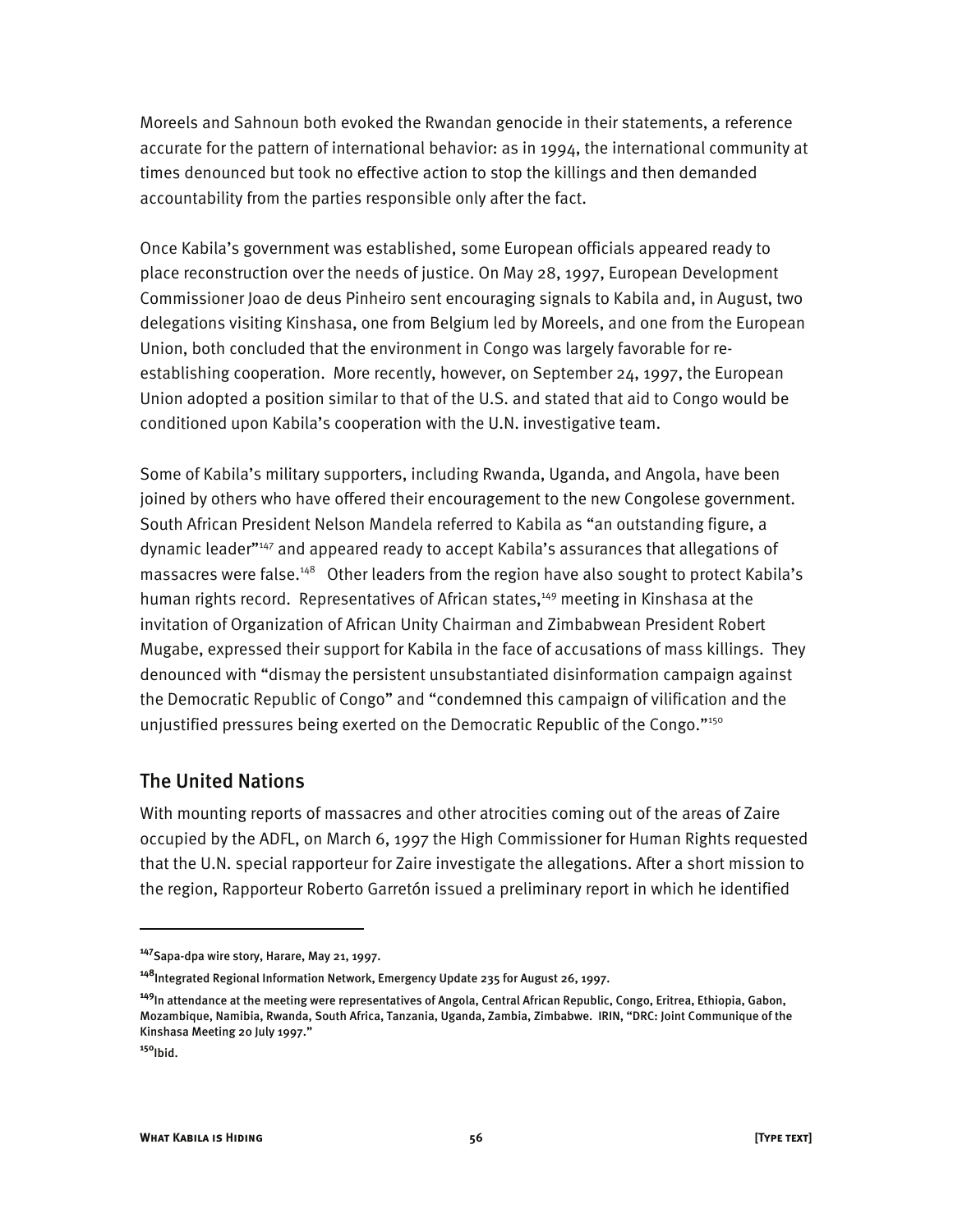Moreels and Sahnoun both evoked the Rwandan genocide in their statements, a reference accurate for the pattern of international behavior: as in 1994, the international community at times denounced but took no effective action to stop the killings and then demanded accountability from the parties responsible only after the fact.

Once Kabila's government was established, some European officials appeared ready to place reconstruction over the needs of justice. On May 28, 1997, European Development Commissioner Joao de deus Pinheiro sent encouraging signals to Kabila and, in August, two delegations visiting Kinshasa, one from Belgium led by Moreels, and one from the European Union, both concluded that the environment in Congo was largely favorable for re-establishing cooperation. More recently, however, on September 24, 1997, the European Union adopted a position similar to that of the U.S. and stated that aid to Congo would be conditioned upon Kabila's cooperation with the U.N. investigative team.

Some of Kabila's military supporters, including Rwanda, Uganda, and Angola, have been joined by others who have offered their encouragement to the new Congolese government. South African President Nelson Mandela referred to Kabila as "an outstanding figure, a dynamic leader"[147] and appeared ready to accept Kabila's assurances that allegations of massacres were false.[148] Other leaders from the region have also sought to protect Kabila's human rights record. Representatives of African states,[149] meeting in Kinshasa at the invitation of Organization of African Unity Chairman and Zimbabwean President Robert Mugabe, expressed their support for Kabila in the face of accusations of mass killings. They denounced with "dismay the persistent unsubstantiated disinformation campaign against the Democratic Republic of Congo" and "condemned this campaign of vilification and the unjustified pressures being exerted on the Democratic Republic of the Congo."[150]

## The United Nations

With mounting reports of massacres and other atrocities coming out of the areas of Zaire occupied by the ADFL, on March 6, 1997 the High Commissioner for Human Rights requested that the U.N. special rapporteur for Zaire investigate the allegations. After a short mission to the region, Rapporteur Roberto Garretón issued a preliminary report in which he identified

---

[147] Sapa-dpa wire story, Harare, May 21, 1997.

[148] Integrated Regional Information Network, Emergency Update 235 for August 26, 1997.

[149] In attendance at the meeting were representatives of Angola, Central African Republic, Congo, Eritrea, Ethiopia, Gabon, Mozambique, Namibia, Rwanda, South Africa, Tanzania, Uganda, Zambia, Zimbabwe. IRIN, "DRC: Joint Communique of the Kinshasa Meeting 20 July 1997."

[150] Ibid.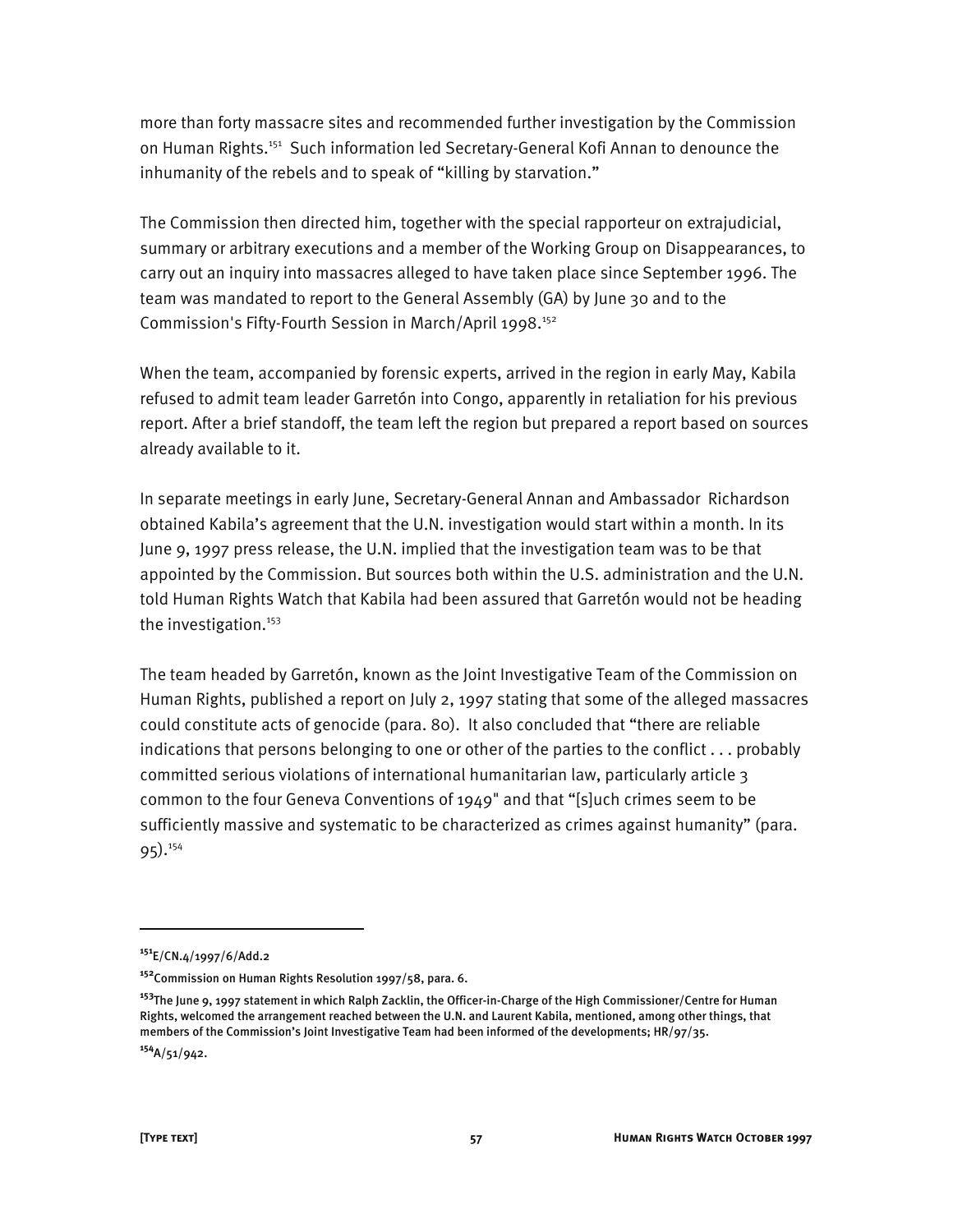more than forty massacre sites and recommended further investigation by the Commission on Human Rights.[151] Such information led Secretary-General Kofi Annan to denounce the inhumanity of the rebels and to speak of "killing by starvation."

The Commission then directed him, together with the special rapporteur on extrajudicial, summary or arbitrary executions and a member of the Working Group on Disappearances, to carry out an inquiry into massacres alleged to have taken place since September 1996. The team was mandated to report to the General Assembly (GA) by June 30 and to the Commission's Fifty-Fourth Session in March/April 1998.[152]

When the team, accompanied by forensic experts, arrived in the region in early May, Kabila refused to admit team leader Garretón into Congo, apparently in retaliation for his previous report. After a brief standoff, the team left the region but prepared a report based on sources already available to it.

In separate meetings in early June, Secretary-General Annan and Ambassador Richardson obtained Kabila's agreement that the U.N. investigation would start within a month. In its June 9, 1997 press release, the U.N. implied that the investigation team was to be that appointed by the Commission. But sources both within the U.S. administration and the U.N. told Human Rights Watch that Kabila had been assured that Garretón would not be heading the investigation.[153]

The team headed by Garretón, known as the Joint Investigative Team of the Commission on Human Rights, published a report on July 2, 1997 stating that some of the alleged massacres could constitute acts of genocide (para. 80). It also concluded that "there are reliable indications that persons belonging to one or other of the parties to the conflict . . . probably committed serious violations of international humanitarian law, particularly article 3 common to the four Geneva Conventions of 1949" and that "[s]uch crimes seem to be sufficiently massive and systematic to be characterized as crimes against humanity" (para. 95).[154]

---

[151] E/CN.4/1997/6/Add.2

[152] Commission on Human Rights Resolution 1997/58, para. 6.

[153] The June 9, 1997 statement in which Ralph Zacklin, the Officer-in-Charge of the High Commissioner/Centre for Human Rights, welcomed the arrangement reached between the U.N. and Laurent Kabila, mentioned, among other things, that members of the Commission's Joint Investigative Team had been informed of the developments; HR/97/35.

[154] A/51/942.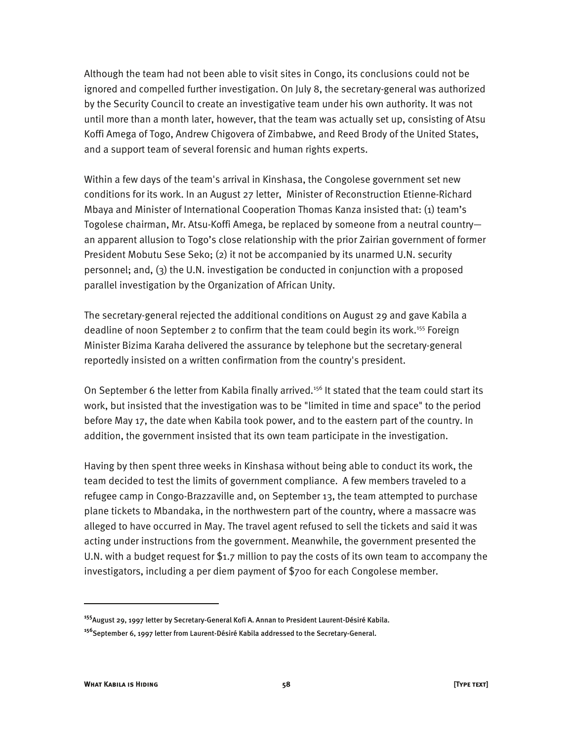Although the team had not been able to visit sites in Congo, its conclusions could not be ignored and compelled further investigation. On July 8, the secretary-general was authorized by the Security Council to create an investigative team under his own authority. It was not until more than a month later, however, that the team was actually set up, consisting of Atsu Koffi Amega of Togo, Andrew Chigovera of Zimbabwe, and Reed Brody of the United States, and a support team of several forensic and human rights experts.

Within a few days of the team's arrival in Kinshasa, the Congolese government set new conditions for its work. In an August 27 letter, Minister of Reconstruction Etienne-Richard Mbaya and Minister of International Cooperation Thomas Kanza insisted that: (1) team's Togolese chairman, Mr. Atsu-Koffi Amega, be replaced by someone from a neutral country—an apparent allusion to Togo's close relationship with the prior Zairian government of former President Mobutu Sese Seko; (2) it not be accompanied by its unarmed U.N. security personnel; and, (3) the U.N. investigation be conducted in conjunction with a proposed parallel investigation by the Organization of African Unity.

The secretary-general rejected the additional conditions on August 29 and gave Kabila a deadline of noon September 2 to confirm that the team could begin its work.[155] Foreign Minister Bizima Karaha delivered the assurance by telephone but the secretary-general reportedly insisted on a written confirmation from the country's president.

On September 6 the letter from Kabila finally arrived.[156] It stated that the team could start its work, but insisted that the investigation was to be "limited in time and space" to the period before May 17, the date when Kabila took power, and to the eastern part of the country. In addition, the government insisted that its own team participate in the investigation.

Having by then spent three weeks in Kinshasa without being able to conduct its work, the team decided to test the limits of government compliance. A few members traveled to a refugee camp in Congo-Brazzaville and, on September 13, the team attempted to purchase plane tickets to Mbandaka, in the northwestern part of the country, where a massacre was alleged to have occurred in May. The travel agent refused to sell the tickets and said it was acting under instructions from the government. Meanwhile, the government presented the U.N. with a budget request for $1.7 million to pay the costs of its own team to accompany the investigators, including a per diem payment of $700 for each Congolese member.

---

[155] August 29, 1997 letter by Secretary-General Kofi A. Annan to President Laurent-Désiré Kabila.

[156] September 6, 1997 letter from Laurent-Désiré Kabila addressed to the Secretary-General.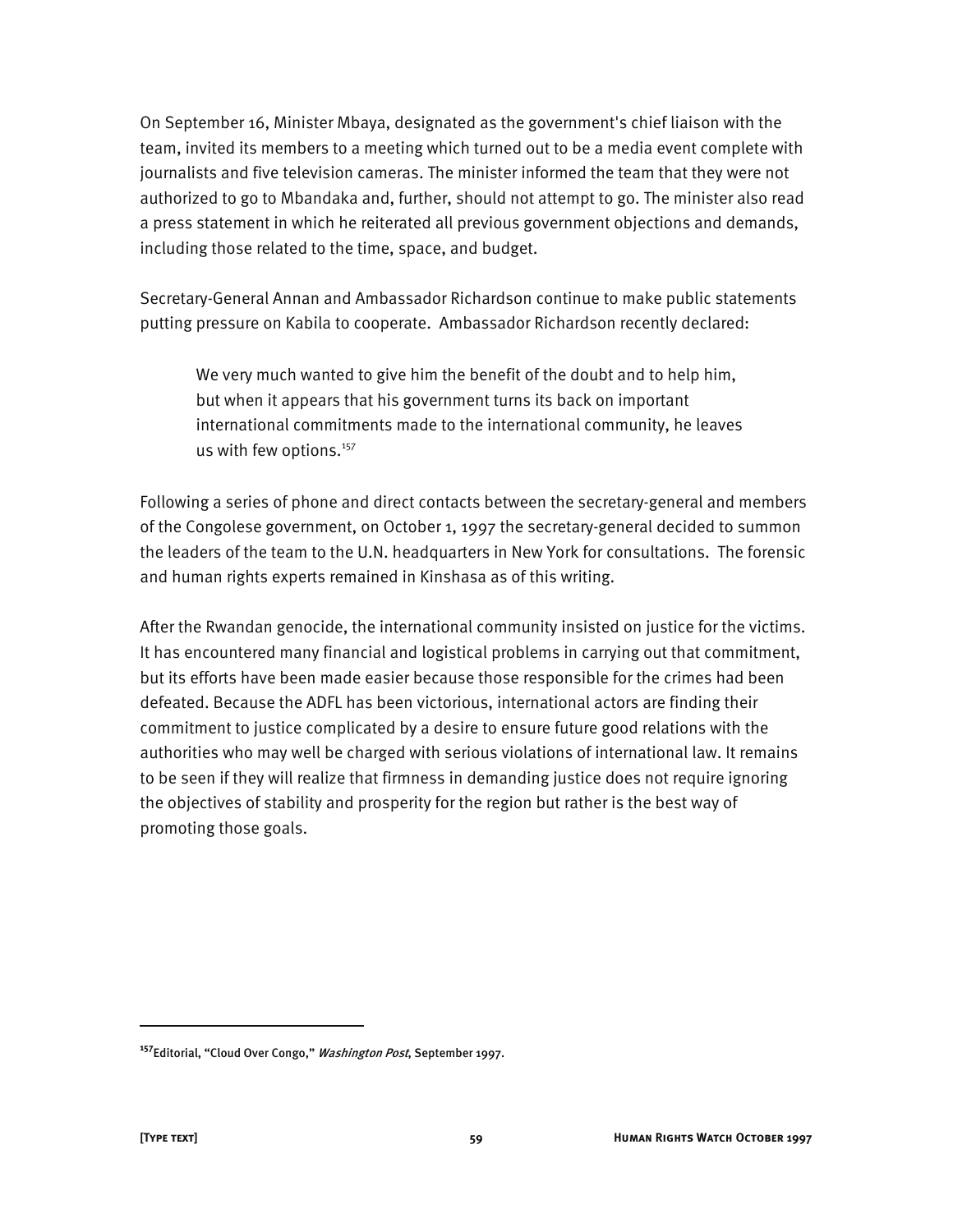On September 16, Minister Mbaya, designated as the government's chief liaison with the team, invited its members to a meeting which turned out to be a media event complete with journalists and five television cameras. The minister informed the team that they were not authorized to go to Mbandaka and, further, should not attempt to go. The minister also read a press statement in which he reiterated all previous government objections and demands, including those related to the time, space, and budget.

Secretary-General Annan and Ambassador Richardson continue to make public statements putting pressure on Kabila to cooperate. Ambassador Richardson recently declared:

> We very much wanted to give him the benefit of the doubt and to help him, but when it appears that his government turns its back on important international commitments made to the international community, he leaves us with few options.[157]

Following a series of phone and direct contacts between the secretary-general and members of the Congolese government, on October 1, 1997 the secretary-general decided to summon the leaders of the team to the U.N. headquarters in New York for consultations. The forensic and human rights experts remained in Kinshasa as of this writing.

After the Rwandan genocide, the international community insisted on justice for the victims. It has encountered many financial and logistical problems in carrying out that commitment, but its efforts have been made easier because those responsible for the crimes had been defeated. Because the ADFL has been victorious, international actors are finding their commitment to justice complicated by a desire to ensure future good relations with the authorities who may well be charged with serious violations of international law. It remains to be seen if they will realize that firmness in demanding justice does not require ignoring the objectives of stability and prosperity for the region but rather is the best way of promoting those goals.

---

[157] Editorial, "Cloud Over Congo," *Washington Post*, September 1997.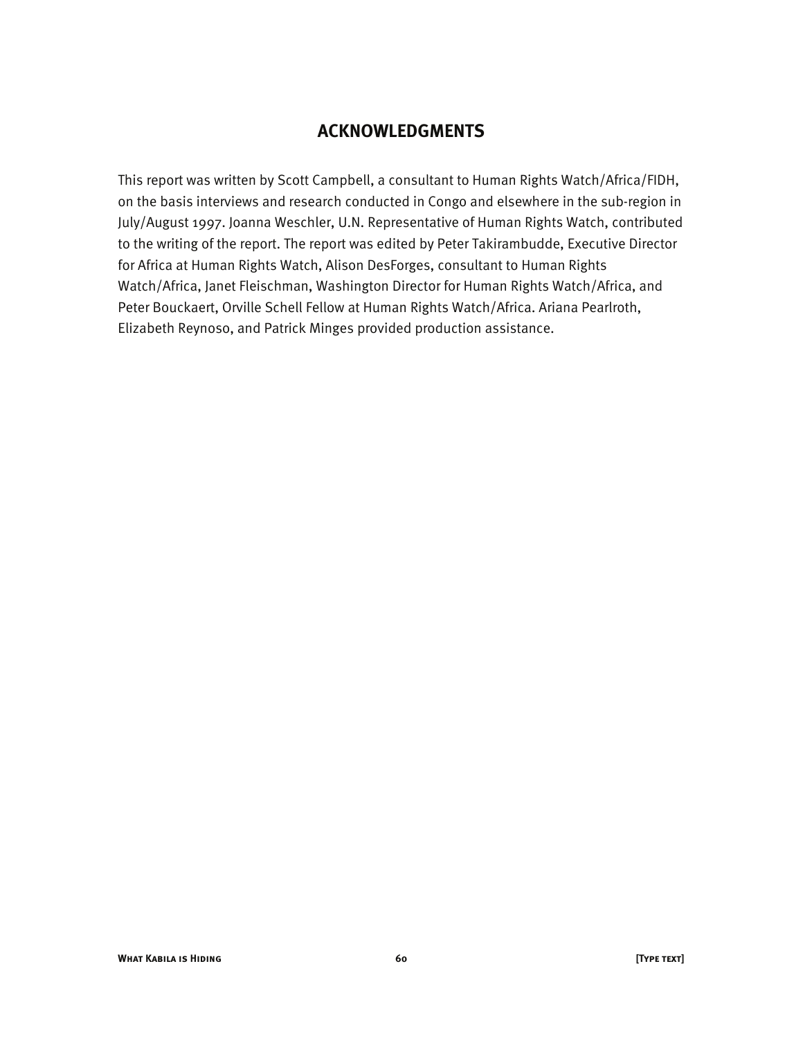## ACKNOWLEDGMENTS

This report was written by Scott Campbell, a consultant to Human Rights Watch/Africa/FIDH, on the basis interviews and research conducted in Congo and elsewhere in the sub-region in July/August 1997. Joanna Weschler, U.N. Representative of Human Rights Watch, contributed to the writing of the report. The report was edited by Peter Takirambudde, Executive Director for Africa at Human Rights Watch, Alison DesForges, consultant to Human Rights Watch/Africa, Janet Fleischman, Washington Director for Human Rights Watch/Africa, and Peter Bouckaert, Orville Schell Fellow at Human Rights Watch/Africa. Ariana Pearlroth, Elizabeth Reynoso, and Patrick Minges provided production assistance.